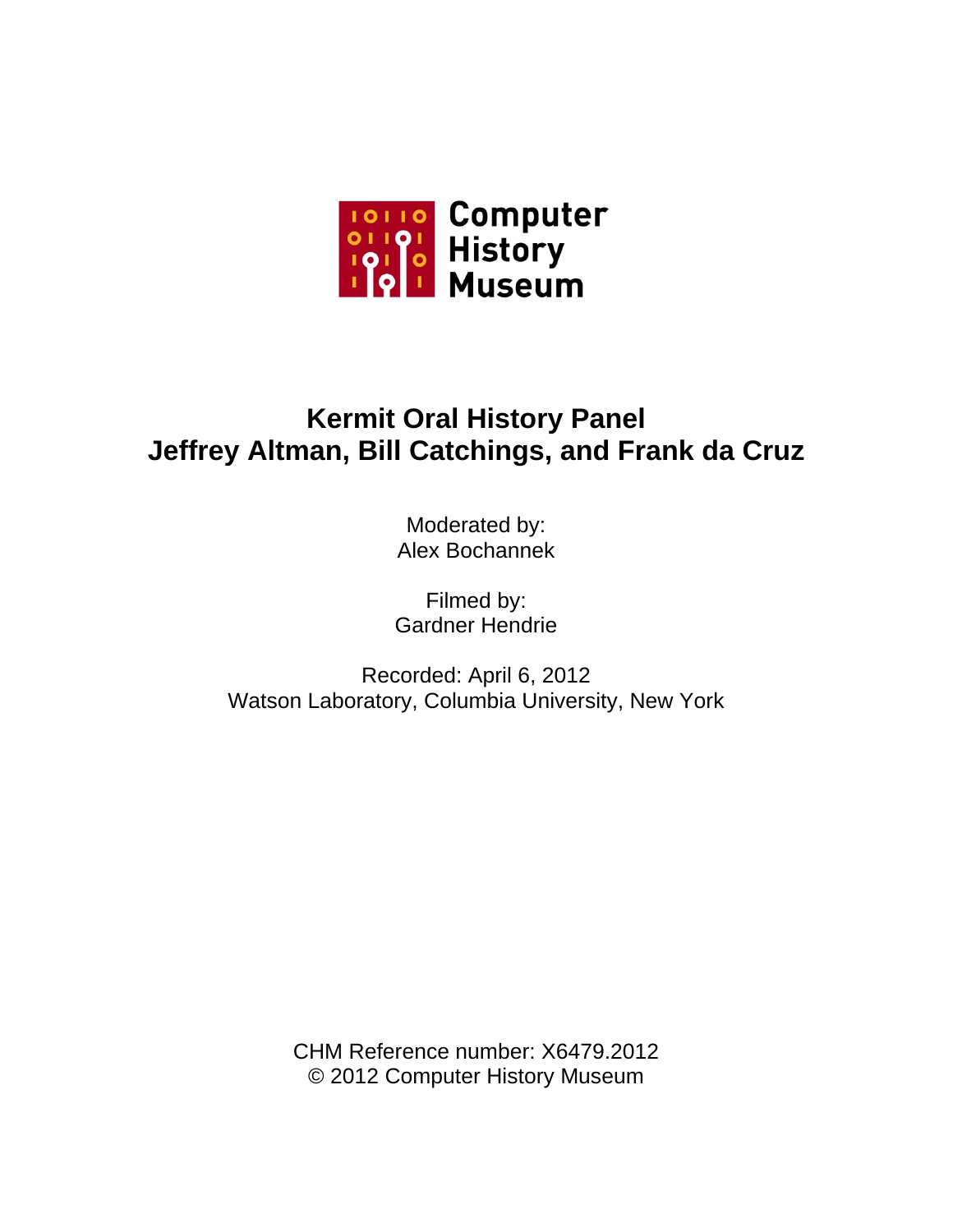Computer History Museum

# Kermit Oral History Panel
# Jeffrey Altman, Bill Catchings, and Frank da Cruz

Moderated by:
Alex Bochannek

Filmed by:
Gardner Hendrie

Recorded: April 6, 2012
Watson Laboratory, Columbia University, New York

CHM Reference number: X6479.2012
© 2012 Computer History Museum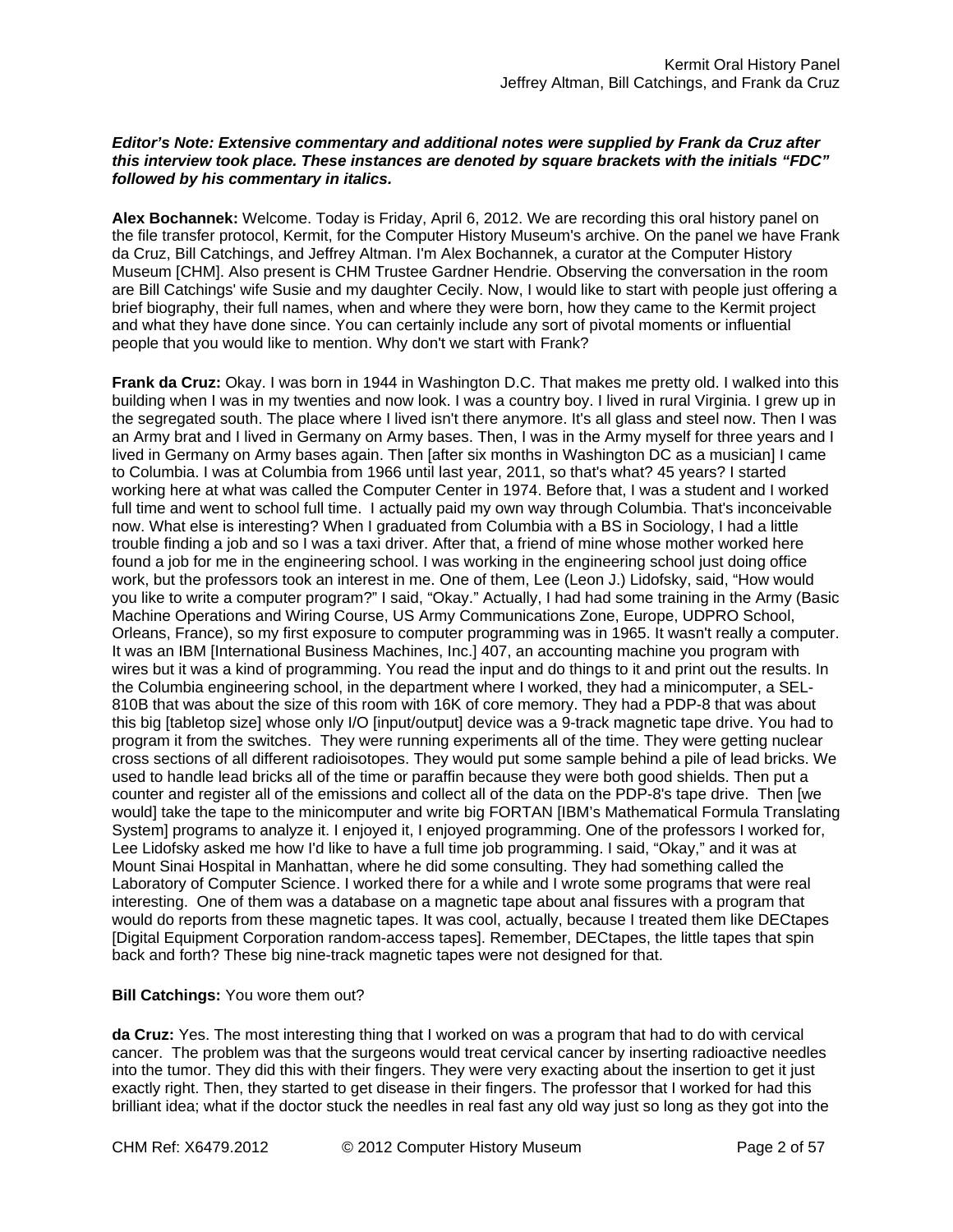***Editor's Note: Extensive commentary and additional notes were supplied by Frank da Cruz after this interview took place. These instances are denoted by square brackets with the initials "FDC" followed by his commentary in italics.***

**Alex Bochannek:** Welcome. Today is Friday, April 6, 2012. We are recording this oral history panel on the file transfer protocol, Kermit, for the Computer History Museum's archive. On the panel we have Frank da Cruz, Bill Catchings, and Jeffrey Altman. I'm Alex Bochannek, a curator at the Computer History Museum [CHM]. Also present is CHM Trustee Gardner Hendrie. Observing the conversation in the room are Bill Catchings' wife Susie and my daughter Cecily. Now, I would like to start with people just offering a brief biography, their full names, when and where they were born, how they came to the Kermit project and what they have done since. You can certainly include any sort of pivotal moments or influential people that you would like to mention. Why don't we start with Frank?

**Frank da Cruz:** Okay. I was born in 1944 in Washington D.C. That makes me pretty old. I walked into this building when I was in my twenties and now look. I was a country boy. I lived in rural Virginia. I grew up in the segregated south. The place where I lived isn't there anymore. It's all glass and steel now. Then I was an Army brat and I lived in Germany on Army bases. Then, I was in the Army myself for three years and I lived in Germany on Army bases again. Then [after six months in Washington DC as a musician] I came to Columbia. I was at Columbia from 1966 until last year, 2011, so that's what? 45 years? I started working here at what was called the Computer Center in 1974. Before that, I was a student and I worked full time and went to school full time. I actually paid my own way through Columbia. That's inconceivable now. What else is interesting? When I graduated from Columbia with a BS in Sociology, I had a little trouble finding a job and so I was a taxi driver. After that, a friend of mine whose mother worked here found a job for me in the engineering school. I was working in the engineering school just doing office work, but the professors took an interest in me. One of them, Lee (Leon J.) Lidofsky, said, "How would you like to write a computer program?" I said, "Okay." Actually, I had had some training in the Army (Basic Machine Operations and Wiring Course, US Army Communications Zone, Europe, UDPRO School, Orleans, France), so my first exposure to computer programming was in 1965. It wasn't really a computer. It was an IBM [International Business Machines, Inc.] 407, an accounting machine you program with wires but it was a kind of programming. You read the input and do things to it and print out the results. In the Columbia engineering school, in the department where I worked, they had a minicomputer, a SEL-810B that was about the size of this room with 16K of core memory. They had a PDP-8 that was about this big [tabletop size] whose only I/O [input/output] device was a 9-track magnetic tape drive. You had to program it from the switches. They were running experiments all of the time. They were getting nuclear cross sections of all different radioisotopes. They would put some sample behind a pile of lead bricks. We used to handle lead bricks all of the time or paraffin because they were both good shields. Then put a counter and register all of the emissions and collect all of the data on the PDP-8's tape drive. Then [we would] take the tape to the minicomputer and write big FORTAN [IBM's Mathematical Formula Translating System] programs to analyze it. I enjoyed it, I enjoyed programming. One of the professors I worked for, Lee Lidofsky asked me how I'd like to have a full time job programming. I said, "Okay," and it was at Mount Sinai Hospital in Manhattan, where he did some consulting. They had something called the Laboratory of Computer Science. I worked there for a while and I wrote some programs that were real interesting. One of them was a database on a magnetic tape about anal fissures with a program that would do reports from these magnetic tapes. It was cool, actually, because I treated them like DECtapes [Digital Equipment Corporation random-access tapes]. Remember, DECtapes, the little tapes that spin back and forth? These big nine-track magnetic tapes were not designed for that.

**Bill Catchings:** You wore them out?

**da Cruz:** Yes. The most interesting thing that I worked on was a program that had to do with cervical cancer. The problem was that the surgeons would treat cervical cancer by inserting radioactive needles into the tumor. They did this with their fingers. They were very exacting about the insertion to get it just exactly right. Then, they started to get disease in their fingers. The professor that I worked for had this brilliant idea; what if the doctor stuck the needles in real fast any old way just so long as they got into the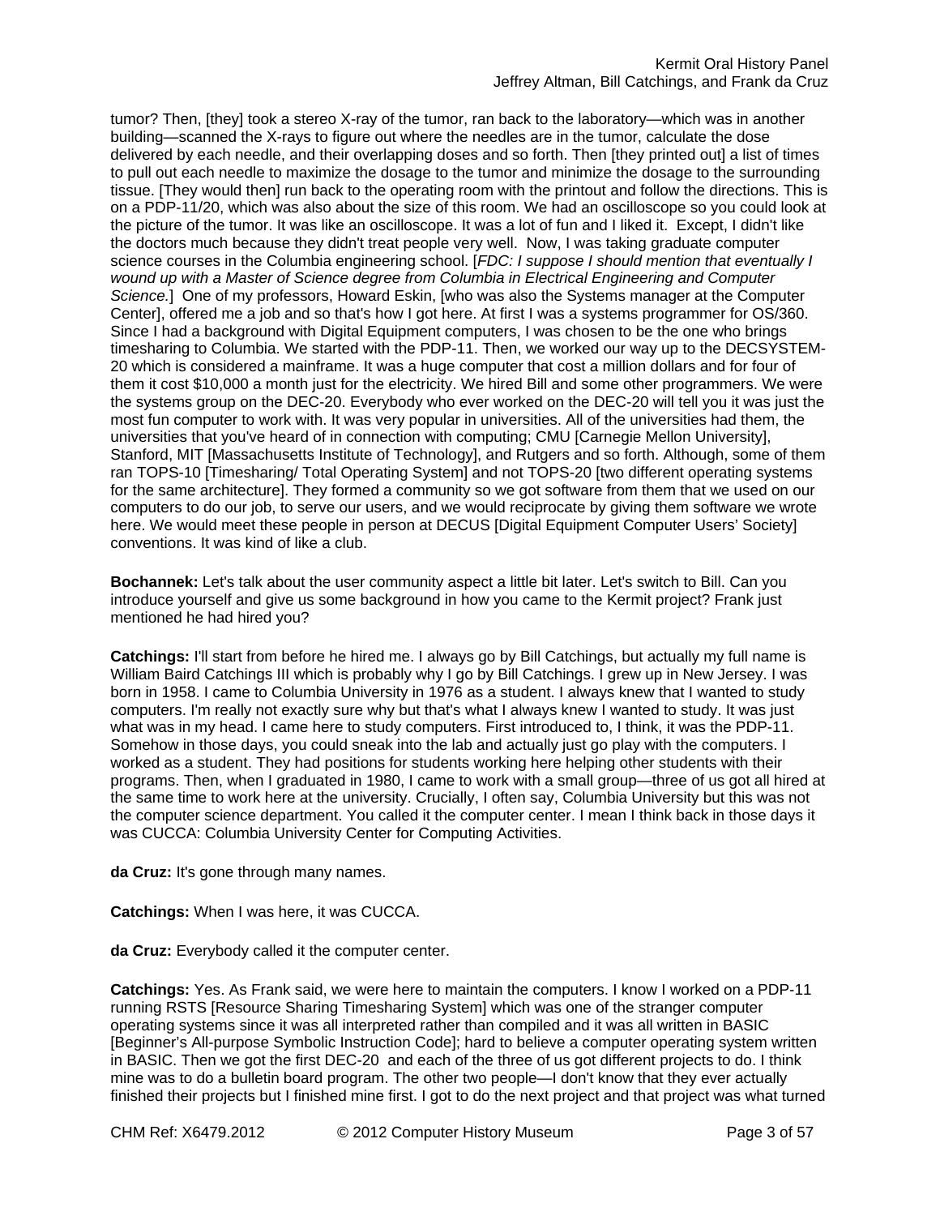tumor? Then, [they] took a stereo X-ray of the tumor, ran back to the laboratory—which was in another building—scanned the X-rays to figure out where the needles are in the tumor, calculate the dose delivered by each needle, and their overlapping doses and so forth. Then [they printed out] a list of times to pull out each needle to maximize the dosage to the tumor and minimize the dosage to the surrounding tissue. [They would then] run back to the operating room with the printout and follow the directions. This is on a PDP-11/20, which was also about the size of this room. We had an oscilloscope so you could look at the picture of the tumor. It was like an oscilloscope. It was a lot of fun and I liked it. Except, I didn't like the doctors much because they didn't treat people very well. Now, I was taking graduate computer science courses in the Columbia engineering school. [*FDC: I suppose I should mention that eventually I wound up with a Master of Science degree from Columbia in Electrical Engineering and Computer Science.*] One of my professors, Howard Eskin, [who was also the Systems manager at the Computer Center], offered me a job and so that's how I got here. At first I was a systems programmer for OS/360. Since I had a background with Digital Equipment computers, I was chosen to be the one who brings timesharing to Columbia. We started with the PDP-11. Then, we worked our way up to the DECSYSTEM-20 which is considered a mainframe. It was a huge computer that cost a million dollars and for four of them it cost $10,000 a month just for the electricity. We hired Bill and some other programmers. We were the systems group on the DEC-20. Everybody who ever worked on the DEC-20 will tell you it was just the most fun computer to work with. It was very popular in universities. All of the universities had them, the universities that you've heard of in connection with computing; CMU [Carnegie Mellon University], Stanford, MIT [Massachusetts Institute of Technology], and Rutgers and so forth. Although, some of them ran TOPS-10 [Timesharing/ Total Operating System] and not TOPS-20 [two different operating systems for the same architecture]. They formed a community so we got software from them that we used on our computers to do our job, to serve our users, and we would reciprocate by giving them software we wrote here. We would meet these people in person at DECUS [Digital Equipment Computer Users' Society] conventions. It was kind of like a club.

**Bochannek:** Let's talk about the user community aspect a little bit later. Let's switch to Bill. Can you introduce yourself and give us some background in how you came to the Kermit project? Frank just mentioned he had hired you?

**Catchings:** I'll start from before he hired me. I always go by Bill Catchings, but actually my full name is William Baird Catchings III which is probably why I go by Bill Catchings. I grew up in New Jersey. I was born in 1958. I came to Columbia University in 1976 as a student. I always knew that I wanted to study computers. I'm really not exactly sure why but that's what I always knew I wanted to study. It was just what was in my head. I came here to study computers. First introduced to, I think, it was the PDP-11. Somehow in those days, you could sneak into the lab and actually just go play with the computers. I worked as a student. They had positions for students working here helping other students with their programs. Then, when I graduated in 1980, I came to work with a small group—three of us got all hired at the same time to work here at the university. Crucially, I often say, Columbia University but this was not the computer science department. You called it the computer center. I mean I think back in those days it was CUCCA: Columbia University Center for Computing Activities.

**da Cruz:** It's gone through many names.

**Catchings:** When I was here, it was CUCCA.

**da Cruz:** Everybody called it the computer center.

**Catchings:** Yes. As Frank said, we were here to maintain the computers. I know I worked on a PDP-11 running RSTS [Resource Sharing Timesharing System] which was one of the stranger computer operating systems since it was all interpreted rather than compiled and it was all written in BASIC [Beginner's All-purpose Symbolic Instruction Code]; hard to believe a computer operating system written in BASIC. Then we got the first DEC-20 and each of the three of us got different projects to do. I think mine was to do a bulletin board program. The other two people—I don't know that they ever actually finished their projects but I finished mine first. I got to do the next project and that project was what turned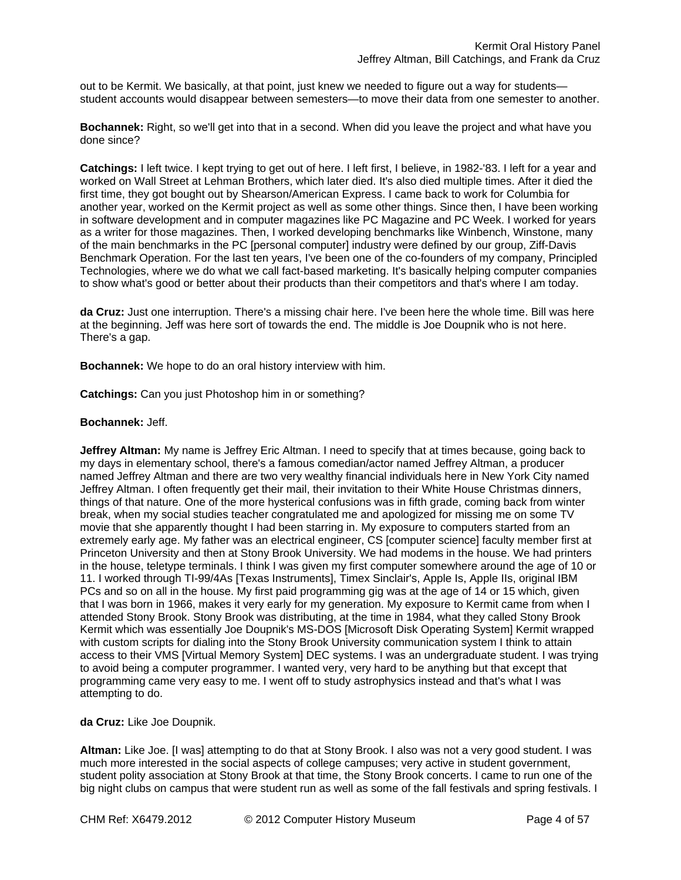out to be Kermit. We basically, at that point, just knew we needed to figure out a way for students—student accounts would disappear between semesters—to move their data from one semester to another.

**Bochannek:** Right, so we'll get into that in a second. When did you leave the project and what have you done since?

**Catchings:** I left twice. I kept trying to get out of here. I left first, I believe, in 1982-'83. I left for a year and worked on Wall Street at Lehman Brothers, which later died. It's also died multiple times. After it died the first time, they got bought out by Shearson/American Express. I came back to work for Columbia for another year, worked on the Kermit project as well as some other things. Since then, I have been working in software development and in computer magazines like PC Magazine and PC Week. I worked for years as a writer for those magazines. Then, I worked developing benchmarks like Winbench, Winstone, many of the main benchmarks in the PC [personal computer] industry were defined by our group, Ziff-Davis Benchmark Operation. For the last ten years, I've been one of the co-founders of my company, Principled Technologies, where we do what we call fact-based marketing. It's basically helping computer companies to show what's good or better about their products than their competitors and that's where I am today.

**da Cruz:** Just one interruption. There's a missing chair here. I've been here the whole time. Bill was here at the beginning. Jeff was here sort of towards the end. The middle is Joe Doupnik who is not here. There's a gap.

**Bochannek:** We hope to do an oral history interview with him.

**Catchings:** Can you just Photoshop him in or something?

**Bochannek:** Jeff.

**Jeffrey Altman:** My name is Jeffrey Eric Altman. I need to specify that at times because, going back to my days in elementary school, there's a famous comedian/actor named Jeffrey Altman, a producer named Jeffrey Altman and there are two very wealthy financial individuals here in New York City named Jeffrey Altman. I often frequently get their mail, their invitation to their White House Christmas dinners, things of that nature. One of the more hysterical confusions was in fifth grade, coming back from winter break, when my social studies teacher congratulated me and apologized for missing me on some TV movie that she apparently thought I had been starring in. My exposure to computers started from an extremely early age. My father was an electrical engineer, CS [computer science] faculty member first at Princeton University and then at Stony Brook University. We had modems in the house. We had printers in the house, teletype terminals. I think I was given my first computer somewhere around the age of 10 or 11. I worked through TI-99/4As [Texas Instruments], Timex Sinclair's, Apple Is, Apple IIs, original IBM PCs and so on all in the house. My first paid programming gig was at the age of 14 or 15 which, given that I was born in 1966, makes it very early for my generation. My exposure to Kermit came from when I attended Stony Brook. Stony Brook was distributing, at the time in 1984, what they called Stony Brook Kermit which was essentially Joe Doupnik's MS-DOS [Microsoft Disk Operating System] Kermit wrapped with custom scripts for dialing into the Stony Brook University communication system I think to attain access to their VMS [Virtual Memory System] DEC systems. I was an undergraduate student. I was trying to avoid being a computer programmer. I wanted very, very hard to be anything but that except that programming came very easy to me. I went off to study astrophysics instead and that's what I was attempting to do.

**da Cruz:** Like Joe Doupnik.

**Altman:** Like Joe. [I was] attempting to do that at Stony Brook. I also was not a very good student. I was much more interested in the social aspects of college campuses; very active in student government, student polity association at Stony Brook at that time, the Stony Brook concerts. I came to run one of the big night clubs on campus that were student run as well as some of the fall festivals and spring festivals. I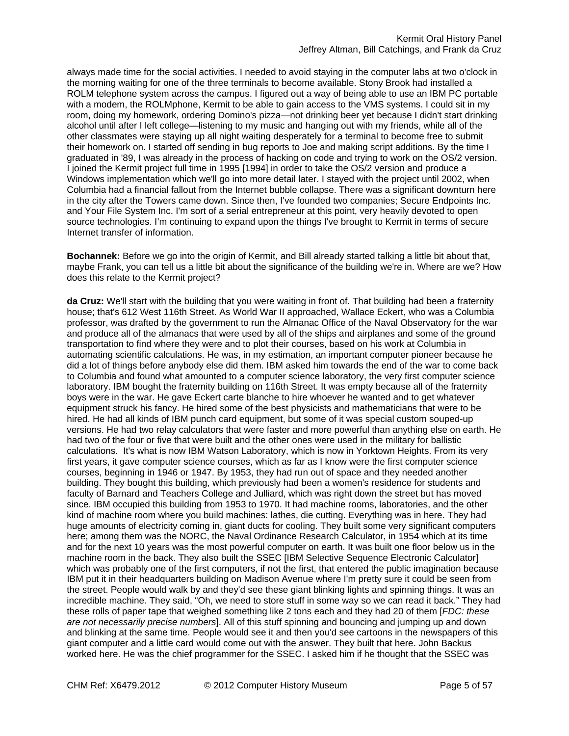always made time for the social activities. I needed to avoid staying in the computer labs at two o'clock in the morning waiting for one of the three terminals to become available. Stony Brook had installed a ROLM telephone system across the campus. I figured out a way of being able to use an IBM PC portable with a modem, the ROLMphone, Kermit to be able to gain access to the VMS systems. I could sit in my room, doing my homework, ordering Domino's pizza—not drinking beer yet because I didn't start drinking alcohol until after I left college—listening to my music and hanging out with my friends, while all of the other classmates were staying up all night waiting desperately for a terminal to become free to submit their homework on. I started off sending in bug reports to Joe and making script additions. By the time I graduated in '89, I was already in the process of hacking on code and trying to work on the OS/2 version. I joined the Kermit project full time in 1995 [1994] in order to take the OS/2 version and produce a Windows implementation which we'll go into more detail later. I stayed with the project until 2002, when Columbia had a financial fallout from the Internet bubble collapse. There was a significant downturn here in the city after the Towers came down. Since then, I've founded two companies; Secure Endpoints Inc. and Your File System Inc. I'm sort of a serial entrepreneur at this point, very heavily devoted to open source technologies. I'm continuing to expand upon the things I've brought to Kermit in terms of secure Internet transfer of information.

**Bochannek:** Before we go into the origin of Kermit, and Bill already started talking a little bit about that, maybe Frank, you can tell us a little bit about the significance of the building we're in. Where are we? How does this relate to the Kermit project?

**da Cruz:** We'll start with the building that you were waiting in front of. That building had been a fraternity house; that's 612 West 116th Street. As World War II approached, Wallace Eckert, who was a Columbia professor, was drafted by the government to run the Almanac Office of the Naval Observatory for the war and produce all of the almanacs that were used by all of the ships and airplanes and some of the ground transportation to find where they were and to plot their courses, based on his work at Columbia in automating scientific calculations. He was, in my estimation, an important computer pioneer because he did a lot of things before anybody else did them. IBM asked him towards the end of the war to come back to Columbia and found what amounted to a computer science laboratory, the very first computer science laboratory. IBM bought the fraternity building on 116th Street. It was empty because all of the fraternity boys were in the war. He gave Eckert carte blanche to hire whoever he wanted and to get whatever equipment struck his fancy. He hired some of the best physicists and mathematicians that were to be hired. He had all kinds of IBM punch card equipment, but some of it was special custom souped-up versions. He had two relay calculators that were faster and more powerful than anything else on earth. He had two of the four or five that were built and the other ones were used in the military for ballistic calculations. It's what is now IBM Watson Laboratory, which is now in Yorktown Heights. From its very first years, it gave computer science courses, which as far as I know were the first computer science courses, beginning in 1946 or 1947. By 1953, they had run out of space and they needed another building. They bought this building, which previously had been a women's residence for students and faculty of Barnard and Teachers College and Julliard, which was right down the street but has moved since. IBM occupied this building from 1953 to 1970. It had machine rooms, laboratories, and the other kind of machine room where you build machines: lathes, die cutting. Everything was in here. They had huge amounts of electricity coming in, giant ducts for cooling. They built some very significant computers here; among them was the NORC, the Naval Ordinance Research Calculator, in 1954 which at its time and for the next 10 years was the most powerful computer on earth. It was built one floor below us in the machine room in the back. They also built the SSEC [IBM Selective Sequence Electronic Calculator] which was probably one of the first computers, if not the first, that entered the public imagination because IBM put it in their headquarters building on Madison Avenue where I'm pretty sure it could be seen from the street. People would walk by and they'd see these giant blinking lights and spinning things. It was an incredible machine. They said, "Oh, we need to store stuff in some way so we can read it back." They had these rolls of paper tape that weighed something like 2 tons each and they had 20 of them [*FDC: these are not necessarily precise numbers*]. All of this stuff spinning and bouncing and jumping up and down and blinking at the same time. People would see it and then you'd see cartoons in the newspapers of this giant computer and a little card would come out with the answer. They built that here. John Backus worked here. He was the chief programmer for the SSEC. I asked him if he thought that the SSEC was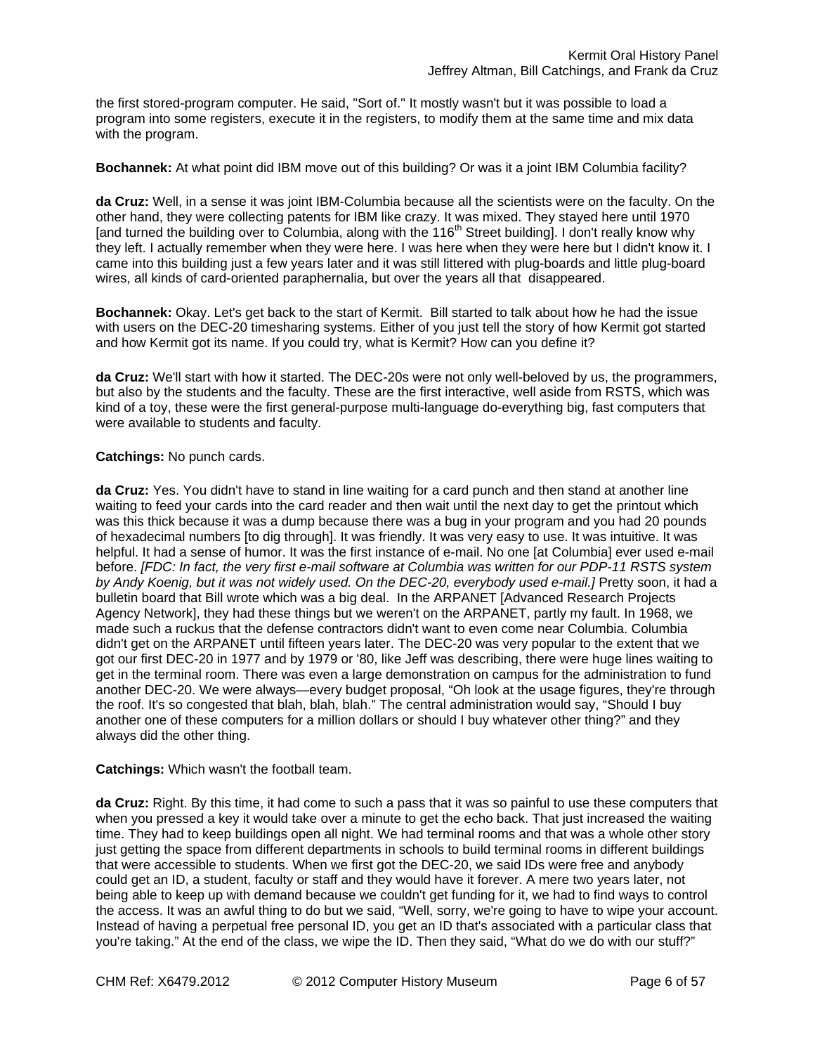the first stored-program computer. He said, "Sort of." It mostly wasn't but it was possible to load a program into some registers, execute it in the registers, to modify them at the same time and mix data with the program.

**Bochannek:** At what point did IBM move out of this building? Or was it a joint IBM Columbia facility?

**da Cruz:** Well, in a sense it was joint IBM-Columbia because all the scientists were on the faculty. On the other hand, they were collecting patents for IBM like crazy. It was mixed. They stayed here until 1970 [and turned the building over to Columbia, along with the 116th Street building]. I don't really know why they left. I actually remember when they were here. I was here when they were here but I didn't know it. I came into this building just a few years later and it was still littered with plug-boards and little plug-board wires, all kinds of card-oriented paraphernalia, but over the years all that disappeared.

**Bochannek:** Okay. Let's get back to the start of Kermit. Bill started to talk about how he had the issue with users on the DEC-20 timesharing systems. Either of you just tell the story of how Kermit got started and how Kermit got its name. If you could try, what is Kermit? How can you define it?

**da Cruz:** We'll start with how it started. The DEC-20s were not only well-beloved by us, the programmers, but also by the students and the faculty. These are the first interactive, well aside from RSTS, which was kind of a toy, these were the first general-purpose multi-language do-everything big, fast computers that were available to students and faculty.

**Catchings:** No punch cards.

**da Cruz:** Yes. You didn't have to stand in line waiting for a card punch and then stand at another line waiting to feed your cards into the card reader and then wait until the next day to get the printout which was this thick because it was a dump because there was a bug in your program and you had 20 pounds of hexadecimal numbers [to dig through]. It was friendly. It was very easy to use. It was intuitive. It was helpful. It had a sense of humor. It was the first instance of e-mail. No one [at Columbia] ever used e-mail before. *[FDC: In fact, the very first e-mail software at Columbia was written for our PDP-11 RSTS system by Andy Koenig, but it was not widely used. On the DEC-20, everybody used e-mail.]* Pretty soon, it had a bulletin board that Bill wrote which was a big deal. In the ARPANET [Advanced Research Projects Agency Network], they had these things but we weren't on the ARPANET, partly my fault. In 1968, we made such a ruckus that the defense contractors didn't want to even come near Columbia. Columbia didn't get on the ARPANET until fifteen years later. The DEC-20 was very popular to the extent that we got our first DEC-20 in 1977 and by 1979 or '80, like Jeff was describing, there were huge lines waiting to get in the terminal room. There was even a large demonstration on campus for the administration to fund another DEC-20. We were always—every budget proposal, "Oh look at the usage figures, they're through the roof. It's so congested that blah, blah, blah." The central administration would say, "Should I buy another one of these computers for a million dollars or should I buy whatever other thing?" and they always did the other thing.

**Catchings:** Which wasn't the football team.

**da Cruz:** Right. By this time, it had come to such a pass that it was so painful to use these computers that when you pressed a key it would take over a minute to get the echo back. That just increased the waiting time. They had to keep buildings open all night. We had terminal rooms and that was a whole other story just getting the space from different departments in schools to build terminal rooms in different buildings that were accessible to students. When we first got the DEC-20, we said IDs were free and anybody could get an ID, a student, faculty or staff and they would have it forever. A mere two years later, not being able to keep up with demand because we couldn't get funding for it, we had to find ways to control the access. It was an awful thing to do but we said, "Well, sorry, we're going to have to wipe your account. Instead of having a perpetual free personal ID, you get an ID that's associated with a particular class that you're taking." At the end of the class, we wipe the ID. Then they said, "What do we do with our stuff?"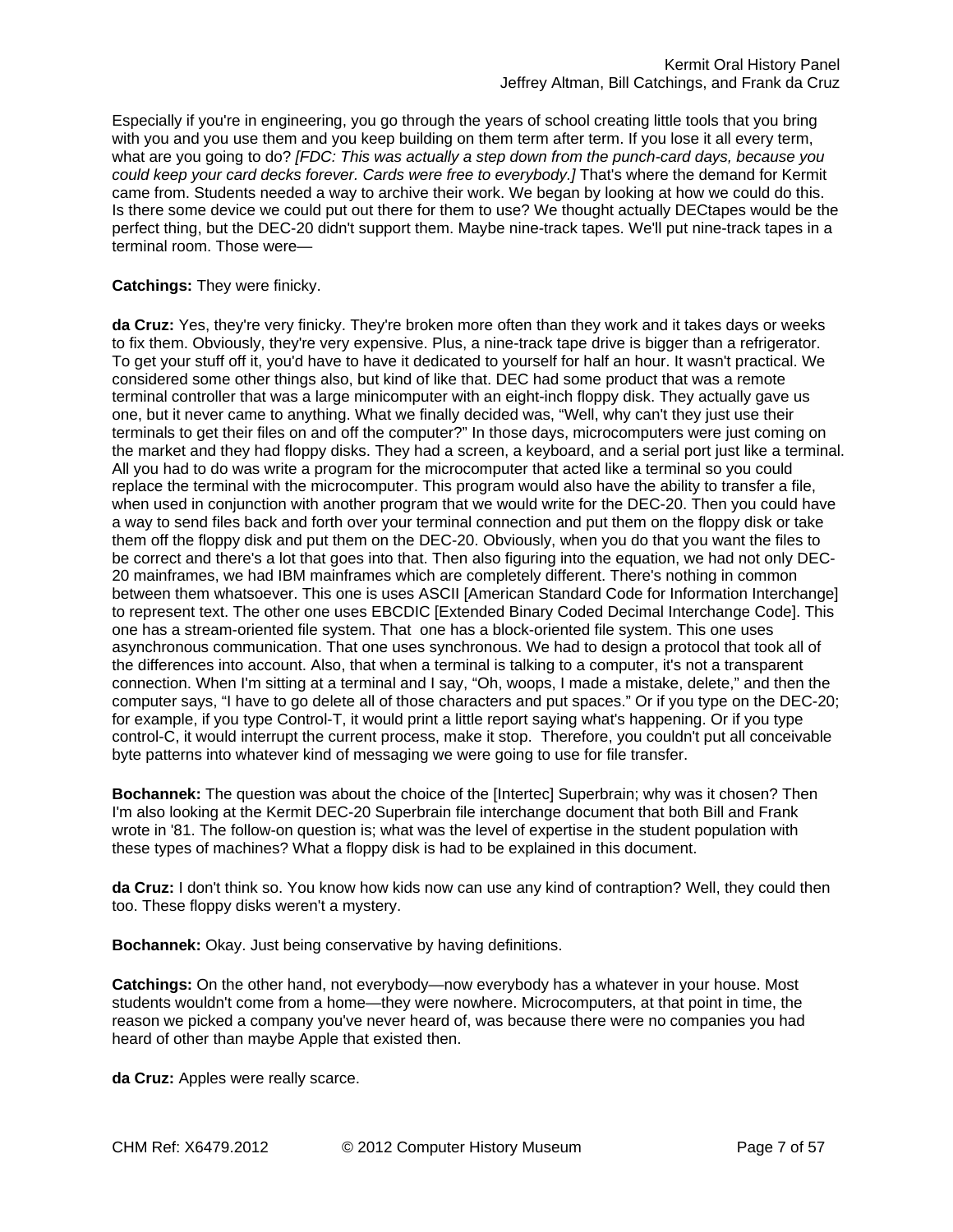Especially if you're in engineering, you go through the years of school creating little tools that you bring with you and you use them and you keep building on them term after term. If you lose it all every term, what are you going to do? *[FDC: This was actually a step down from the punch-card days, because you could keep your card decks forever. Cards were free to everybody.]* That's where the demand for Kermit came from. Students needed a way to archive their work. We began by looking at how we could do this. Is there some device we could put out there for them to use? We thought actually DECtapes would be the perfect thing, but the DEC-20 didn't support them. Maybe nine-track tapes. We'll put nine-track tapes in a terminal room. Those were—

**Catchings:** They were finicky.

**da Cruz:** Yes, they're very finicky. They're broken more often than they work and it takes days or weeks to fix them. Obviously, they're very expensive. Plus, a nine-track tape drive is bigger than a refrigerator. To get your stuff off it, you'd have to have it dedicated to yourself for half an hour. It wasn't practical. We considered some other things also, but kind of like that. DEC had some product that was a remote terminal controller that was a large minicomputer with an eight-inch floppy disk. They actually gave us one, but it never came to anything. What we finally decided was, "Well, why can't they just use their terminals to get their files on and off the computer?" In those days, microcomputers were just coming on the market and they had floppy disks. They had a screen, a keyboard, and a serial port just like a terminal. All you had to do was write a program for the microcomputer that acted like a terminal so you could replace the terminal with the microcomputer. This program would also have the ability to transfer a file, when used in conjunction with another program that we would write for the DEC-20. Then you could have a way to send files back and forth over your terminal connection and put them on the floppy disk or take them off the floppy disk and put them on the DEC-20. Obviously, when you do that you want the files to be correct and there's a lot that goes into that. Then also figuring into the equation, we had not only DEC-20 mainframes, we had IBM mainframes which are completely different. There's nothing in common between them whatsoever. This one is uses ASCII [American Standard Code for Information Interchange] to represent text. The other one uses EBCDIC [Extended Binary Coded Decimal Interchange Code]. This one has a stream-oriented file system. That one has a block-oriented file system. This one uses asynchronous communication. That one uses synchronous. We had to design a protocol that took all of the differences into account. Also, that when a terminal is talking to a computer, it's not a transparent connection. When I'm sitting at a terminal and I say, "Oh, woops, I made a mistake, delete," and then the computer says, "I have to go delete all of those characters and put spaces." Or if you type on the DEC-20; for example, if you type Control-T, it would print a little report saying what's happening. Or if you type control-C, it would interrupt the current process, make it stop. Therefore, you couldn't put all conceivable byte patterns into whatever kind of messaging we were going to use for file transfer.

**Bochannek:** The question was about the choice of the [Intertec] Superbrain; why was it chosen? Then I'm also looking at the Kermit DEC-20 Superbrain file interchange document that both Bill and Frank wrote in '81. The follow-on question is; what was the level of expertise in the student population with these types of machines? What a floppy disk is had to be explained in this document.

**da Cruz:** I don't think so. You know how kids now can use any kind of contraption? Well, they could then too. These floppy disks weren't a mystery.

**Bochannek:** Okay. Just being conservative by having definitions.

**Catchings:** On the other hand, not everybody—now everybody has a whatever in your house. Most students wouldn't come from a home—they were nowhere. Microcomputers, at that point in time, the reason we picked a company you've never heard of, was because there were no companies you had heard of other than maybe Apple that existed then.

**da Cruz:** Apples were really scarce.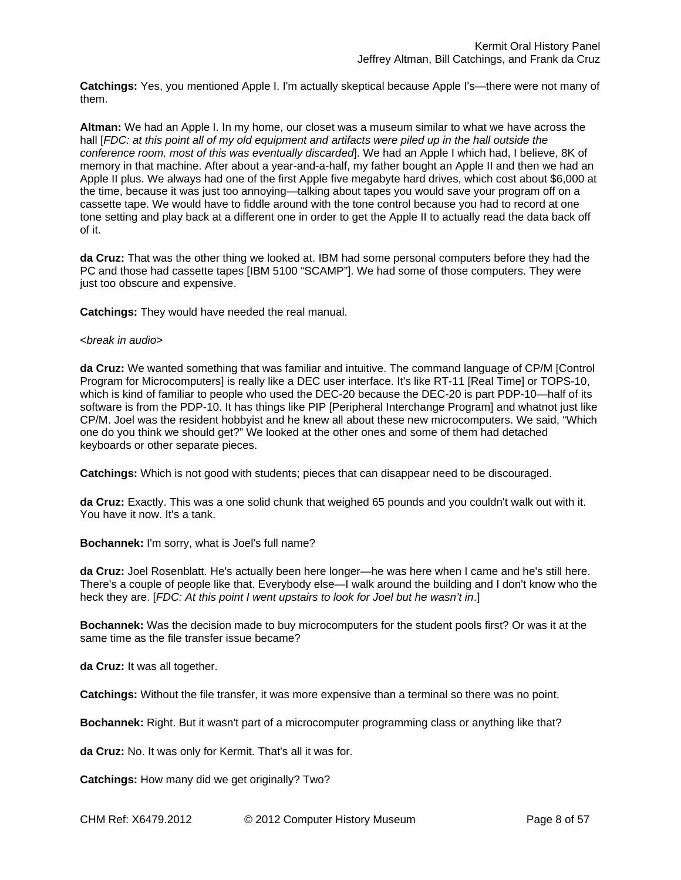**Catchings:** Yes, you mentioned Apple I. I'm actually skeptical because Apple I's—there were not many of them.

**Altman:** We had an Apple I. In my home, our closet was a museum similar to what we have across the hall [*FDC: at this point all of my old equipment and artifacts were piled up in the hall outside the conference room, most of this was eventually discarded*]. We had an Apple I which had, I believe, 8K of memory in that machine. After about a year-and-a-half, my father bought an Apple II and then we had an Apple II plus. We always had one of the first Apple five megabyte hard drives, which cost about $6,000 at the time, because it was just too annoying—talking about tapes you would save your program off on a cassette tape. We would have to fiddle around with the tone control because you had to record at one tone setting and play back at a different one in order to get the Apple II to actually read the data back off of it.

**da Cruz:** That was the other thing we looked at. IBM had some personal computers before they had the PC and those had cassette tapes [IBM 5100 "SCAMP"]. We had some of those computers. They were just too obscure and expensive.

**Catchings:** They would have needed the real manual.

<*break in audio*>

**da Cruz:** We wanted something that was familiar and intuitive. The command language of CP/M [Control Program for Microcomputers] is really like a DEC user interface. It's like RT-11 [Real Time] or TOPS-10, which is kind of familiar to people who used the DEC-20 because the DEC-20 is part PDP-10—half of its software is from the PDP-10. It has things like PIP [Peripheral Interchange Program] and whatnot just like CP/M. Joel was the resident hobbyist and he knew all about these new microcomputers. We said, "Which one do you think we should get?" We looked at the other ones and some of them had detached keyboards or other separate pieces.

**Catchings:** Which is not good with students; pieces that can disappear need to be discouraged.

**da Cruz:** Exactly. This was a one solid chunk that weighed 65 pounds and you couldn't walk out with it. You have it now. It's a tank.

**Bochannek:** I'm sorry, what is Joel's full name?

**da Cruz:** Joel Rosenblatt. He's actually been here longer—he was here when I came and he's still here. There's a couple of people like that. Everybody else—I walk around the building and I don't know who the heck they are. [*FDC: At this point I went upstairs to look for Joel but he wasn't in*.]

**Bochannek:** Was the decision made to buy microcomputers for the student pools first? Or was it at the same time as the file transfer issue became?

**da Cruz:** It was all together.

**Catchings:** Without the file transfer, it was more expensive than a terminal so there was no point.

**Bochannek:** Right. But it wasn't part of a microcomputer programming class or anything like that?

**da Cruz:** No. It was only for Kermit. That's all it was for.

**Catchings:** How many did we get originally? Two?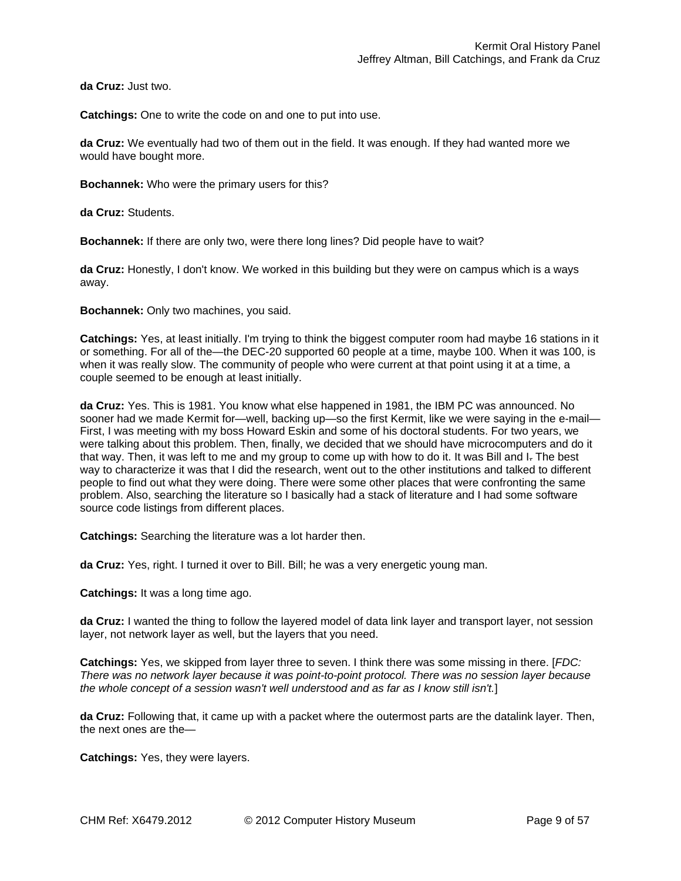**da Cruz:** Just two.

**Catchings:** One to write the code on and one to put into use.

**da Cruz:** We eventually had two of them out in the field. It was enough. If they had wanted more we would have bought more.

**Bochannek:** Who were the primary users for this?

**da Cruz:** Students.

**Bochannek:** If there are only two, were there long lines? Did people have to wait?

**da Cruz:** Honestly, I don't know. We worked in this building but they were on campus which is a ways away.

**Bochannek:** Only two machines, you said.

**Catchings:** Yes, at least initially. I'm trying to think the biggest computer room had maybe 16 stations in it or something. For all of the—the DEC-20 supported 60 people at a time, maybe 100. When it was 100, is when it was really slow. The community of people who were current at that point using it at a time, a couple seemed to be enough at least initially.

**da Cruz:** Yes. This is 1981. You know what else happened in 1981, the IBM PC was announced. No sooner had we made Kermit for—well, backing up—so the first Kermit, like we were saying in the e-mail—First, I was meeting with my boss Howard Eskin and some of his doctoral students. For two years, we were talking about this problem. Then, finally, we decided that we should have microcomputers and do it that way. Then, it was left to me and my group to come up with how to do it. It was Bill and I. The best way to characterize it was that I did the research, went out to the other institutions and talked to different people to find out what they were doing. There were some other places that were confronting the same problem. Also, searching the literature so I basically had a stack of literature and I had some software source code listings from different places.

**Catchings:** Searching the literature was a lot harder then.

**da Cruz:** Yes, right. I turned it over to Bill. Bill; he was a very energetic young man.

**Catchings:** It was a long time ago.

**da Cruz:** I wanted the thing to follow the layered model of data link layer and transport layer, not session layer, not network layer as well, but the layers that you need.

**Catchings:** Yes, we skipped from layer three to seven. I think there was some missing in there. [*FDC: There was no network layer because it was point-to-point protocol. There was no session layer because the whole concept of a session wasn't well understood and as far as I know still isn't.*]

**da Cruz:** Following that, it came up with a packet where the outermost parts are the datalink layer. Then, the next ones are the—

**Catchings:** Yes, they were layers.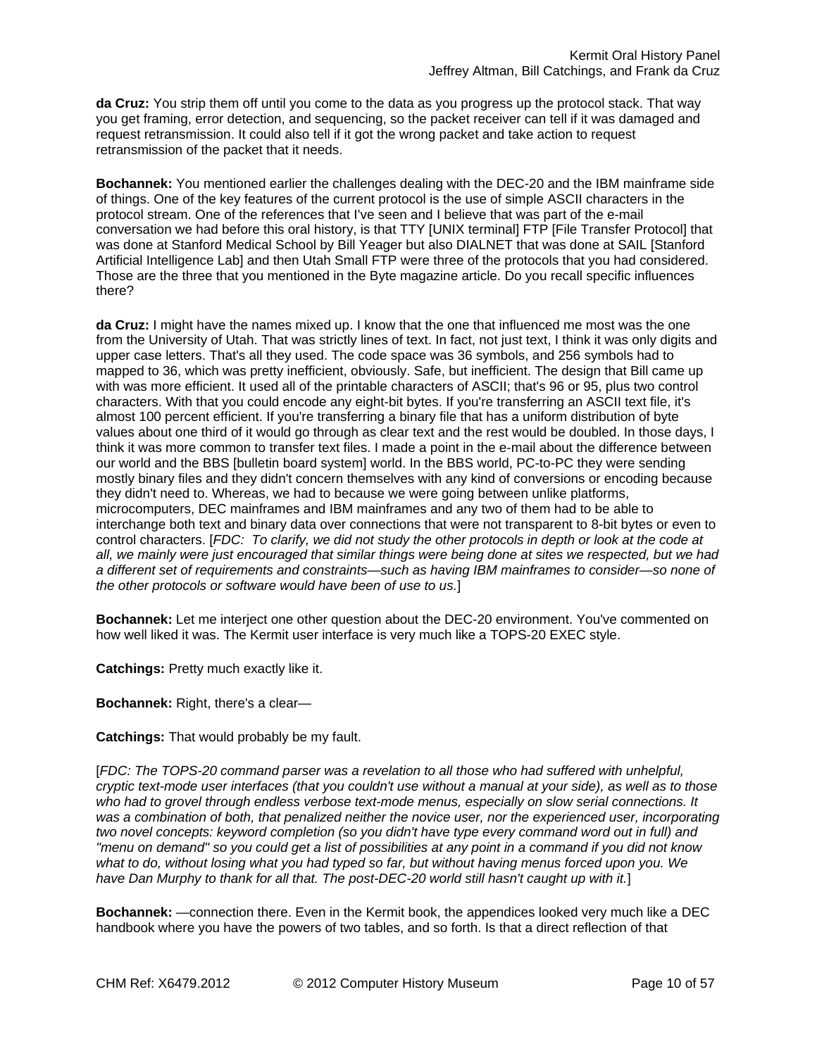**da Cruz:** You strip them off until you come to the data as you progress up the protocol stack. That way you get framing, error detection, and sequencing, so the packet receiver can tell if it was damaged and request retransmission. It could also tell if it got the wrong packet and take action to request retransmission of the packet that it needs.

**Bochannek:** You mentioned earlier the challenges dealing with the DEC-20 and the IBM mainframe side of things. One of the key features of the current protocol is the use of simple ASCII characters in the protocol stream. One of the references that I've seen and I believe that was part of the e-mail conversation we had before this oral history, is that TTY [UNIX terminal] FTP [File Transfer Protocol] that was done at Stanford Medical School by Bill Yeager but also DIALNET that was done at SAIL [Stanford Artificial Intelligence Lab] and then Utah Small FTP were three of the protocols that you had considered. Those are the three that you mentioned in the Byte magazine article. Do you recall specific influences there?

**da Cruz:** I might have the names mixed up. I know that the one that influenced me most was the one from the University of Utah. That was strictly lines of text. In fact, not just text, I think it was only digits and upper case letters. That's all they used. The code space was 36 symbols, and 256 symbols had to mapped to 36, which was pretty inefficient, obviously. Safe, but inefficient. The design that Bill came up with was more efficient. It used all of the printable characters of ASCII; that's 96 or 95, plus two control characters. With that you could encode any eight-bit bytes. If you're transferring an ASCII text file, it's almost 100 percent efficient. If you're transferring a binary file that has a uniform distribution of byte values about one third of it would go through as clear text and the rest would be doubled. In those days, I think it was more common to transfer text files. I made a point in the e-mail about the difference between our world and the BBS [bulletin board system] world. In the BBS world, PC-to-PC they were sending mostly binary files and they didn't concern themselves with any kind of conversions or encoding because they didn't need to. Whereas, we had to because we were going between unlike platforms, microcomputers, DEC mainframes and IBM mainframes and any two of them had to be able to interchange both text and binary data over connections that were not transparent to 8-bit bytes or even to control characters. [*FDC: To clarify, we did not study the other protocols in depth or look at the code at all, we mainly were just encouraged that similar things were being done at sites we respected, but we had a different set of requirements and constraints—such as having IBM mainframes to consider—so none of the other protocols or software would have been of use to us.*]

**Bochannek:** Let me interject one other question about the DEC-20 environment. You've commented on how well liked it was. The Kermit user interface is very much like a TOPS-20 EXEC style.

**Catchings:** Pretty much exactly like it.

**Bochannek:** Right, there's a clear—

**Catchings:** That would probably be my fault.

[*FDC: The TOPS-20 command parser was a revelation to all those who had suffered with unhelpful, cryptic text-mode user interfaces (that you couldn't use without a manual at your side), as well as to those who had to grovel through endless verbose text-mode menus, especially on slow serial connections. It was a combination of both, that penalized neither the novice user, nor the experienced user, incorporating two novel concepts: keyword completion (so you didn't have type every command word out in full) and "menu on demand" so you could get a list of possibilities at any point in a command if you did not know what to do, without losing what you had typed so far, but without having menus forced upon you. We have Dan Murphy to thank for all that. The post-DEC-20 world still hasn't caught up with it.*]

**Bochannek:** —connection there. Even in the Kermit book, the appendices looked very much like a DEC handbook where you have the powers of two tables, and so forth. Is that a direct reflection of that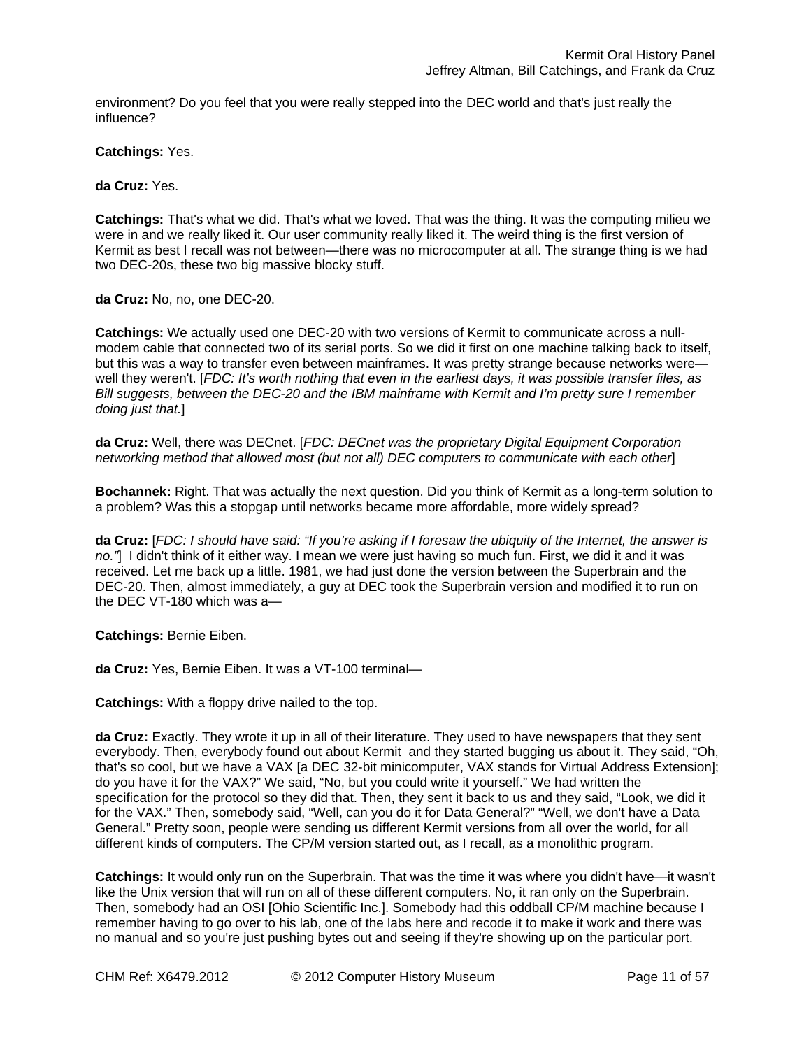environment? Do you feel that you were really stepped into the DEC world and that's just really the influence?

**Catchings:** Yes.

**da Cruz:** Yes.

**Catchings:** That's what we did. That's what we loved. That was the thing. It was the computing milieu we were in and we really liked it. Our user community really liked it. The weird thing is the first version of Kermit as best I recall was not between—there was no microcomputer at all. The strange thing is we had two DEC-20s, these two big massive blocky stuff.

**da Cruz:** No, no, one DEC-20.

**Catchings:** We actually used one DEC-20 with two versions of Kermit to communicate across a null-modem cable that connected two of its serial ports. So we did it first on one machine talking back to itself, but this was a way to transfer even between mainframes. It was pretty strange because networks were—well they weren't. [*FDC: It's worth nothing that even in the earliest days, it was possible transfer files, as Bill suggests, between the DEC-20 and the IBM mainframe with Kermit and I'm pretty sure I remember doing just that.*]

**da Cruz:** Well, there was DECnet. [*FDC: DECnet was the proprietary Digital Equipment Corporation networking method that allowed most (but not all) DEC computers to communicate with each other*]

**Bochannek:** Right. That was actually the next question. Did you think of Kermit as a long-term solution to a problem? Was this a stopgap until networks became more affordable, more widely spread?

**da Cruz:** [*FDC: I should have said: "If you're asking if I foresaw the ubiquity of the Internet, the answer is no."*] I didn't think of it either way. I mean we were just having so much fun. First, we did it and it was received. Let me back up a little. 1981, we had just done the version between the Superbrain and the DEC-20. Then, almost immediately, a guy at DEC took the Superbrain version and modified it to run on the DEC VT-180 which was a—

**Catchings:** Bernie Eiben.

**da Cruz:** Yes, Bernie Eiben. It was a VT-100 terminal—

**Catchings:** With a floppy drive nailed to the top.

**da Cruz:** Exactly. They wrote it up in all of their literature. They used to have newspapers that they sent everybody. Then, everybody found out about Kermit and they started bugging us about it. They said, "Oh, that's so cool, but we have a VAX [a DEC 32-bit minicomputer, VAX stands for Virtual Address Extension]; do you have it for the VAX?" We said, "No, but you could write it yourself." We had written the specification for the protocol so they did that. Then, they sent it back to us and they said, "Look, we did it for the VAX." Then, somebody said, "Well, can you do it for Data General?" "Well, we don't have a Data General." Pretty soon, people were sending us different Kermit versions from all over the world, for all different kinds of computers. The CP/M version started out, as I recall, as a monolithic program.

**Catchings:** It would only run on the Superbrain. That was the time it was where you didn't have—it wasn't like the Unix version that will run on all of these different computers. No, it ran only on the Superbrain. Then, somebody had an OSI [Ohio Scientific Inc.]. Somebody had this oddball CP/M machine because I remember having to go over to his lab, one of the labs here and recode it to make it work and there was no manual and so you're just pushing bytes out and seeing if they're showing up on the particular port.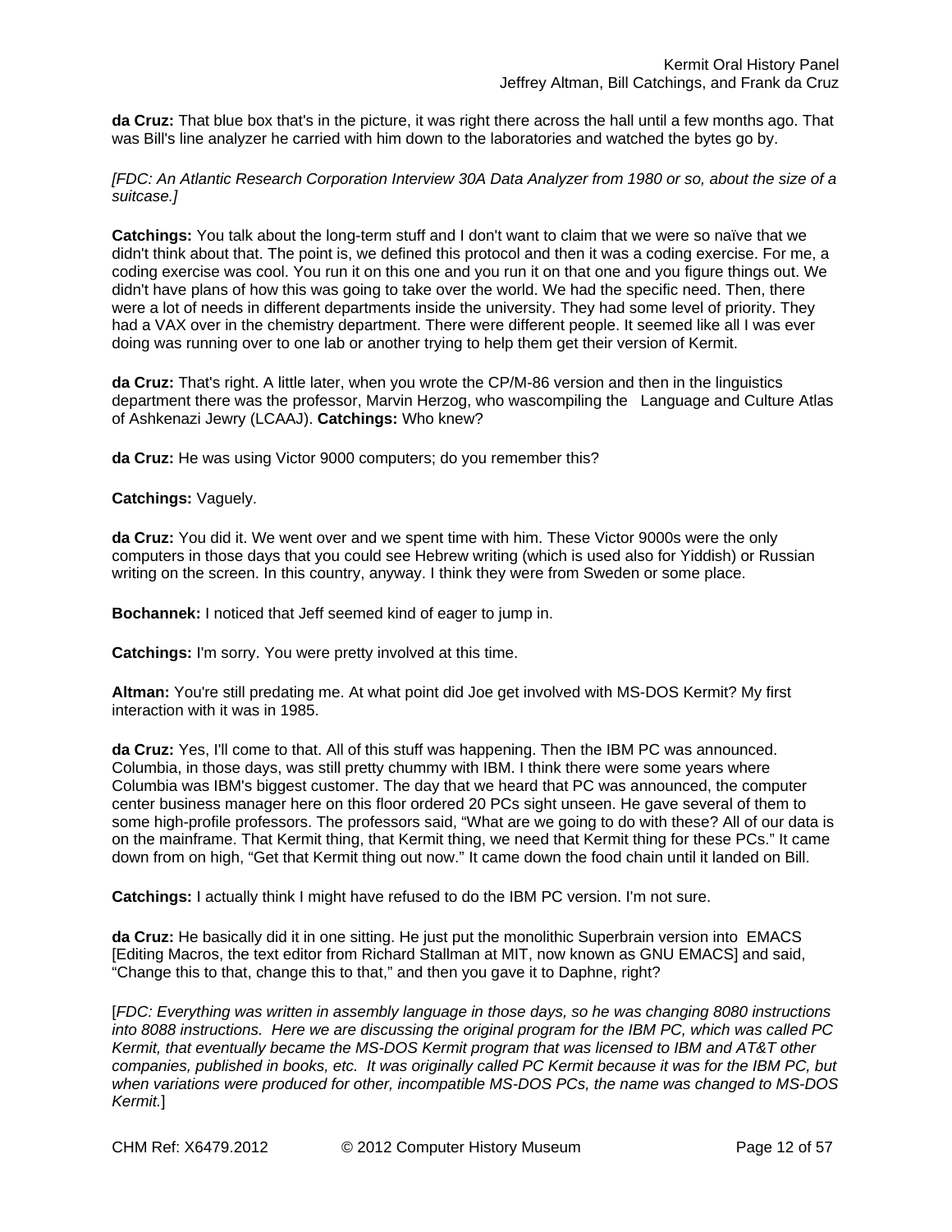**da Cruz:** That blue box that's in the picture, it was right there across the hall until a few months ago. That was Bill's line analyzer he carried with him down to the laboratories and watched the bytes go by.

*[FDC: An Atlantic Research Corporation Interview 30A Data Analyzer from 1980 or so, about the size of a suitcase.]*

**Catchings:** You talk about the long-term stuff and I don't want to claim that we were so naïve that we didn't think about that. The point is, we defined this protocol and then it was a coding exercise. For me, a coding exercise was cool. You run it on this one and you run it on that one and you figure things out. We didn't have plans of how this was going to take over the world. We had the specific need. Then, there were a lot of needs in different departments inside the university. They had some level of priority. They had a VAX over in the chemistry department. There were different people. It seemed like all I was ever doing was running over to one lab or another trying to help them get their version of Kermit.

**da Cruz:** That's right. A little later, when you wrote the CP/M-86 version and then in the linguistics department there was the professor, Marvin Herzog, who wascompiling the Language and Culture Atlas of Ashkenazi Jewry (LCAAJ). **Catchings:** Who knew?

**da Cruz:** He was using Victor 9000 computers; do you remember this?

**Catchings:** Vaguely.

**da Cruz:** You did it. We went over and we spent time with him. These Victor 9000s were the only computers in those days that you could see Hebrew writing (which is used also for Yiddish) or Russian writing on the screen. In this country, anyway. I think they were from Sweden or some place.

**Bochannek:** I noticed that Jeff seemed kind of eager to jump in.

**Catchings:** I'm sorry. You were pretty involved at this time.

**Altman:** You're still predating me. At what point did Joe get involved with MS-DOS Kermit? My first interaction with it was in 1985.

**da Cruz:** Yes, I'll come to that. All of this stuff was happening. Then the IBM PC was announced. Columbia, in those days, was still pretty chummy with IBM. I think there were some years where Columbia was IBM's biggest customer. The day that we heard that PC was announced, the computer center business manager here on this floor ordered 20 PCs sight unseen. He gave several of them to some high-profile professors. The professors said, "What are we going to do with these? All of our data is on the mainframe. That Kermit thing, that Kermit thing, we need that Kermit thing for these PCs." It came down from on high, "Get that Kermit thing out now." It came down the food chain until it landed on Bill.

**Catchings:** I actually think I might have refused to do the IBM PC version. I'm not sure.

**da Cruz:** He basically did it in one sitting. He just put the monolithic Superbrain version into EMACS [Editing Macros, the text editor from Richard Stallman at MIT, now known as GNU EMACS] and said, "Change this to that, change this to that," and then you gave it to Daphne, right?

[*FDC: Everything was written in assembly language in those days, so he was changing 8080 instructions into 8088 instructions. Here we are discussing the original program for the IBM PC, which was called PC Kermit, that eventually became the MS-DOS Kermit program that was licensed to IBM and AT&T other companies, published in books, etc. It was originally called PC Kermit because it was for the IBM PC, but when variations were produced for other, incompatible MS-DOS PCs, the name was changed to MS-DOS Kermit.*]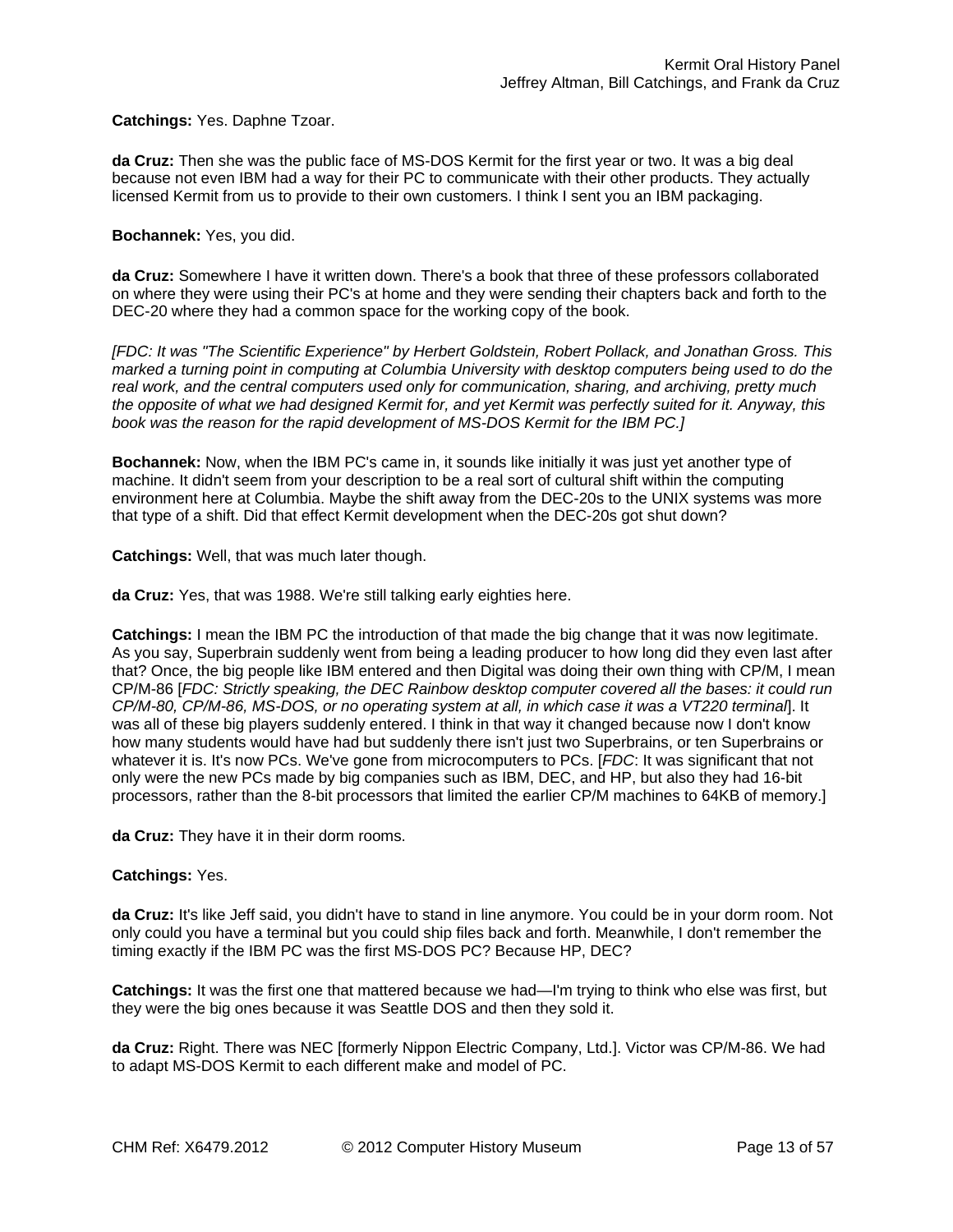**Catchings:** Yes. Daphne Tzoar.

**da Cruz:** Then she was the public face of MS-DOS Kermit for the first year or two. It was a big deal because not even IBM had a way for their PC to communicate with their other products. They actually licensed Kermit from us to provide to their own customers. I think I sent you an IBM packaging.

**Bochannek:** Yes, you did.

**da Cruz:** Somewhere I have it written down. There's a book that three of these professors collaborated on where they were using their PC's at home and they were sending their chapters back and forth to the DEC-20 where they had a common space for the working copy of the book.

*[FDC: It was "The Scientific Experience" by Herbert Goldstein, Robert Pollack, and Jonathan Gross. This marked a turning point in computing at Columbia University with desktop computers being used to do the real work, and the central computers used only for communication, sharing, and archiving, pretty much the opposite of what we had designed Kermit for, and yet Kermit was perfectly suited for it. Anyway, this book was the reason for the rapid development of MS-DOS Kermit for the IBM PC.]*

**Bochannek:** Now, when the IBM PC's came in, it sounds like initially it was just yet another type of machine. It didn't seem from your description to be a real sort of cultural shift within the computing environment here at Columbia. Maybe the shift away from the DEC-20s to the UNIX systems was more that type of a shift. Did that effect Kermit development when the DEC-20s got shut down?

**Catchings:** Well, that was much later though.

**da Cruz:** Yes, that was 1988. We're still talking early eighties here.

**Catchings:** I mean the IBM PC the introduction of that made the big change that it was now legitimate. As you say, Superbrain suddenly went from being a leading producer to how long did they even last after that? Once, the big people like IBM entered and then Digital was doing their own thing with CP/M, I mean CP/M-86 [*FDC: Strictly speaking, the DEC Rainbow desktop computer covered all the bases: it could run CP/M-80, CP/M-86, MS-DOS, or no operating system at all, in which case it was a VT220 terminal*]. It was all of these big players suddenly entered. I think in that way it changed because now I don't know how many students would have had but suddenly there isn't just two Superbrains, or ten Superbrains or whatever it is. It's now PCs. We've gone from microcomputers to PCs. [*FDC*: It was significant that not only were the new PCs made by big companies such as IBM, DEC, and HP, but also they had 16-bit processors, rather than the 8-bit processors that limited the earlier CP/M machines to 64KB of memory.]

**da Cruz:** They have it in their dorm rooms.

**Catchings:** Yes.

**da Cruz:** It's like Jeff said, you didn't have to stand in line anymore. You could be in your dorm room. Not only could you have a terminal but you could ship files back and forth. Meanwhile, I don't remember the timing exactly if the IBM PC was the first MS-DOS PC? Because HP, DEC?

**Catchings:** It was the first one that mattered because we had—I'm trying to think who else was first, but they were the big ones because it was Seattle DOS and then they sold it.

**da Cruz:** Right. There was NEC [formerly Nippon Electric Company, Ltd.]. Victor was CP/M-86. We had to adapt MS-DOS Kermit to each different make and model of PC.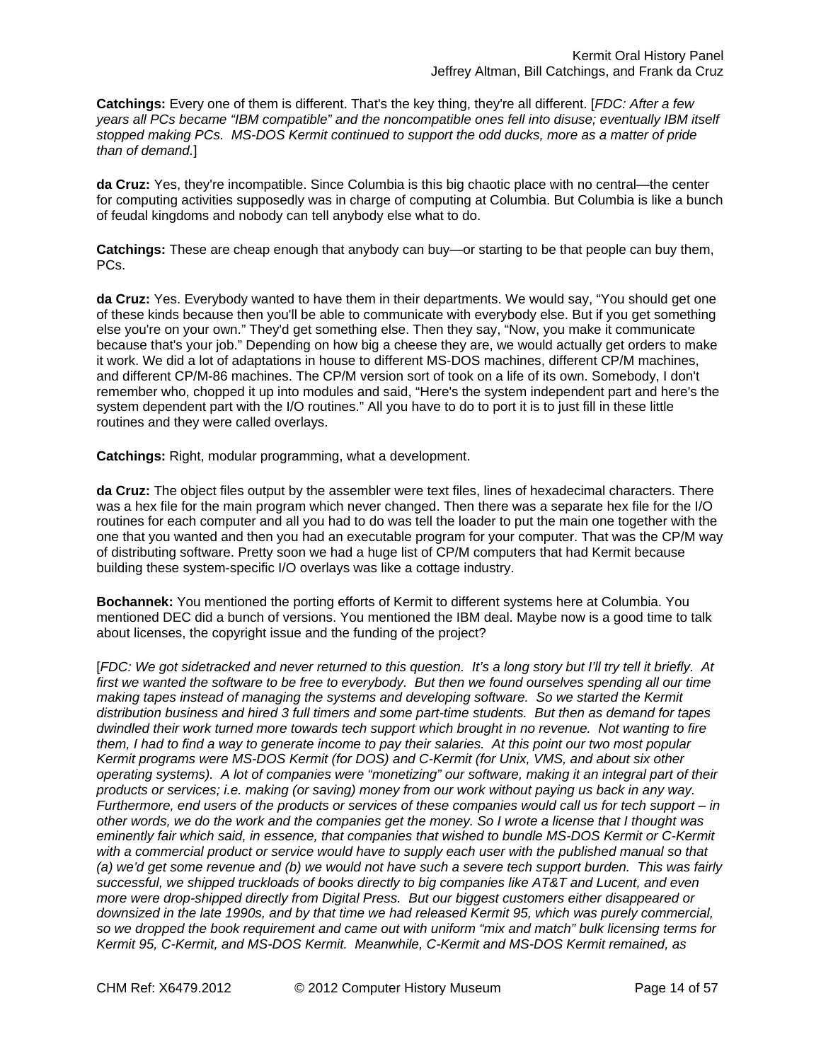**Catchings:** Every one of them is different. That's the key thing, they're all different. [*FDC: After a few years all PCs became "IBM compatible" and the noncompatible ones fell into disuse; eventually IBM itself stopped making PCs. MS-DOS Kermit continued to support the odd ducks, more as a matter of pride than of demand.*]

**da Cruz:** Yes, they're incompatible. Since Columbia is this big chaotic place with no central—the center for computing activities supposedly was in charge of computing at Columbia. But Columbia is like a bunch of feudal kingdoms and nobody can tell anybody else what to do.

**Catchings:** These are cheap enough that anybody can buy—or starting to be that people can buy them, PCs.

**da Cruz:** Yes. Everybody wanted to have them in their departments. We would say, "You should get one of these kinds because then you'll be able to communicate with everybody else. But if you get something else you're on your own." They'd get something else. Then they say, "Now, you make it communicate because that's your job." Depending on how big a cheese they are, we would actually get orders to make it work. We did a lot of adaptations in house to different MS-DOS machines, different CP/M machines, and different CP/M-86 machines. The CP/M version sort of took on a life of its own. Somebody, I don't remember who, chopped it up into modules and said, "Here's the system independent part and here's the system dependent part with the I/O routines." All you have to do to port it is to just fill in these little routines and they were called overlays.

**Catchings:** Right, modular programming, what a development.

**da Cruz:** The object files output by the assembler were text files, lines of hexadecimal characters. There was a hex file for the main program which never changed. Then there was a separate hex file for the I/O routines for each computer and all you had to do was tell the loader to put the main one together with the one that you wanted and then you had an executable program for your computer. That was the CP/M way of distributing software. Pretty soon we had a huge list of CP/M computers that had Kermit because building these system-specific I/O overlays was like a cottage industry.

**Bochannek:** You mentioned the porting efforts of Kermit to different systems here at Columbia. You mentioned DEC did a bunch of versions. You mentioned the IBM deal. Maybe now is a good time to talk about licenses, the copyright issue and the funding of the project?

[*FDC: We got sidetracked and never returned to this question. It's a long story but I'll try tell it briefly. At first we wanted the software to be free to everybody. But then we found ourselves spending all our time making tapes instead of managing the systems and developing software. So we started the Kermit distribution business and hired 3 full timers and some part-time students. But then as demand for tapes dwindled their work turned more towards tech support which brought in no revenue. Not wanting to fire them, I had to find a way to generate income to pay their salaries. At this point our two most popular Kermit programs were MS-DOS Kermit (for DOS) and C-Kermit (for Unix, VMS, and about six other operating systems). A lot of companies were "monetizing" our software, making it an integral part of their products or services; i.e. making (or saving) money from our work without paying us back in any way. Furthermore, end users of the products or services of these companies would call us for tech support – in other words, we do the work and the companies get the money. So I wrote a license that I thought was eminently fair which said, in essence, that companies that wished to bundle MS-DOS Kermit or C-Kermit with a commercial product or service would have to supply each user with the published manual so that (a) we'd get some revenue and (b) we would not have such a severe tech support burden. This was fairly successful, we shipped truckloads of books directly to big companies like AT&T and Lucent, and even more were drop-shipped directly from Digital Press. But our biggest customers either disappeared or downsized in the late 1990s, and by that time we had released Kermit 95, which was purely commercial, so we dropped the book requirement and came out with uniform "mix and match" bulk licensing terms for Kermit 95, C-Kermit, and MS-DOS Kermit. Meanwhile, C-Kermit and MS-DOS Kermit remained, as*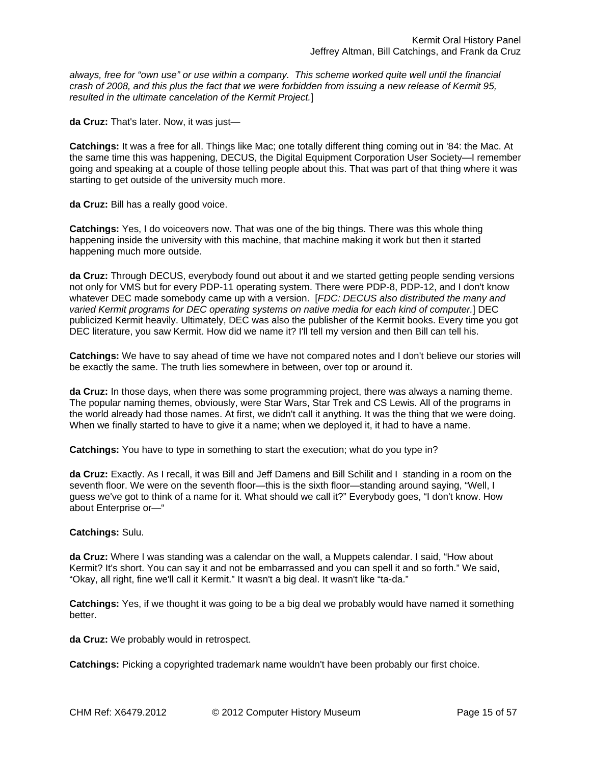*always, free for "own use" or use within a company. This scheme worked quite well until the financial crash of 2008, and this plus the fact that we were forbidden from issuing a new release of Kermit 95, resulted in the ultimate cancelation of the Kermit Project.*]

**da Cruz:** That's later. Now, it was just—

**Catchings:** It was a free for all. Things like Mac; one totally different thing coming out in '84: the Mac. At the same time this was happening, DECUS, the Digital Equipment Corporation User Society—I remember going and speaking at a couple of those telling people about this. That was part of that thing where it was starting to get outside of the university much more.

**da Cruz:** Bill has a really good voice.

**Catchings:** Yes, I do voiceovers now. That was one of the big things. There was this whole thing happening inside the university with this machine, that machine making it work but then it started happening much more outside.

**da Cruz:** Through DECUS, everybody found out about it and we started getting people sending versions not only for VMS but for every PDP-11 operating system. There were PDP-8, PDP-12, and I don't know whatever DEC made somebody came up with a version. [*FDC: DECUS also distributed the many and varied Kermit programs for DEC operating systems on native media for each kind of computer.*] DEC publicized Kermit heavily. Ultimately, DEC was also the publisher of the Kermit books. Every time you got DEC literature, you saw Kermit. How did we name it? I'll tell my version and then Bill can tell his.

**Catchings:** We have to say ahead of time we have not compared notes and I don't believe our stories will be exactly the same. The truth lies somewhere in between, over top or around it.

**da Cruz:** In those days, when there was some programming project, there was always a naming theme. The popular naming themes, obviously, were Star Wars, Star Trek and CS Lewis. All of the programs in the world already had those names. At first, we didn't call it anything. It was the thing that we were doing. When we finally started to have to give it a name; when we deployed it, it had to have a name.

**Catchings:** You have to type in something to start the execution; what do you type in?

**da Cruz:** Exactly. As I recall, it was Bill and Jeff Damens and Bill Schilit and I standing in a room on the seventh floor. We were on the seventh floor—this is the sixth floor—standing around saying, "Well, I guess we've got to think of a name for it. What should we call it?" Everybody goes, "I don't know. How about Enterprise or—"

**Catchings:** Sulu.

**da Cruz:** Where I was standing was a calendar on the wall, a Muppets calendar. I said, "How about Kermit? It's short. You can say it and not be embarrassed and you can spell it and so forth." We said, "Okay, all right, fine we'll call it Kermit." It wasn't a big deal. It wasn't like "ta-da."

**Catchings:** Yes, if we thought it was going to be a big deal we probably would have named it something better.

**da Cruz:** We probably would in retrospect.

**Catchings:** Picking a copyrighted trademark name wouldn't have been probably our first choice.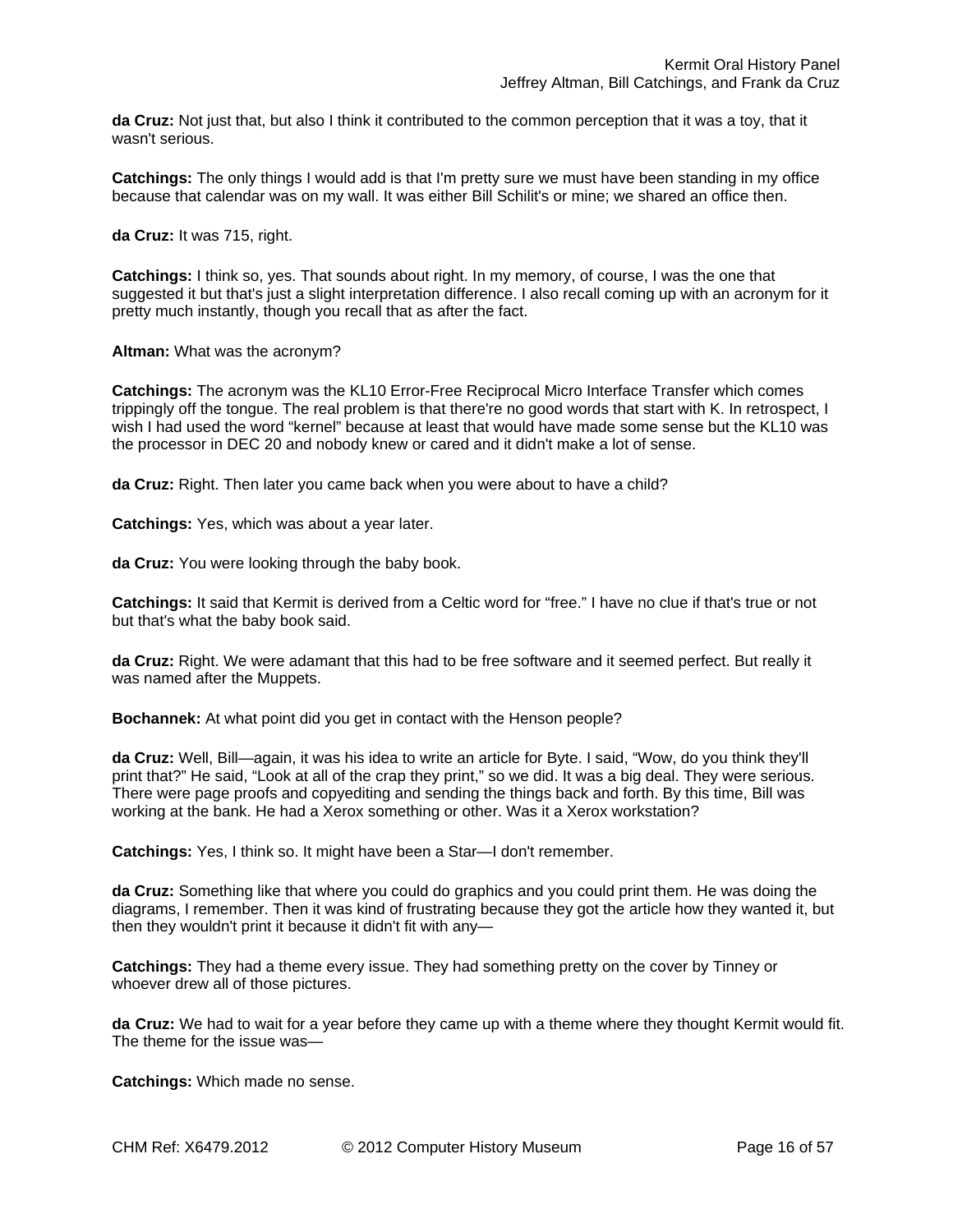**da Cruz:** Not just that, but also I think it contributed to the common perception that it was a toy, that it wasn't serious.

**Catchings:** The only things I would add is that I'm pretty sure we must have been standing in my office because that calendar was on my wall. It was either Bill Schilit's or mine; we shared an office then.

**da Cruz:** It was 715, right.

**Catchings:** I think so, yes. That sounds about right. In my memory, of course, I was the one that suggested it but that's just a slight interpretation difference. I also recall coming up with an acronym for it pretty much instantly, though you recall that as after the fact.

**Altman:** What was the acronym?

**Catchings:** The acronym was the KL10 Error-Free Reciprocal Micro Interface Transfer which comes trippingly off the tongue. The real problem is that there're no good words that start with K. In retrospect, I wish I had used the word "kernel" because at least that would have made some sense but the KL10 was the processor in DEC 20 and nobody knew or cared and it didn't make a lot of sense.

**da Cruz:** Right. Then later you came back when you were about to have a child?

**Catchings:** Yes, which was about a year later.

**da Cruz:** You were looking through the baby book.

**Catchings:** It said that Kermit is derived from a Celtic word for "free." I have no clue if that's true or not but that's what the baby book said.

**da Cruz:** Right. We were adamant that this had to be free software and it seemed perfect. But really it was named after the Muppets.

**Bochannek:** At what point did you get in contact with the Henson people?

**da Cruz:** Well, Bill—again, it was his idea to write an article for Byte. I said, "Wow, do you think they'll print that?" He said, "Look at all of the crap they print," so we did. It was a big deal. They were serious. There were page proofs and copyediting and sending the things back and forth. By this time, Bill was working at the bank. He had a Xerox something or other. Was it a Xerox workstation?

**Catchings:** Yes, I think so. It might have been a Star—I don't remember.

**da Cruz:** Something like that where you could do graphics and you could print them. He was doing the diagrams, I remember. Then it was kind of frustrating because they got the article how they wanted it, but then they wouldn't print it because it didn't fit with any—

**Catchings:** They had a theme every issue. They had something pretty on the cover by Tinney or whoever drew all of those pictures.

**da Cruz:** We had to wait for a year before they came up with a theme where they thought Kermit would fit. The theme for the issue was—

**Catchings:** Which made no sense.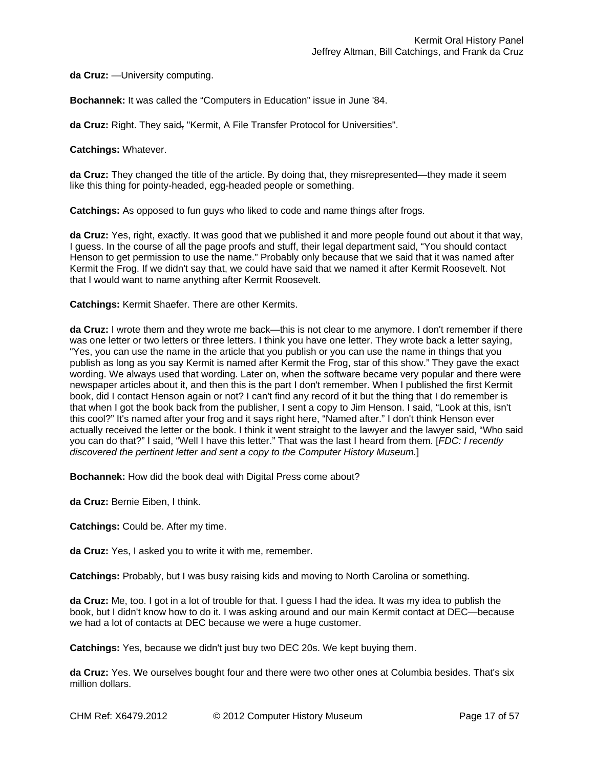**da Cruz:** —University computing.

**Bochannek:** It was called the “Computers in Education” issue in June '84.

**da Cruz:** Right. They said, "Kermit, A File Transfer Protocol for Universities".

**Catchings:** Whatever.

**da Cruz:** They changed the title of the article. By doing that, they misrepresented—they made it seem like this thing for pointy-headed, egg-headed people or something.

**Catchings:** As opposed to fun guys who liked to code and name things after frogs.

**da Cruz:** Yes, right, exactly. It was good that we published it and more people found out about it that way, I guess. In the course of all the page proofs and stuff, their legal department said, “You should contact Henson to get permission to use the name.” Probably only because that we said that it was named after Kermit the Frog. If we didn't say that, we could have said that we named it after Kermit Roosevelt. Not that I would want to name anything after Kermit Roosevelt.

**Catchings:** Kermit Shaefer. There are other Kermits.

**da Cruz:** I wrote them and they wrote me back—this is not clear to me anymore. I don't remember if there was one letter or two letters or three letters. I think you have one letter. They wrote back a letter saying, “Yes, you can use the name in the article that you publish or you can use the name in things that you publish as long as you say Kermit is named after Kermit the Frog, star of this show.” They gave the exact wording. We always used that wording. Later on, when the software became very popular and there were newspaper articles about it, and then this is the part I don't remember. When I published the first Kermit book, did I contact Henson again or not? I can't find any record of it but the thing that I do remember is that when I got the book back from the publisher, I sent a copy to Jim Henson. I said, “Look at this, isn't this cool?” It's named after your frog and it says right here, “Named after.” I don't think Henson ever actually received the letter or the book. I think it went straight to the lawyer and the lawyer said, “Who said you can do that?” I said, “Well I have this letter.” That was the last I heard from them. [*FDC: I recently discovered the pertinent letter and sent a copy to the Computer History Museum.*]

**Bochannek:** How did the book deal with Digital Press come about?

**da Cruz:** Bernie Eiben, I think.

**Catchings:** Could be. After my time.

**da Cruz:** Yes, I asked you to write it with me, remember.

**Catchings:** Probably, but I was busy raising kids and moving to North Carolina or something.

**da Cruz:** Me, too. I got in a lot of trouble for that. I guess I had the idea. It was my idea to publish the book, but I didn't know how to do it. I was asking around and our main Kermit contact at DEC—because we had a lot of contacts at DEC because we were a huge customer.

**Catchings:** Yes, because we didn't just buy two DEC 20s. We kept buying them.

**da Cruz:** Yes. We ourselves bought four and there were two other ones at Columbia besides. That's six million dollars.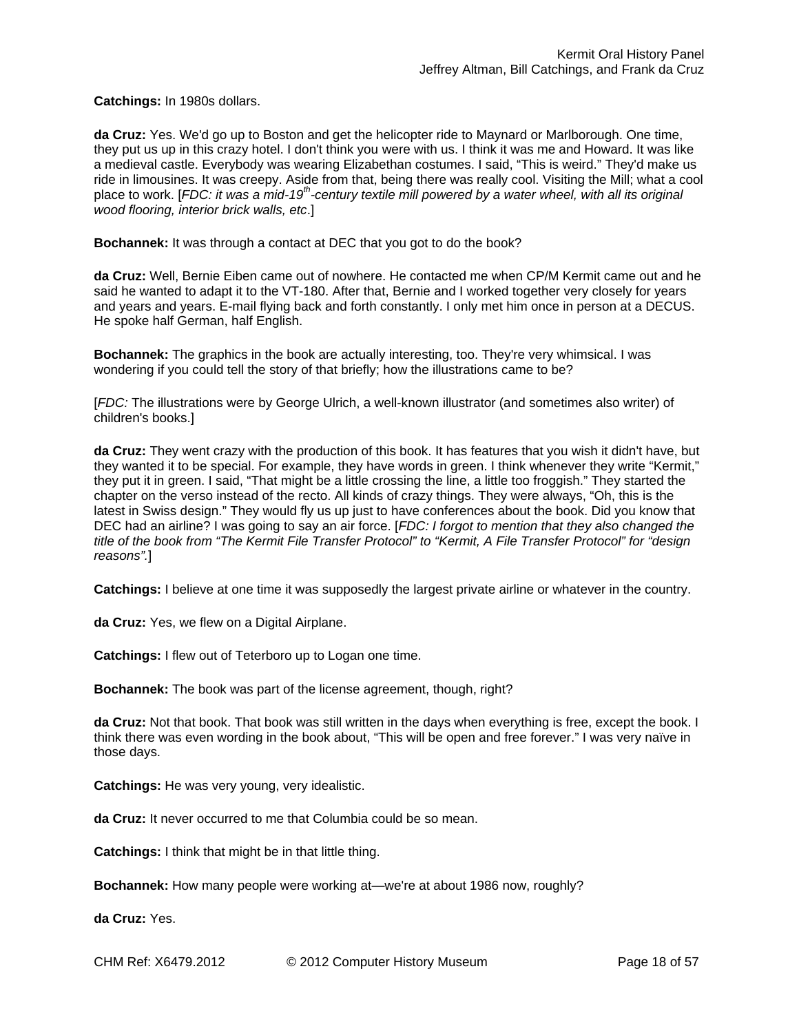**Catchings:** In 1980s dollars.

**da Cruz:** Yes. We'd go up to Boston and get the helicopter ride to Maynard or Marlborough. One time, they put us up in this crazy hotel. I don't think you were with us. I think it was me and Howard. It was like a medieval castle. Everybody was wearing Elizabethan costumes. I said, "This is weird." They'd make us ride in limousines. It was creepy. Aside from that, being there was really cool. Visiting the Mill; what a cool place to work. [*FDC: it was a mid-19th-century textile mill powered by a water wheel, with all its original wood flooring, interior brick walls, etc*.]

**Bochannek:** It was through a contact at DEC that you got to do the book?

**da Cruz:** Well, Bernie Eiben came out of nowhere. He contacted me when CP/M Kermit came out and he said he wanted to adapt it to the VT-180. After that, Bernie and I worked together very closely for years and years and years. E-mail flying back and forth constantly. I only met him once in person at a DECUS. He spoke half German, half English.

**Bochannek:** The graphics in the book are actually interesting, too. They're very whimsical. I was wondering if you could tell the story of that briefly; how the illustrations came to be?

[*FDC:* The illustrations were by George Ulrich, a well-known illustrator (and sometimes also writer) of children's books.]

**da Cruz:** They went crazy with the production of this book. It has features that you wish it didn't have, but they wanted it to be special. For example, they have words in green. I think whenever they write "Kermit," they put it in green. I said, "That might be a little crossing the line, a little too froggish." They started the chapter on the verso instead of the recto. All kinds of crazy things. They were always, "Oh, this is the latest in Swiss design." They would fly us up just to have conferences about the book. Did you know that DEC had an airline? I was going to say an air force. [*FDC: I forgot to mention that they also changed the title of the book from "The Kermit File Transfer Protocol" to "Kermit, A File Transfer Protocol" for "design reasons".*]

**Catchings:** I believe at one time it was supposedly the largest private airline or whatever in the country.

**da Cruz:** Yes, we flew on a Digital Airplane.

**Catchings:** I flew out of Teterboro up to Logan one time.

**Bochannek:** The book was part of the license agreement, though, right?

**da Cruz:** Not that book. That book was still written in the days when everything is free, except the book. I think there was even wording in the book about, "This will be open and free forever." I was very naïve in those days.

**Catchings:** He was very young, very idealistic.

**da Cruz:** It never occurred to me that Columbia could be so mean.

**Catchings:** I think that might be in that little thing.

**Bochannek:** How many people were working at—we're at about 1986 now, roughly?

**da Cruz:** Yes.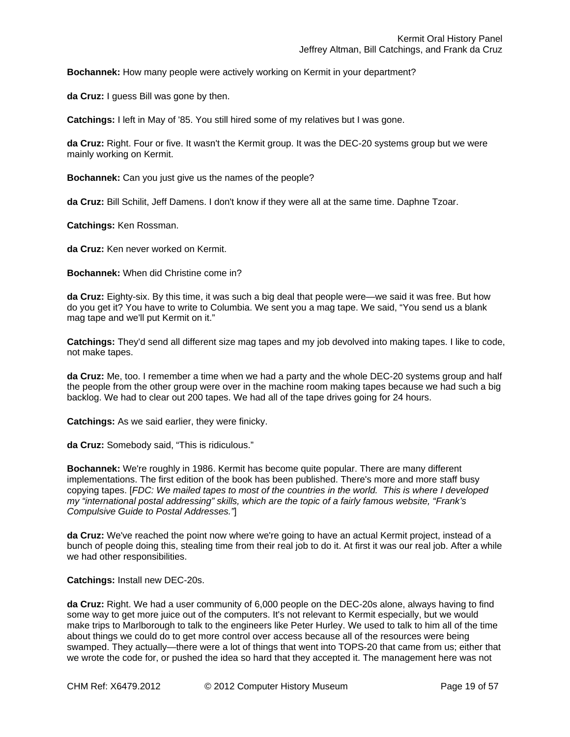**Bochannek:** How many people were actively working on Kermit in your department?

**da Cruz:** I guess Bill was gone by then.

**Catchings:** I left in May of '85. You still hired some of my relatives but I was gone.

**da Cruz:** Right. Four or five. It wasn't the Kermit group. It was the DEC-20 systems group but we were mainly working on Kermit.

**Bochannek:** Can you just give us the names of the people?

**da Cruz:** Bill Schilit, Jeff Damens. I don't know if they were all at the same time. Daphne Tzoar.

**Catchings:** Ken Rossman.

**da Cruz:** Ken never worked on Kermit.

**Bochannek:** When did Christine come in?

**da Cruz:** Eighty-six. By this time, it was such a big deal that people were—we said it was free. But how do you get it? You have to write to Columbia. We sent you a mag tape. We said, "You send us a blank mag tape and we'll put Kermit on it."

**Catchings:** They'd send all different size mag tapes and my job devolved into making tapes. I like to code, not make tapes.

**da Cruz:** Me, too. I remember a time when we had a party and the whole DEC-20 systems group and half the people from the other group were over in the machine room making tapes because we had such a big backlog. We had to clear out 200 tapes. We had all of the tape drives going for 24 hours.

**Catchings:** As we said earlier, they were finicky.

**da Cruz:** Somebody said, "This is ridiculous."

**Bochannek:** We're roughly in 1986. Kermit has become quite popular. There are many different implementations. The first edition of the book has been published. There's more and more staff busy copying tapes. [*FDC: We mailed tapes to most of the countries in the world. This is where I developed my "international postal addressing" skills, which are the topic of a fairly famous website, "Frank's Compulsive Guide to Postal Addresses."*]

**da Cruz:** We've reached the point now where we're going to have an actual Kermit project, instead of a bunch of people doing this, stealing time from their real job to do it. At first it was our real job. After a while we had other responsibilities.

**Catchings:** Install new DEC-20s.

**da Cruz:** Right. We had a user community of 6,000 people on the DEC-20s alone, always having to find some way to get more juice out of the computers. It's not relevant to Kermit especially, but we would make trips to Marlborough to talk to the engineers like Peter Hurley. We used to talk to him all of the time about things we could do to get more control over access because all of the resources were being swamped. They actually—there were a lot of things that went into TOPS-20 that came from us; either that we wrote the code for, or pushed the idea so hard that they accepted it. The management here was not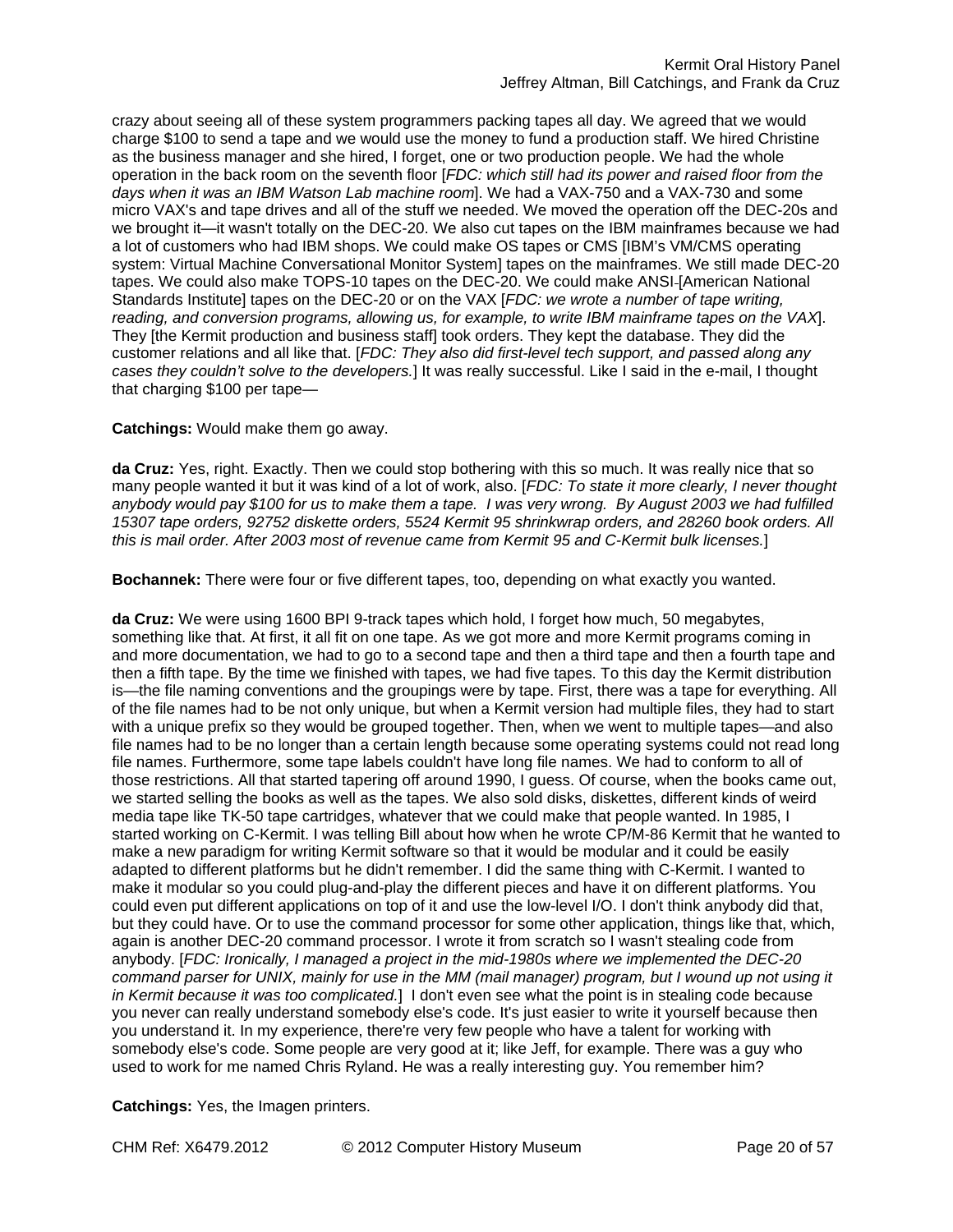crazy about seeing all of these system programmers packing tapes all day. We agreed that we would charge $100 to send a tape and we would use the money to fund a production staff. We hired Christine as the business manager and she hired, I forget, one or two production people. We had the whole operation in the back room on the seventh floor [*FDC: which still had its power and raised floor from the days when it was an IBM Watson Lab machine room*]. We had a VAX-750 and a VAX-730 and some micro VAX's and tape drives and all of the stuff we needed. We moved the operation off the DEC-20s and we brought it—it wasn't totally on the DEC-20. We also cut tapes on the IBM mainframes because we had a lot of customers who had IBM shops. We could make OS tapes or CMS [IBM's VM/CMS operating system: Virtual Machine Conversational Monitor System] tapes on the mainframes. We still made DEC-20 tapes. We could also make TOPS-10 tapes on the DEC-20. We could make ANSI [American National Standards Institute] tapes on the DEC-20 or on the VAX [*FDC: we wrote a number of tape writing, reading, and conversion programs, allowing us, for example, to write IBM mainframe tapes on the VAX*]. They [the Kermit production and business staff] took orders. They kept the database. They did the customer relations and all like that. [*FDC: They also did first-level tech support, and passed along any cases they couldn't solve to the developers.*] It was really successful. Like I said in the e-mail, I thought that charging $100 per tape—

**Catchings:** Would make them go away.

**da Cruz:** Yes, right. Exactly. Then we could stop bothering with this so much. It was really nice that so many people wanted it but it was kind of a lot of work, also. [*FDC: To state it more clearly, I never thought anybody would pay $100 for us to make them a tape. I was very wrong. By August 2003 we had fulfilled 15307 tape orders, 92752 diskette orders, 5524 Kermit 95 shrinkwrap orders, and 28260 book orders. All this is mail order. After 2003 most of revenue came from Kermit 95 and C-Kermit bulk licenses.*]

**Bochannek:** There were four or five different tapes, too, depending on what exactly you wanted.

**da Cruz:** We were using 1600 BPI 9-track tapes which hold, I forget how much, 50 megabytes, something like that. At first, it all fit on one tape. As we got more and more Kermit programs coming in and more documentation, we had to go to a second tape and then a third tape and then a fourth tape and then a fifth tape. By the time we finished with tapes, we had five tapes. To this day the Kermit distribution is—the file naming conventions and the groupings were by tape. First, there was a tape for everything. All of the file names had to be not only unique, but when a Kermit version had multiple files, they had to start with a unique prefix so they would be grouped together. Then, when we went to multiple tapes—and also file names had to be no longer than a certain length because some operating systems could not read long file names. Furthermore, some tape labels couldn't have long file names. We had to conform to all of those restrictions. All that started tapering off around 1990, I guess. Of course, when the books came out, we started selling the books as well as the tapes. We also sold disks, diskettes, different kinds of weird media tape like TK-50 tape cartridges, whatever that we could make that people wanted. In 1985, I started working on C-Kermit. I was telling Bill about how when he wrote CP/M-86 Kermit that he wanted to make a new paradigm for writing Kermit software so that it would be modular and it could be easily adapted to different platforms but he didn't remember. I did the same thing with C-Kermit. I wanted to make it modular so you could plug-and-play the different pieces and have it on different platforms. You could even put different applications on top of it and use the low-level I/O. I don't think anybody did that, but they could have. Or to use the command processor for some other application, things like that, which, again is another DEC-20 command processor. I wrote it from scratch so I wasn't stealing code from anybody. [*FDC: Ironically, I managed a project in the mid-1980s where we implemented the DEC-20 command parser for UNIX, mainly for use in the MM (mail manager) program, but I wound up not using it in Kermit because it was too complicated.*] I don't even see what the point is in stealing code because you never can really understand somebody else's code. It's just easier to write it yourself because then you understand it. In my experience, there're very few people who have a talent for working with somebody else's code. Some people are very good at it; like Jeff, for example. There was a guy who used to work for me named Chris Ryland. He was a really interesting guy. You remember him?

**Catchings:** Yes, the Imagen printers.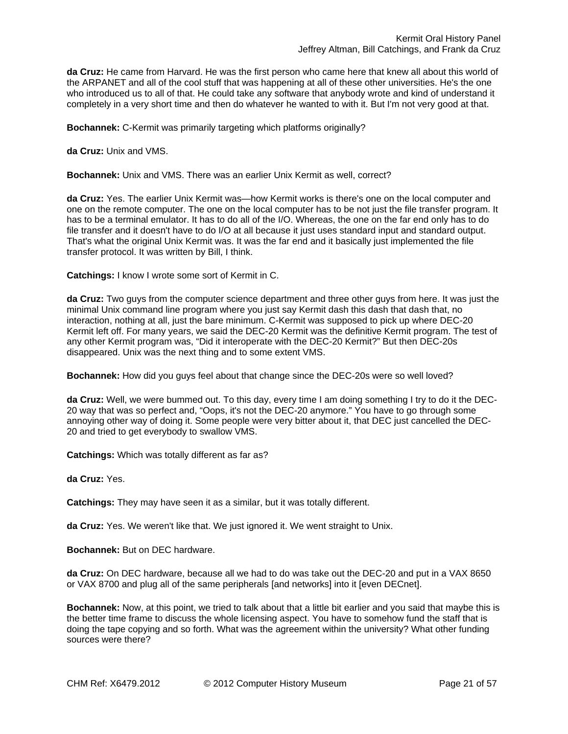**da Cruz:** He came from Harvard. He was the first person who came here that knew all about this world of the ARPANET and all of the cool stuff that was happening at all of these other universities. He's the one who introduced us to all of that. He could take any software that anybody wrote and kind of understand it completely in a very short time and then do whatever he wanted to with it. But I'm not very good at that.

**Bochannek:** C-Kermit was primarily targeting which platforms originally?

**da Cruz:** Unix and VMS.

**Bochannek:** Unix and VMS. There was an earlier Unix Kermit as well, correct?

**da Cruz:** Yes. The earlier Unix Kermit was—how Kermit works is there's one on the local computer and one on the remote computer. The one on the local computer has to be not just the file transfer program. It has to be a terminal emulator. It has to do all of the I/O. Whereas, the one on the far end only has to do file transfer and it doesn't have to do I/O at all because it just uses standard input and standard output. That's what the original Unix Kermit was. It was the far end and it basically just implemented the file transfer protocol. It was written by Bill, I think.

**Catchings:** I know I wrote some sort of Kermit in C.

**da Cruz:** Two guys from the computer science department and three other guys from here. It was just the minimal Unix command line program where you just say Kermit dash this dash that dash that, no interaction, nothing at all, just the bare minimum. C-Kermit was supposed to pick up where DEC-20 Kermit left off. For many years, we said the DEC-20 Kermit was the definitive Kermit program. The test of any other Kermit program was, "Did it interoperate with the DEC-20 Kermit?" But then DEC-20s disappeared. Unix was the next thing and to some extent VMS.

**Bochannek:** How did you guys feel about that change since the DEC-20s were so well loved?

**da Cruz:** Well, we were bummed out. To this day, every time I am doing something I try to do it the DEC-20 way that was so perfect and, "Oops, it's not the DEC-20 anymore." You have to go through some annoying other way of doing it. Some people were very bitter about it, that DEC just cancelled the DEC-20 and tried to get everybody to swallow VMS.

**Catchings:** Which was totally different as far as?

**da Cruz:** Yes.

**Catchings:** They may have seen it as a similar, but it was totally different.

**da Cruz:** Yes. We weren't like that. We just ignored it. We went straight to Unix.

**Bochannek:** But on DEC hardware.

**da Cruz:** On DEC hardware, because all we had to do was take out the DEC-20 and put in a VAX 8650 or VAX 8700 and plug all of the same peripherals [and networks] into it [even DECnet].

**Bochannek:** Now, at this point, we tried to talk about that a little bit earlier and you said that maybe this is the better time frame to discuss the whole licensing aspect. You have to somehow fund the staff that is doing the tape copying and so forth. What was the agreement within the university? What other funding sources were there?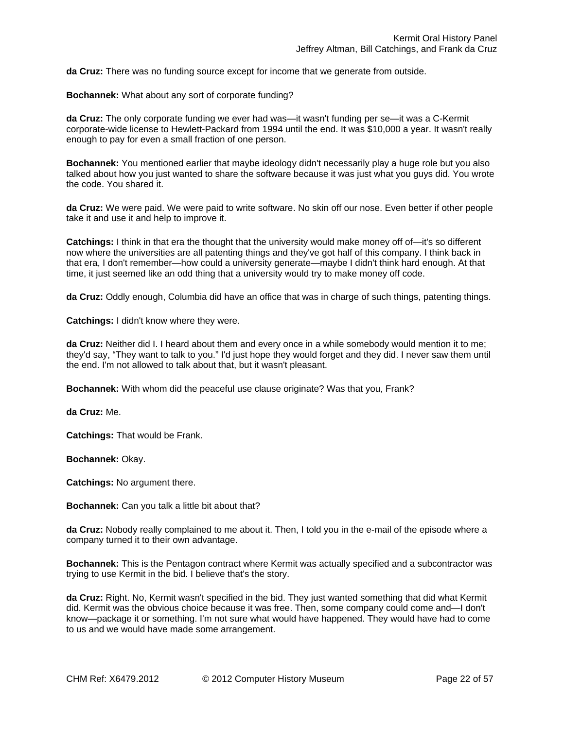**da Cruz:** There was no funding source except for income that we generate from outside.

**Bochannek:** What about any sort of corporate funding?

**da Cruz:** The only corporate funding we ever had was—it wasn't funding per se—it was a C-Kermit corporate-wide license to Hewlett-Packard from 1994 until the end. It was $10,000 a year. It wasn't really enough to pay for even a small fraction of one person.

**Bochannek:** You mentioned earlier that maybe ideology didn't necessarily play a huge role but you also talked about how you just wanted to share the software because it was just what you guys did. You wrote the code. You shared it.

**da Cruz:** We were paid. We were paid to write software. No skin off our nose. Even better if other people take it and use it and help to improve it.

**Catchings:** I think in that era the thought that the university would make money off of—it's so different now where the universities are all patenting things and they've got half of this company. I think back in that era, I don't remember—how could a university generate—maybe I didn't think hard enough. At that time, it just seemed like an odd thing that a university would try to make money off code.

**da Cruz:** Oddly enough, Columbia did have an office that was in charge of such things, patenting things.

**Catchings:** I didn't know where they were.

**da Cruz:** Neither did I. I heard about them and every once in a while somebody would mention it to me; they'd say, "They want to talk to you." I'd just hope they would forget and they did. I never saw them until the end. I'm not allowed to talk about that, but it wasn't pleasant.

**Bochannek:** With whom did the peaceful use clause originate? Was that you, Frank?

**da Cruz:** Me.

**Catchings:** That would be Frank.

**Bochannek:** Okay.

**Catchings:** No argument there.

**Bochannek:** Can you talk a little bit about that?

**da Cruz:** Nobody really complained to me about it. Then, I told you in the e-mail of the episode where a company turned it to their own advantage.

**Bochannek:** This is the Pentagon contract where Kermit was actually specified and a subcontractor was trying to use Kermit in the bid. I believe that's the story.

**da Cruz:** Right. No, Kermit wasn't specified in the bid. They just wanted something that did what Kermit did. Kermit was the obvious choice because it was free. Then, some company could come and—I don't know—package it or something. I'm not sure what would have happened. They would have had to come to us and we would have made some arrangement.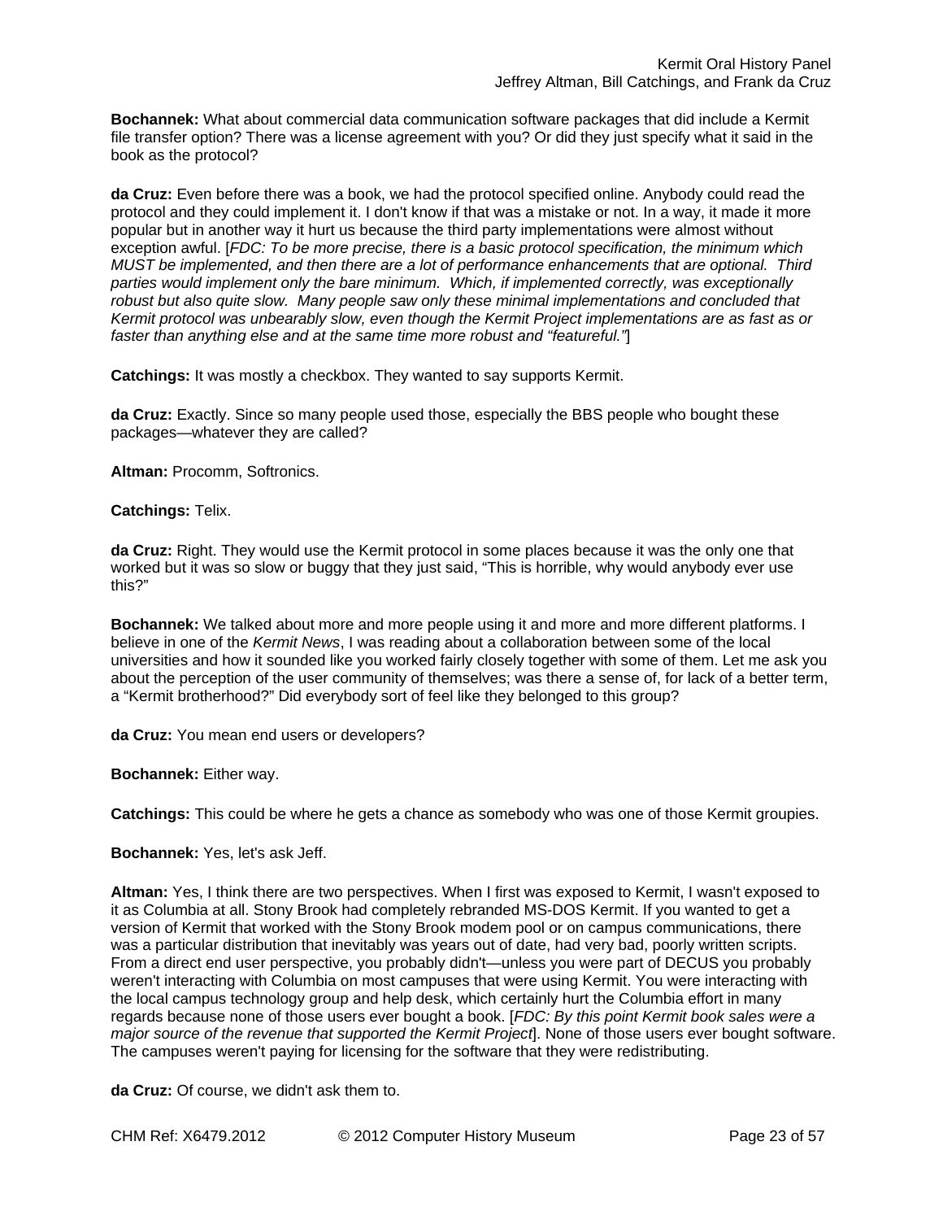**Bochannek:** What about commercial data communication software packages that did include a Kermit file transfer option? There was a license agreement with you? Or did they just specify what it said in the book as the protocol?

**da Cruz:** Even before there was a book, we had the protocol specified online. Anybody could read the protocol and they could implement it. I don't know if that was a mistake or not. In a way, it made it more popular but in another way it hurt us because the third party implementations were almost without exception awful. [*FDC: To be more precise, there is a basic protocol specification, the minimum which MUST be implemented, and then there are a lot of performance enhancements that are optional. Third parties would implement only the bare minimum. Which, if implemented correctly, was exceptionally robust but also quite slow. Many people saw only these minimal implementations and concluded that Kermit protocol was unbearably slow, even though the Kermit Project implementations are as fast as or faster than anything else and at the same time more robust and "featureful."*]

**Catchings:** It was mostly a checkbox. They wanted to say supports Kermit.

**da Cruz:** Exactly. Since so many people used those, especially the BBS people who bought these packages—whatever they are called?

**Altman:** Procomm, Softronics.

**Catchings:** Telix.

**da Cruz:** Right. They would use the Kermit protocol in some places because it was the only one that worked but it was so slow or buggy that they just said, "This is horrible, why would anybody ever use this?"

**Bochannek:** We talked about more and more people using it and more and more different platforms. I believe in one of the *Kermit News*, I was reading about a collaboration between some of the local universities and how it sounded like you worked fairly closely together with some of them. Let me ask you about the perception of the user community of themselves; was there a sense of, for lack of a better term, a "Kermit brotherhood?" Did everybody sort of feel like they belonged to this group?

**da Cruz:** You mean end users or developers?

**Bochannek:** Either way.

**Catchings:** This could be where he gets a chance as somebody who was one of those Kermit groupies.

**Bochannek:** Yes, let's ask Jeff.

**Altman:** Yes, I think there are two perspectives. When I first was exposed to Kermit, I wasn't exposed to it as Columbia at all. Stony Brook had completely rebranded MS-DOS Kermit. If you wanted to get a version of Kermit that worked with the Stony Brook modem pool or on campus communications, there was a particular distribution that inevitably was years out of date, had very bad, poorly written scripts. From a direct end user perspective, you probably didn't—unless you were part of DECUS you probably weren't interacting with Columbia on most campuses that were using Kermit. You were interacting with the local campus technology group and help desk, which certainly hurt the Columbia effort in many regards because none of those users ever bought a book. [*FDC: By this point Kermit book sales were a major source of the revenue that supported the Kermit Project*]. None of those users ever bought software. The campuses weren't paying for licensing for the software that they were redistributing.

**da Cruz:** Of course, we didn't ask them to.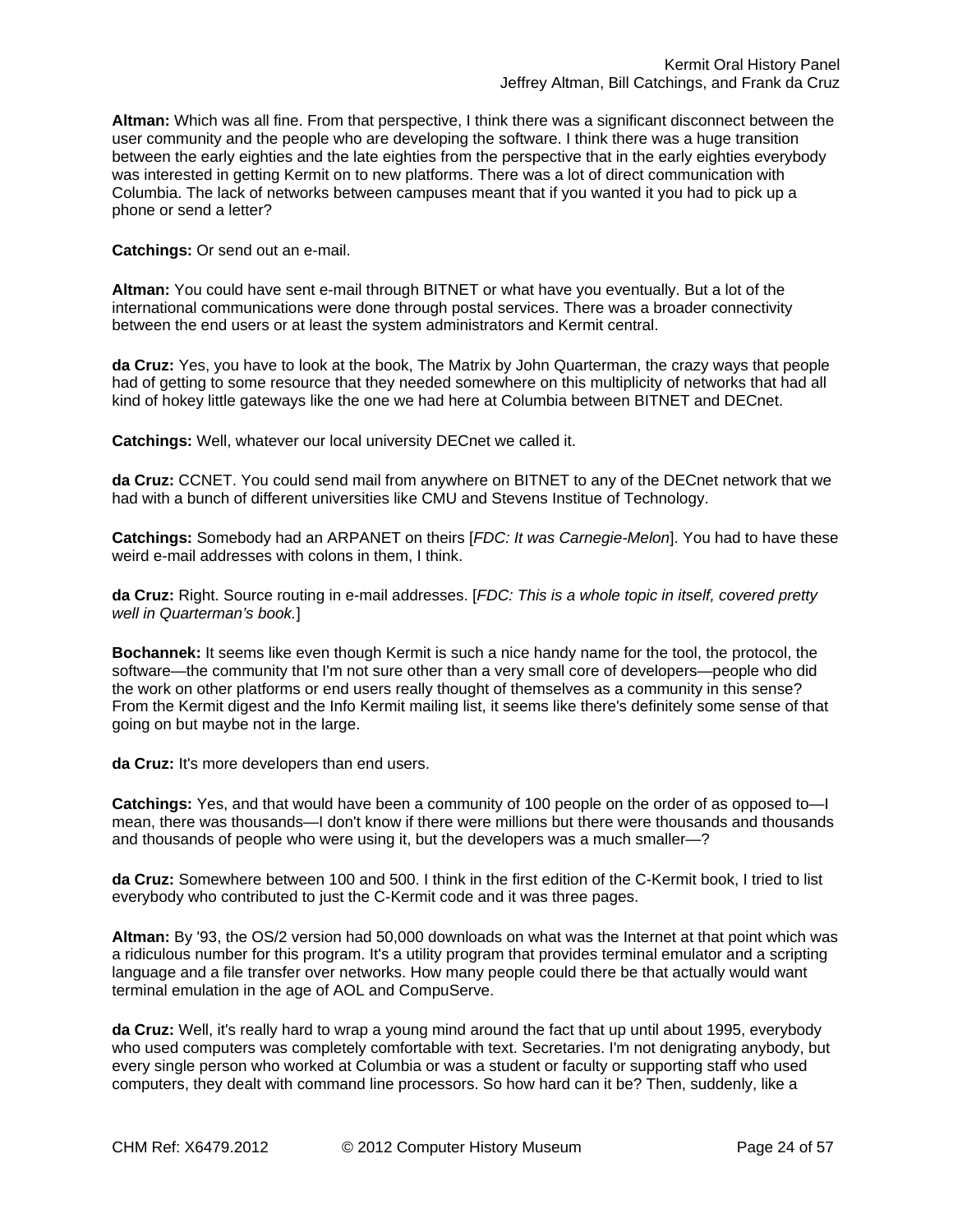**Altman:** Which was all fine. From that perspective, I think there was a significant disconnect between the user community and the people who are developing the software. I think there was a huge transition between the early eighties and the late eighties from the perspective that in the early eighties everybody was interested in getting Kermit on to new platforms. There was a lot of direct communication with Columbia. The lack of networks between campuses meant that if you wanted it you had to pick up a phone or send a letter?

**Catchings:** Or send out an e-mail.

**Altman:** You could have sent e-mail through BITNET or what have you eventually. But a lot of the international communications were done through postal services. There was a broader connectivity between the end users or at least the system administrators and Kermit central.

**da Cruz:** Yes, you have to look at the book, The Matrix by John Quarterman, the crazy ways that people had of getting to some resource that they needed somewhere on this multiplicity of networks that had all kind of hokey little gateways like the one we had here at Columbia between BITNET and DECnet.

**Catchings:** Well, whatever our local university DECnet we called it.

**da Cruz:** CCNET. You could send mail from anywhere on BITNET to any of the DECnet network that we had with a bunch of different universities like CMU and Stevens Institue of Technology.

**Catchings:** Somebody had an ARPANET on theirs [*FDC: It was Carnegie-Melon*]. You had to have these weird e-mail addresses with colons in them, I think.

**da Cruz:** Right. Source routing in e-mail addresses. [*FDC: This is a whole topic in itself, covered pretty well in Quarterman's book.*]

**Bochannek:** It seems like even though Kermit is such a nice handy name for the tool, the protocol, the software—the community that I'm not sure other than a very small core of developers—people who did the work on other platforms or end users really thought of themselves as a community in this sense? From the Kermit digest and the Info Kermit mailing list, it seems like there's definitely some sense of that going on but maybe not in the large.

**da Cruz:** It's more developers than end users.

**Catchings:** Yes, and that would have been a community of 100 people on the order of as opposed to—I mean, there was thousands—I don't know if there were millions but there were thousands and thousands and thousands of people who were using it, but the developers was a much smaller—?

**da Cruz:** Somewhere between 100 and 500. I think in the first edition of the C-Kermit book, I tried to list everybody who contributed to just the C-Kermit code and it was three pages.

**Altman:** By '93, the OS/2 version had 50,000 downloads on what was the Internet at that point which was a ridiculous number for this program. It's a utility program that provides terminal emulator and a scripting language and a file transfer over networks. How many people could there be that actually would want terminal emulation in the age of AOL and CompuServe.

**da Cruz:** Well, it's really hard to wrap a young mind around the fact that up until about 1995, everybody who used computers was completely comfortable with text. Secretaries. I'm not denigrating anybody, but every single person who worked at Columbia or was a student or faculty or supporting staff who used computers, they dealt with command line processors. So how hard can it be? Then, suddenly, like a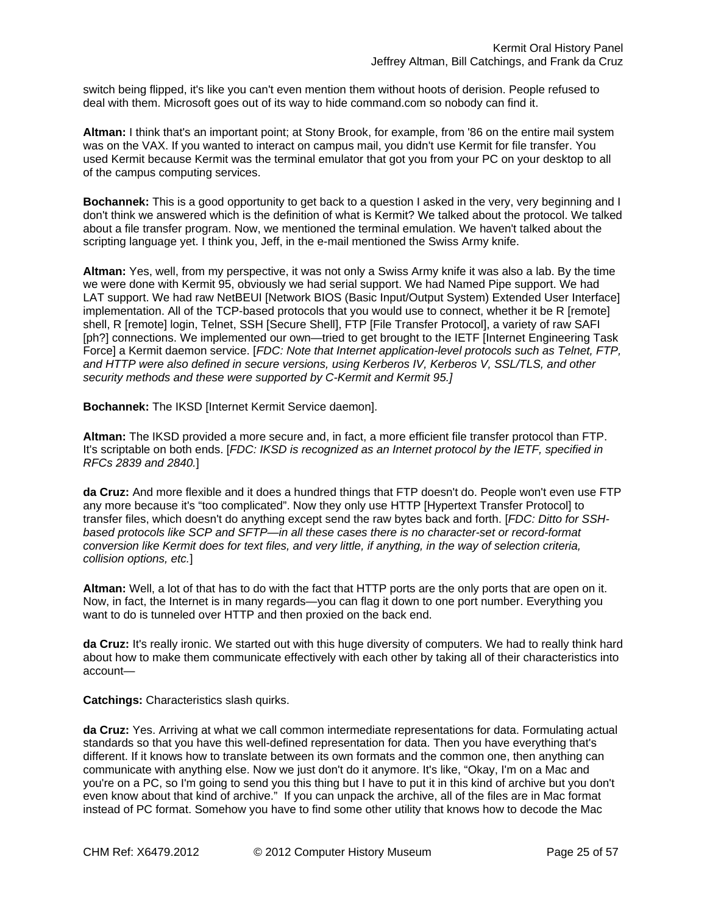switch being flipped, it's like you can't even mention them without hoots of derision. People refused to deal with them. Microsoft goes out of its way to hide command.com so nobody can find it.

**Altman:** I think that's an important point; at Stony Brook, for example, from '86 on the entire mail system was on the VAX. If you wanted to interact on campus mail, you didn't use Kermit for file transfer. You used Kermit because Kermit was the terminal emulator that got you from your PC on your desktop to all of the campus computing services.

**Bochannek:** This is a good opportunity to get back to a question I asked in the very, very beginning and I don't think we answered which is the definition of what is Kermit? We talked about the protocol. We talked about a file transfer program. Now, we mentioned the terminal emulation. We haven't talked about the scripting language yet. I think you, Jeff, in the e-mail mentioned the Swiss Army knife.

**Altman:** Yes, well, from my perspective, it was not only a Swiss Army knife it was also a lab. By the time we were done with Kermit 95, obviously we had serial support. We had Named Pipe support. We had LAT support. We had raw NetBEUI [Network BIOS (Basic Input/Output System) Extended User Interface] implementation. All of the TCP-based protocols that you would use to connect, whether it be R [remote] shell, R [remote] login, Telnet, SSH [Secure Shell], FTP [File Transfer Protocol], a variety of raw SAFI [ph?] connections. We implemented our own—tried to get brought to the IETF [Internet Engineering Task Force] a Kermit daemon service. [*FDC: Note that Internet application-level protocols such as Telnet, FTP, and HTTP were also defined in secure versions, using Kerberos IV, Kerberos V, SSL/TLS, and other security methods and these were supported by C-Kermit and Kermit 95.]*

**Bochannek:** The IKSD [Internet Kermit Service daemon].

**Altman:** The IKSD provided a more secure and, in fact, a more efficient file transfer protocol than FTP. It's scriptable on both ends. [*FDC: IKSD is recognized as an Internet protocol by the IETF, specified in RFCs 2839 and 2840.*]

**da Cruz:** And more flexible and it does a hundred things that FTP doesn't do. People won't even use FTP any more because it's "too complicated". Now they only use HTTP [Hypertext Transfer Protocol] to transfer files, which doesn't do anything except send the raw bytes back and forth. [*FDC: Ditto for SSH-based protocols like SCP and SFTP—in all these cases there is no character-set or record-format conversion like Kermit does for text files, and very little, if anything, in the way of selection criteria, collision options, etc.*]

**Altman:** Well, a lot of that has to do with the fact that HTTP ports are the only ports that are open on it. Now, in fact, the Internet is in many regards—you can flag it down to one port number. Everything you want to do is tunneled over HTTP and then proxied on the back end.

**da Cruz:** It's really ironic. We started out with this huge diversity of computers. We had to really think hard about how to make them communicate effectively with each other by taking all of their characteristics into account—

**Catchings:** Characteristics slash quirks.

**da Cruz:** Yes. Arriving at what we call common intermediate representations for data. Formulating actual standards so that you have this well-defined representation for data. Then you have everything that's different. If it knows how to translate between its own formats and the common one, then anything can communicate with anything else. Now we just don't do it anymore. It's like, "Okay, I'm on a Mac and you're on a PC, so I'm going to send you this thing but I have to put it in this kind of archive but you don't even know about that kind of archive." If you can unpack the archive, all of the files are in Mac format instead of PC format. Somehow you have to find some other utility that knows how to decode the Mac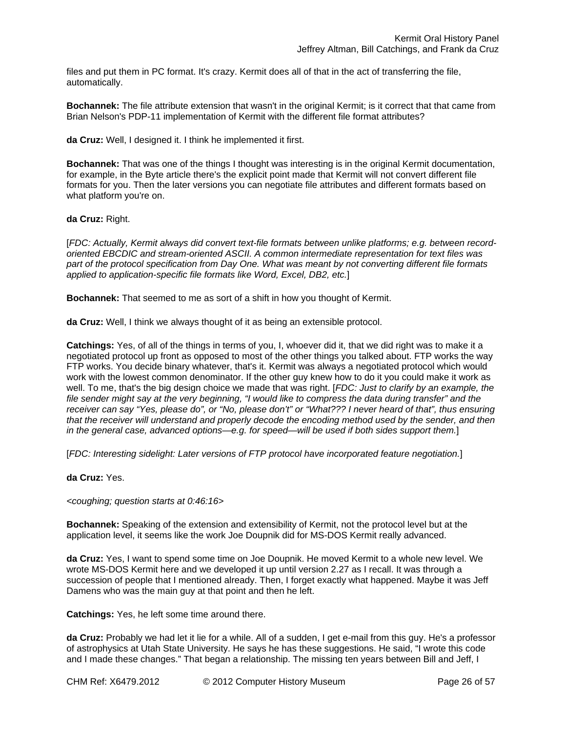files and put them in PC format. It's crazy. Kermit does all of that in the act of transferring the file, automatically.

**Bochannek:** The file attribute extension that wasn't in the original Kermit; is it correct that that came from Brian Nelson's PDP-11 implementation of Kermit with the different file format attributes?

**da Cruz:** Well, I designed it. I think he implemented it first.

**Bochannek:** That was one of the things I thought was interesting is in the original Kermit documentation, for example, in the Byte article there's the explicit point made that Kermit will not convert different file formats for you. Then the later versions you can negotiate file attributes and different formats based on what platform you're on.

**da Cruz:** Right.

[*FDC: Actually, Kermit always did convert text-file formats between unlike platforms; e.g. between record-oriented EBCDIC and stream-oriented ASCII. A common intermediate representation for text files was part of the protocol specification from Day One. What was meant by not converting different file formats applied to application-specific file formats like Word, Excel, DB2, etc.*]

**Bochannek:** That seemed to me as sort of a shift in how you thought of Kermit.

**da Cruz:** Well, I think we always thought of it as being an extensible protocol.

**Catchings:** Yes, of all of the things in terms of you, I, whoever did it, that we did right was to make it a negotiated protocol up front as opposed to most of the other things you talked about. FTP works the way FTP works. You decide binary whatever, that's it. Kermit was always a negotiated protocol which would work with the lowest common denominator. If the other guy knew how to do it you could make it work as well. To me, that's the big design choice we made that was right. [*FDC: Just to clarify by an example, the file sender might say at the very beginning, "I would like to compress the data during transfer" and the receiver can say "Yes, please do", or "No, please don't" or "What??? I never heard of that", thus ensuring that the receiver will understand and properly decode the encoding method used by the sender, and then in the general case, advanced options—e.g. for speed—will be used if both sides support them.*]

[*FDC: Interesting sidelight: Later versions of FTP protocol have incorporated feature negotiation.*]

**da Cruz:** Yes.

*<coughing; question starts at 0:46:16>*

**Bochannek:** Speaking of the extension and extensibility of Kermit, not the protocol level but at the application level, it seems like the work Joe Doupnik did for MS-DOS Kermit really advanced.

**da Cruz:** Yes, I want to spend some time on Joe Doupnik. He moved Kermit to a whole new level. We wrote MS-DOS Kermit here and we developed it up until version 2.27 as I recall. It was through a succession of people that I mentioned already. Then, I forget exactly what happened. Maybe it was Jeff Damens who was the main guy at that point and then he left.

**Catchings:** Yes, he left some time around there.

**da Cruz:** Probably we had let it lie for a while. All of a sudden, I get e-mail from this guy. He's a professor of astrophysics at Utah State University. He says he has these suggestions. He said, "I wrote this code and I made these changes." That began a relationship. The missing ten years between Bill and Jeff, I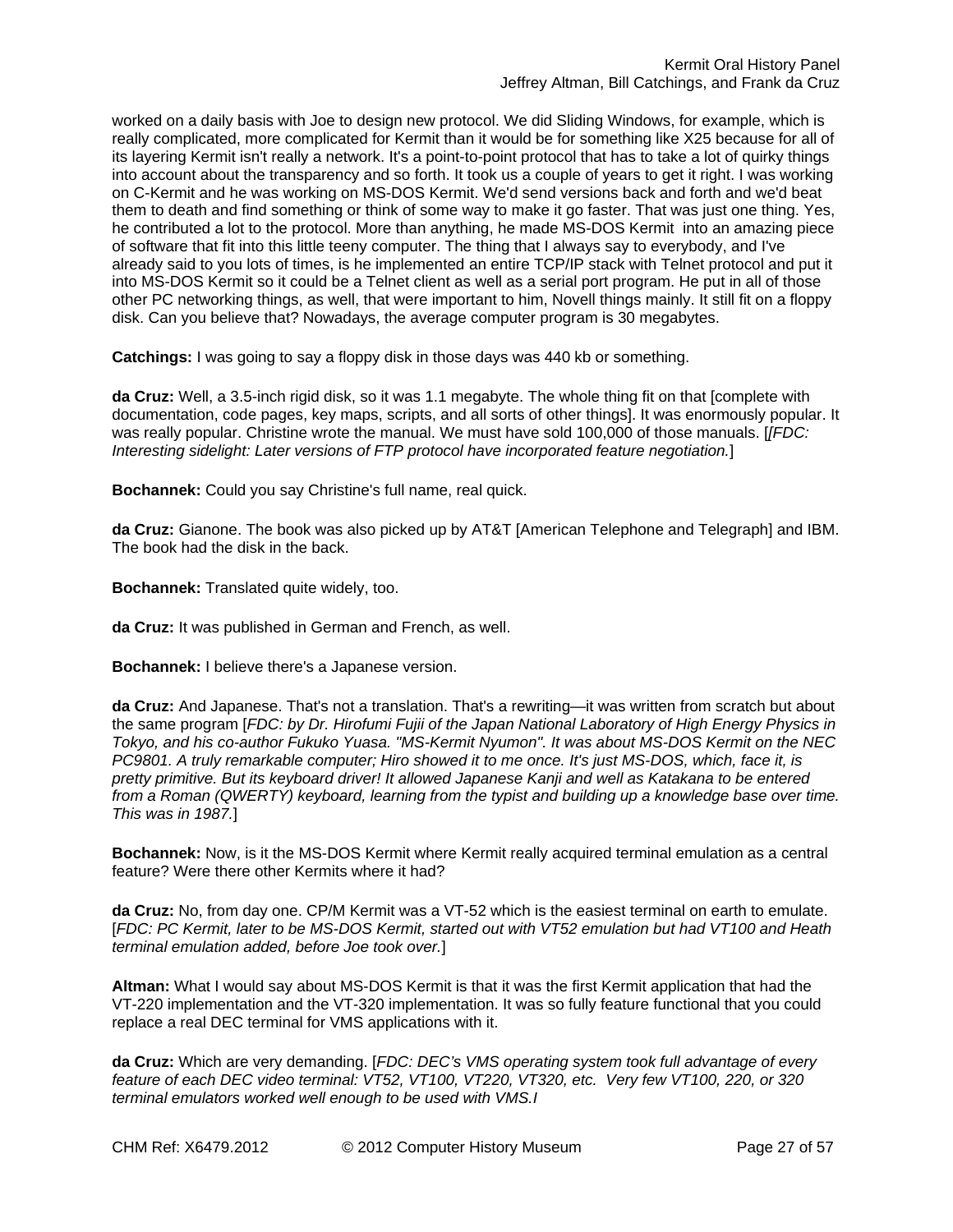worked on a daily basis with Joe to design new protocol. We did Sliding Windows, for example, which is really complicated, more complicated for Kermit than it would be for something like X25 because for all of its layering Kermit isn't really a network. It's a point-to-point protocol that has to take a lot of quirky things into account about the transparency and so forth. It took us a couple of years to get it right. I was working on C-Kermit and he was working on MS-DOS Kermit. We'd send versions back and forth and we'd beat them to death and find something or think of some way to make it go faster. That was just one thing. Yes, he contributed a lot to the protocol. More than anything, he made MS-DOS Kermit into an amazing piece of software that fit into this little teeny computer. The thing that I always say to everybody, and I've already said to you lots of times, is he implemented an entire TCP/IP stack with Telnet protocol and put it into MS-DOS Kermit so it could be a Telnet client as well as a serial port program. He put in all of those other PC networking things, as well, that were important to him, Novell things mainly. It still fit on a floppy disk. Can you believe that? Nowadays, the average computer program is 30 megabytes.

**Catchings:** I was going to say a floppy disk in those days was 440 kb or something.

**da Cruz:** Well, a 3.5-inch rigid disk, so it was 1.1 megabyte. The whole thing fit on that [complete with documentation, code pages, key maps, scripts, and all sorts of other things]. It was enormously popular. It was really popular. Christine wrote the manual. We must have sold 100,000 of those manuals. [*FDC: Interesting sidelight: Later versions of FTP protocol have incorporated feature negotiation.*]

**Bochannek:** Could you say Christine's full name, real quick.

**da Cruz:** Gianone. The book was also picked up by AT&T [American Telephone and Telegraph] and IBM. The book had the disk in the back.

**Bochannek:** Translated quite widely, too.

**da Cruz:** It was published in German and French, as well.

**Bochannek:** I believe there's a Japanese version.

**da Cruz:** And Japanese. That's not a translation. That's a rewriting—it was written from scratch but about the same program [*FDC: by Dr. Hirofumi Fujii of the Japan National Laboratory of High Energy Physics in Tokyo, and his co-author Fukuko Yuasa. "MS-Kermit Nyumon". It was about MS-DOS Kermit on the NEC PC9801. A truly remarkable computer; Hiro showed it to me once. It's just MS-DOS, which, face it, is pretty primitive. But its keyboard driver! It allowed Japanese Kanji and well as Katakana to be entered from a Roman (QWERTY) keyboard, learning from the typist and building up a knowledge base over time. This was in 1987.*]

**Bochannek:** Now, is it the MS-DOS Kermit where Kermit really acquired terminal emulation as a central feature? Were there other Kermits where it had?

**da Cruz:** No, from day one. CP/M Kermit was a VT-52 which is the easiest terminal on earth to emulate. [*FDC: PC Kermit, later to be MS-DOS Kermit, started out with VT52 emulation but had VT100 and Heath terminal emulation added, before Joe took over.*]

**Altman:** What I would say about MS-DOS Kermit is that it was the first Kermit application that had the VT-220 implementation and the VT-320 implementation. It was so fully feature functional that you could replace a real DEC terminal for VMS applications with it.

**da Cruz:** Which are very demanding. [*FDC: DEC's VMS operating system took full advantage of every feature of each DEC video terminal: VT52, VT100, VT220, VT320, etc. Very few VT100, 220, or 320 terminal emulators worked well enough to be used with VMS.I*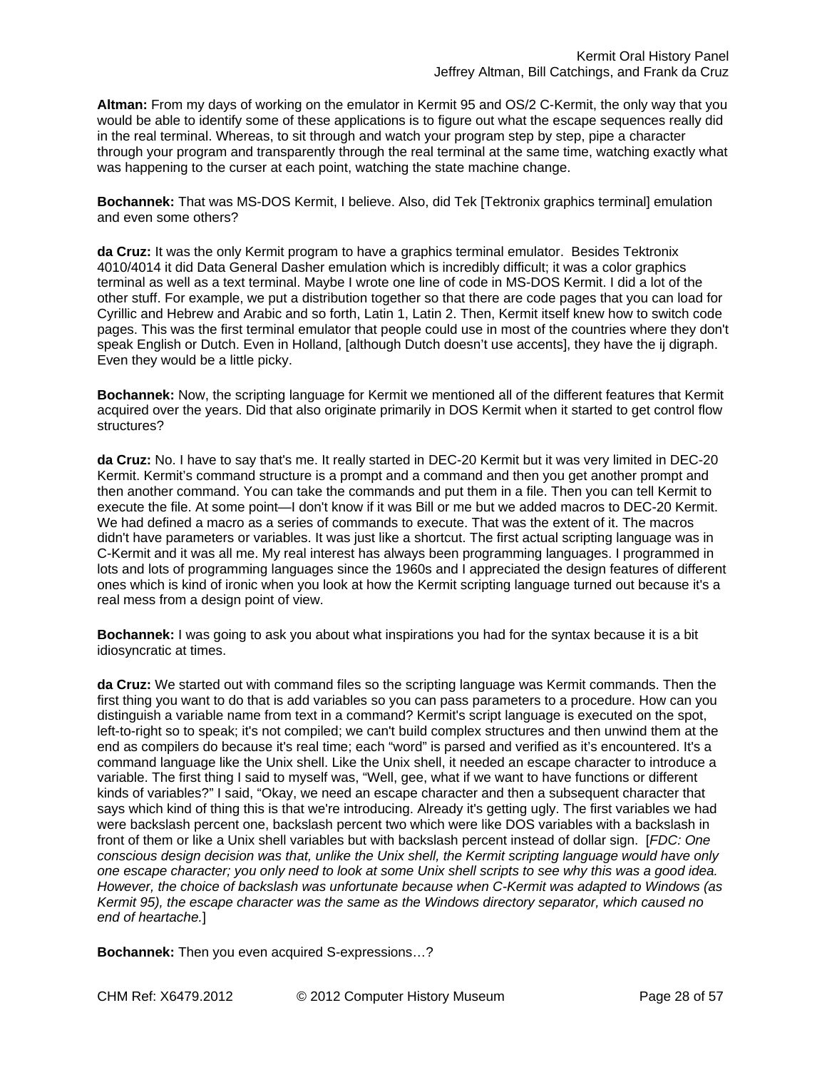**Altman:** From my days of working on the emulator in Kermit 95 and OS/2 C-Kermit, the only way that you would be able to identify some of these applications is to figure out what the escape sequences really did in the real terminal. Whereas, to sit through and watch your program step by step, pipe a character through your program and transparently through the real terminal at the same time, watching exactly what was happening to the curser at each point, watching the state machine change.

**Bochannek:** That was MS-DOS Kermit, I believe. Also, did Tek [Tektronix graphics terminal] emulation and even some others?

**da Cruz:** It was the only Kermit program to have a graphics terminal emulator. Besides Tektronix 4010/4014 it did Data General Dasher emulation which is incredibly difficult; it was a color graphics terminal as well as a text terminal. Maybe I wrote one line of code in MS-DOS Kermit. I did a lot of the other stuff. For example, we put a distribution together so that there are code pages that you can load for Cyrillic and Hebrew and Arabic and so forth, Latin 1, Latin 2. Then, Kermit itself knew how to switch code pages. This was the first terminal emulator that people could use in most of the countries where they don't speak English or Dutch. Even in Holland, [although Dutch doesn't use accents], they have the ij digraph. Even they would be a little picky.

**Bochannek:** Now, the scripting language for Kermit we mentioned all of the different features that Kermit acquired over the years. Did that also originate primarily in DOS Kermit when it started to get control flow structures?

**da Cruz:** No. I have to say that's me. It really started in DEC-20 Kermit but it was very limited in DEC-20 Kermit. Kermit's command structure is a prompt and a command and then you get another prompt and then another command. You can take the commands and put them in a file. Then you can tell Kermit to execute the file. At some point—I don't know if it was Bill or me but we added macros to DEC-20 Kermit. We had defined a macro as a series of commands to execute. That was the extent of it. The macros didn't have parameters or variables. It was just like a shortcut. The first actual scripting language was in C-Kermit and it was all me. My real interest has always been programming languages. I programmed in lots and lots of programming languages since the 1960s and I appreciated the design features of different ones which is kind of ironic when you look at how the Kermit scripting language turned out because it's a real mess from a design point of view.

**Bochannek:** I was going to ask you about what inspirations you had for the syntax because it is a bit idiosyncratic at times.

**da Cruz:** We started out with command files so the scripting language was Kermit commands. Then the first thing you want to do that is add variables so you can pass parameters to a procedure. How can you distinguish a variable name from text in a command? Kermit's script language is executed on the spot, left-to-right so to speak; it's not compiled; we can't build complex structures and then unwind them at the end as compilers do because it's real time; each "word" is parsed and verified as it's encountered. It's a command language like the Unix shell. Like the Unix shell, it needed an escape character to introduce a variable. The first thing I said to myself was, "Well, gee, what if we want to have functions or different kinds of variables?" I said, "Okay, we need an escape character and then a subsequent character that says which kind of thing this is that we're introducing. Already it's getting ugly. The first variables we had were backslash percent one, backslash percent two which were like DOS variables with a backslash in front of them or like a Unix shell variables but with backslash percent instead of dollar sign. [*FDC: One conscious design decision was that, unlike the Unix shell, the Kermit scripting language would have only one escape character; you only need to look at some Unix shell scripts to see why this was a good idea. However, the choice of backslash was unfortunate because when C-Kermit was adapted to Windows (as Kermit 95), the escape character was the same as the Windows directory separator, which caused no end of heartache.*]

**Bochannek:** Then you even acquired S-expressions…?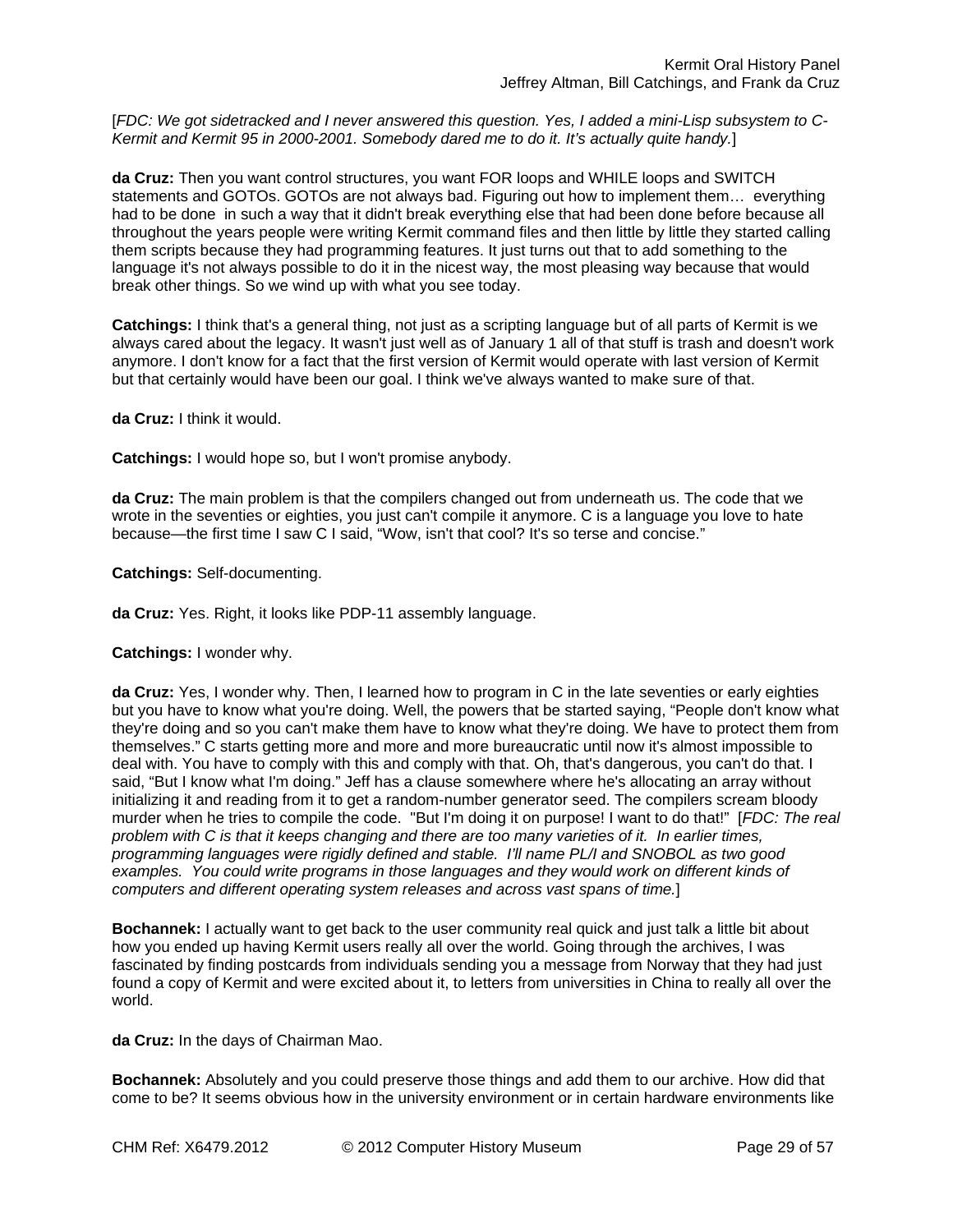[*FDC: We got sidetracked and I never answered this question. Yes, I added a mini-Lisp subsystem to C-Kermit and Kermit 95 in 2000-2001. Somebody dared me to do it. It's actually quite handy.*]

**da Cruz:** Then you want control structures, you want FOR loops and WHILE loops and SWITCH statements and GOTOs. GOTOs are not always bad. Figuring out how to implement them… everything had to be done in such a way that it didn't break everything else that had been done before because all throughout the years people were writing Kermit command files and then little by little they started calling them scripts because they had programming features. It just turns out that to add something to the language it's not always possible to do it in the nicest way, the most pleasing way because that would break other things. So we wind up with what you see today.

**Catchings:** I think that's a general thing, not just as a scripting language but of all parts of Kermit is we always cared about the legacy. It wasn't just well as of January 1 all of that stuff is trash and doesn't work anymore. I don't know for a fact that the first version of Kermit would operate with last version of Kermit but that certainly would have been our goal. I think we've always wanted to make sure of that.

**da Cruz:** I think it would.

**Catchings:** I would hope so, but I won't promise anybody.

**da Cruz:** The main problem is that the compilers changed out from underneath us. The code that we wrote in the seventies or eighties, you just can't compile it anymore. C is a language you love to hate because—the first time I saw C I said, "Wow, isn't that cool? It's so terse and concise."

**Catchings:** Self-documenting.

**da Cruz:** Yes. Right, it looks like PDP-11 assembly language.

**Catchings:** I wonder why.

**da Cruz:** Yes, I wonder why. Then, I learned how to program in C in the late seventies or early eighties but you have to know what you're doing. Well, the powers that be started saying, "People don't know what they're doing and so you can't make them have to know what they're doing. We have to protect them from themselves." C starts getting more and more and more bureaucratic until now it's almost impossible to deal with. You have to comply with this and comply with that. Oh, that's dangerous, you can't do that. I said, "But I know what I'm doing." Jeff has a clause somewhere where he's allocating an array without initializing it and reading from it to get a random-number generator seed. The compilers scream bloody murder when he tries to compile the code. "But I'm doing it on purpose! I want to do that!" [*FDC: The real problem with C is that it keeps changing and there are too many varieties of it. In earlier times, programming languages were rigidly defined and stable. I'll name PL/I and SNOBOL as two good examples. You could write programs in those languages and they would work on different kinds of computers and different operating system releases and across vast spans of time.*]

**Bochannek:** I actually want to get back to the user community real quick and just talk a little bit about how you ended up having Kermit users really all over the world. Going through the archives, I was fascinated by finding postcards from individuals sending you a message from Norway that they had just found a copy of Kermit and were excited about it, to letters from universities in China to really all over the world.

**da Cruz:** In the days of Chairman Mao.

**Bochannek:** Absolutely and you could preserve those things and add them to our archive. How did that come to be? It seems obvious how in the university environment or in certain hardware environments like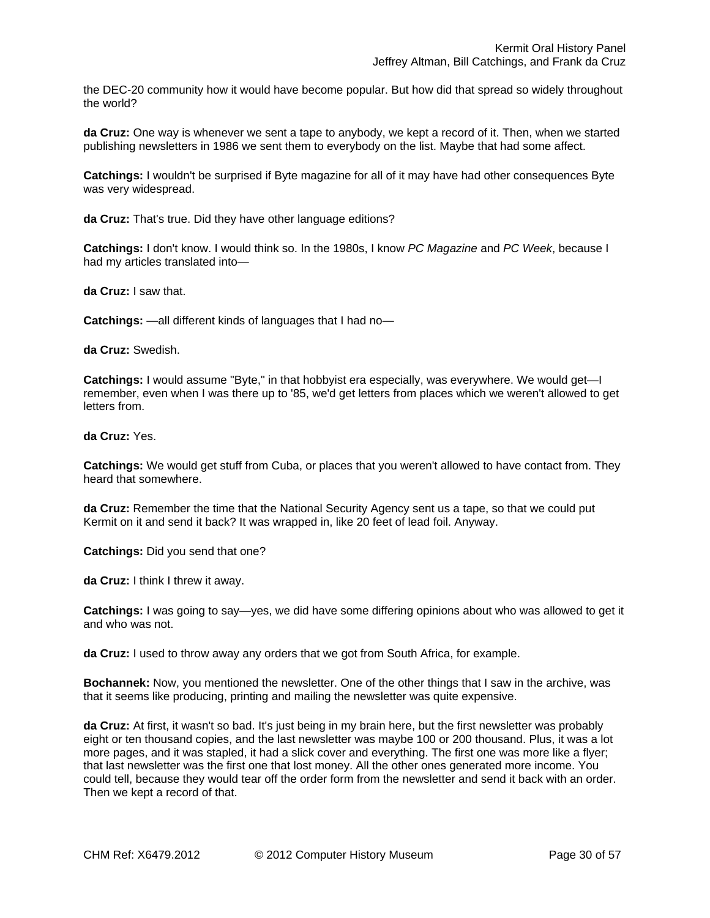the DEC-20 community how it would have become popular. But how did that spread so widely throughout the world?

**da Cruz:** One way is whenever we sent a tape to anybody, we kept a record of it. Then, when we started publishing newsletters in 1986 we sent them to everybody on the list. Maybe that had some affect.

**Catchings:** I wouldn't be surprised if Byte magazine for all of it may have had other consequences Byte was very widespread.

**da Cruz:** That's true. Did they have other language editions?

**Catchings:** I don't know. I would think so. In the 1980s, I know *PC Magazine* and *PC Week*, because I had my articles translated into—

**da Cruz:** I saw that.

**Catchings:** —all different kinds of languages that I had no—

**da Cruz:** Swedish.

**Catchings:** I would assume "Byte," in that hobbyist era especially, was everywhere. We would get—I remember, even when I was there up to '85, we'd get letters from places which we weren't allowed to get letters from.

**da Cruz:** Yes.

**Catchings:** We would get stuff from Cuba, or places that you weren't allowed to have contact from. They heard that somewhere.

**da Cruz:** Remember the time that the National Security Agency sent us a tape, so that we could put Kermit on it and send it back? It was wrapped in, like 20 feet of lead foil. Anyway.

**Catchings:** Did you send that one?

**da Cruz:** I think I threw it away.

**Catchings:** I was going to say—yes, we did have some differing opinions about who was allowed to get it and who was not.

**da Cruz:** I used to throw away any orders that we got from South Africa, for example.

**Bochannek:** Now, you mentioned the newsletter. One of the other things that I saw in the archive, was that it seems like producing, printing and mailing the newsletter was quite expensive.

**da Cruz:** At first, it wasn't so bad. It's just being in my brain here, but the first newsletter was probably eight or ten thousand copies, and the last newsletter was maybe 100 or 200 thousand. Plus, it was a lot more pages, and it was stapled, it had a slick cover and everything. The first one was more like a flyer; that last newsletter was the first one that lost money. All the other ones generated more income. You could tell, because they would tear off the order form from the newsletter and send it back with an order. Then we kept a record of that.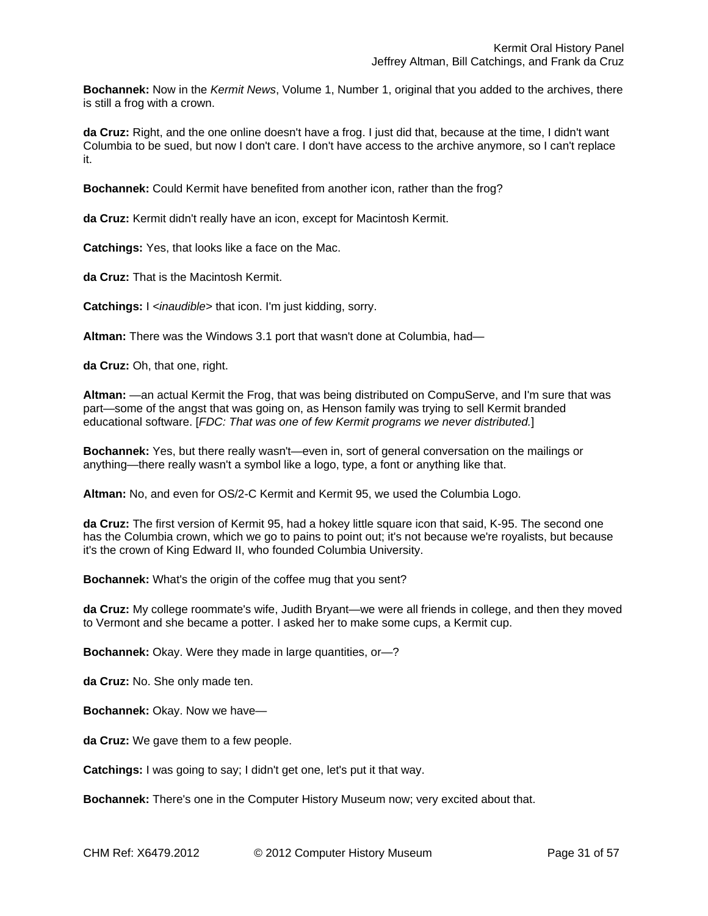**Bochannek:** Now in the *Kermit News*, Volume 1, Number 1, original that you added to the archives, there is still a frog with a crown.

**da Cruz:** Right, and the one online doesn't have a frog. I just did that, because at the time, I didn't want Columbia to be sued, but now I don't care. I don't have access to the archive anymore, so I can't replace it.

**Bochannek:** Could Kermit have benefited from another icon, rather than the frog?

**da Cruz:** Kermit didn't really have an icon, except for Macintosh Kermit.

**Catchings:** Yes, that looks like a face on the Mac.

**da Cruz:** That is the Macintosh Kermit.

**Catchings:** I *<inaudible>* that icon. I'm just kidding, sorry.

**Altman:** There was the Windows 3.1 port that wasn't done at Columbia, had—

**da Cruz:** Oh, that one, right.

**Altman:** —an actual Kermit the Frog, that was being distributed on CompuServe, and I'm sure that was part—some of the angst that was going on, as Henson family was trying to sell Kermit branded educational software. [*FDC: That was one of few Kermit programs we never distributed.*]

**Bochannek:** Yes, but there really wasn't—even in, sort of general conversation on the mailings or anything—there really wasn't a symbol like a logo, type, a font or anything like that.

**Altman:** No, and even for OS/2-C Kermit and Kermit 95, we used the Columbia Logo.

**da Cruz:** The first version of Kermit 95, had a hokey little square icon that said, K-95. The second one has the Columbia crown, which we go to pains to point out; it's not because we're royalists, but because it's the crown of King Edward II, who founded Columbia University.

**Bochannek:** What's the origin of the coffee mug that you sent?

**da Cruz:** My college roommate's wife, Judith Bryant—we were all friends in college, and then they moved to Vermont and she became a potter. I asked her to make some cups, a Kermit cup.

**Bochannek:** Okay. Were they made in large quantities, or—?

**da Cruz:** No. She only made ten.

**Bochannek:** Okay. Now we have—

**da Cruz:** We gave them to a few people.

**Catchings:** I was going to say; I didn't get one, let's put it that way.

**Bochannek:** There's one in the Computer History Museum now; very excited about that.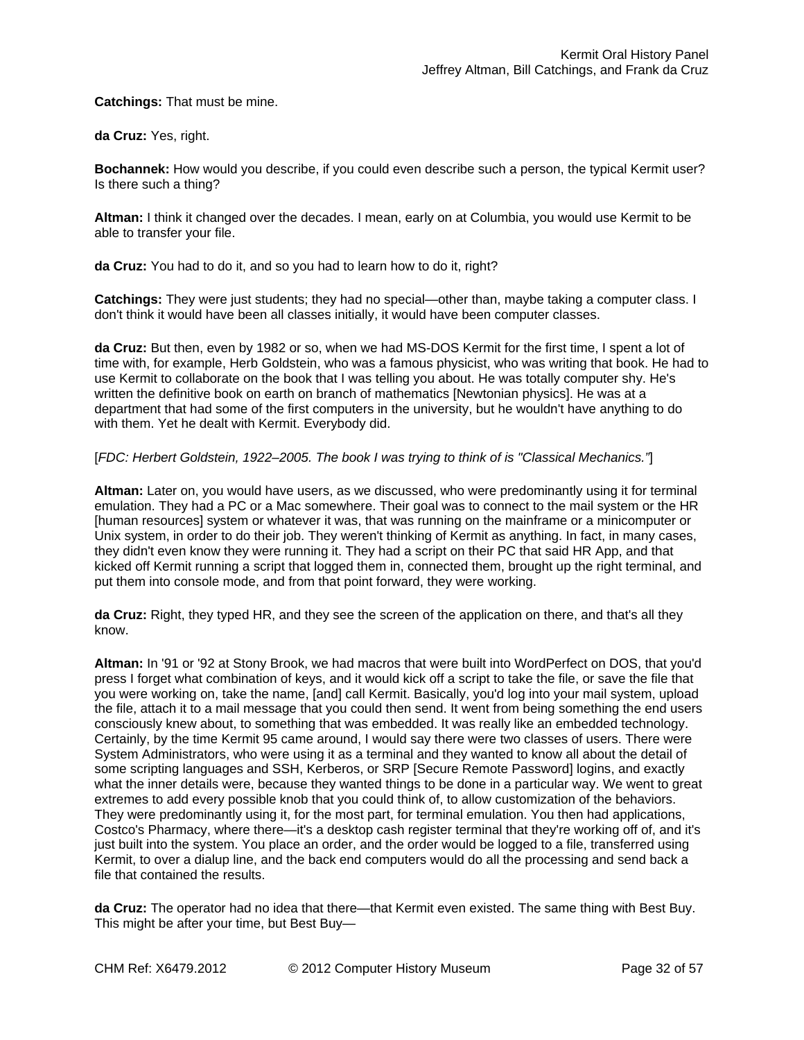**Catchings:** That must be mine.

**da Cruz:** Yes, right.

**Bochannek:** How would you describe, if you could even describe such a person, the typical Kermit user? Is there such a thing?

**Altman:** I think it changed over the decades. I mean, early on at Columbia, you would use Kermit to be able to transfer your file.

**da Cruz:** You had to do it, and so you had to learn how to do it, right?

**Catchings:** They were just students; they had no special—other than, maybe taking a computer class. I don't think it would have been all classes initially, it would have been computer classes.

**da Cruz:** But then, even by 1982 or so, when we had MS-DOS Kermit for the first time, I spent a lot of time with, for example, Herb Goldstein, who was a famous physicist, who was writing that book. He had to use Kermit to collaborate on the book that I was telling you about. He was totally computer shy. He's written the definitive book on earth on branch of mathematics [Newtonian physics]. He was at a department that had some of the first computers in the university, but he wouldn't have anything to do with them. Yet he dealt with Kermit. Everybody did.

[*FDC: Herbert Goldstein, 1922–2005. The book I was trying to think of is "Classical Mechanics."*]

**Altman:** Later on, you would have users, as we discussed, who were predominantly using it for terminal emulation. They had a PC or a Mac somewhere. Their goal was to connect to the mail system or the HR [human resources] system or whatever it was, that was running on the mainframe or a minicomputer or Unix system, in order to do their job. They weren't thinking of Kermit as anything. In fact, in many cases, they didn't even know they were running it. They had a script on their PC that said HR App, and that kicked off Kermit running a script that logged them in, connected them, brought up the right terminal, and put them into console mode, and from that point forward, they were working.

**da Cruz:** Right, they typed HR, and they see the screen of the application on there, and that's all they know.

**Altman:** In '91 or '92 at Stony Brook, we had macros that were built into WordPerfect on DOS, that you'd press I forget what combination of keys, and it would kick off a script to take the file, or save the file that you were working on, take the name, [and] call Kermit. Basically, you'd log into your mail system, upload the file, attach it to a mail message that you could then send. It went from being something the end users consciously knew about, to something that was embedded. It was really like an embedded technology. Certainly, by the time Kermit 95 came around, I would say there were two classes of users. There were System Administrators, who were using it as a terminal and they wanted to know all about the detail of some scripting languages and SSH, Kerberos, or SRP [Secure Remote Password] logins, and exactly what the inner details were, because they wanted things to be done in a particular way. We went to great extremes to add every possible knob that you could think of, to allow customization of the behaviors. They were predominantly using it, for the most part, for terminal emulation. You then had applications, Costco's Pharmacy, where there—it's a desktop cash register terminal that they're working off of, and it's just built into the system. You place an order, and the order would be logged to a file, transferred using Kermit, to over a dialup line, and the back end computers would do all the processing and send back a file that contained the results.

**da Cruz:** The operator had no idea that there—that Kermit even existed. The same thing with Best Buy. This might be after your time, but Best Buy—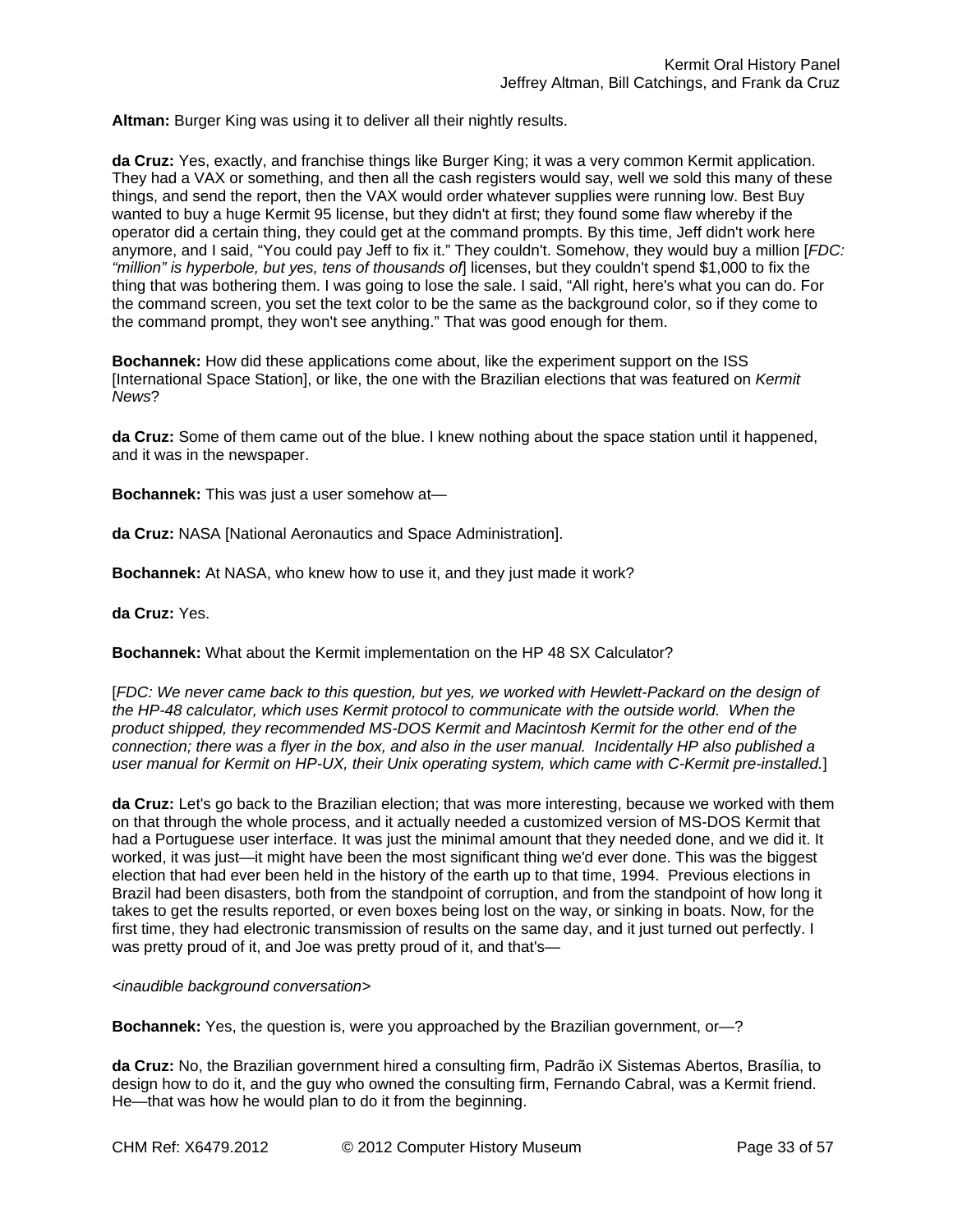**Altman:** Burger King was using it to deliver all their nightly results.

**da Cruz:** Yes, exactly, and franchise things like Burger King; it was a very common Kermit application. They had a VAX or something, and then all the cash registers would say, well we sold this many of these things, and send the report, then the VAX would order whatever supplies were running low. Best Buy wanted to buy a huge Kermit 95 license, but they didn't at first; they found some flaw whereby if the operator did a certain thing, they could get at the command prompts. By this time, Jeff didn't work here anymore, and I said, "You could pay Jeff to fix it." They couldn't. Somehow, they would buy a million [*FDC: "million" is hyperbole, but yes, tens of thousands of*] licenses, but they couldn't spend $1,000 to fix the thing that was bothering them. I was going to lose the sale. I said, "All right, here's what you can do. For the command screen, you set the text color to be the same as the background color, so if they come to the command prompt, they won't see anything." That was good enough for them.

**Bochannek:** How did these applications come about, like the experiment support on the ISS [International Space Station], or like, the one with the Brazilian elections that was featured on *Kermit News*?

**da Cruz:** Some of them came out of the blue. I knew nothing about the space station until it happened, and it was in the newspaper.

**Bochannek:** This was just a user somehow at—

**da Cruz:** NASA [National Aeronautics and Space Administration].

**Bochannek:** At NASA, who knew how to use it, and they just made it work?

**da Cruz:** Yes.

**Bochannek:** What about the Kermit implementation on the HP 48 SX Calculator?

[*FDC: We never came back to this question, but yes, we worked with Hewlett-Packard on the design of the HP-48 calculator, which uses Kermit protocol to communicate with the outside world. When the product shipped, they recommended MS-DOS Kermit and Macintosh Kermit for the other end of the connection; there was a flyer in the box, and also in the user manual. Incidentally HP also published a user manual for Kermit on HP-UX, their Unix operating system, which came with C-Kermit pre-installed.*]

**da Cruz:** Let's go back to the Brazilian election; that was more interesting, because we worked with them on that through the whole process, and it actually needed a customized version of MS-DOS Kermit that had a Portuguese user interface. It was just the minimal amount that they needed done, and we did it. It worked, it was just—it might have been the most significant thing we'd ever done. This was the biggest election that had ever been held in the history of the earth up to that time, 1994. Previous elections in Brazil had been disasters, both from the standpoint of corruption, and from the standpoint of how long it takes to get the results reported, or even boxes being lost on the way, or sinking in boats. Now, for the first time, they had electronic transmission of results on the same day, and it just turned out perfectly. I was pretty proud of it, and Joe was pretty proud of it, and that's—

*<inaudible background conversation>*

**Bochannek:** Yes, the question is, were you approached by the Brazilian government, or—?

**da Cruz:** No, the Brazilian government hired a consulting firm, Padrão iX Sistemas Abertos, Brasília, to design how to do it, and the guy who owned the consulting firm, Fernando Cabral, was a Kermit friend. He—that was how he would plan to do it from the beginning.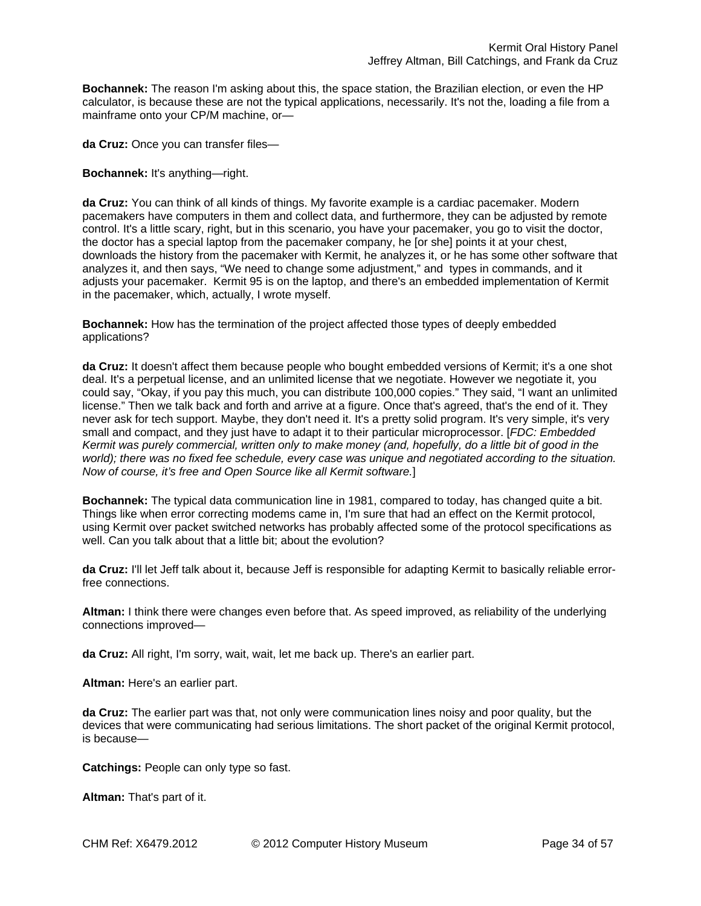**Bochannek:** The reason I'm asking about this, the space station, the Brazilian election, or even the HP calculator, is because these are not the typical applications, necessarily. It's not the, loading a file from a mainframe onto your CP/M machine, or—

**da Cruz:** Once you can transfer files—

**Bochannek:** It's anything—right.

**da Cruz:** You can think of all kinds of things. My favorite example is a cardiac pacemaker. Modern pacemakers have computers in them and collect data, and furthermore, they can be adjusted by remote control. It's a little scary, right, but in this scenario, you have your pacemaker, you go to visit the doctor, the doctor has a special laptop from the pacemaker company, he [or she] points it at your chest, downloads the history from the pacemaker with Kermit, he analyzes it, or he has some other software that analyzes it, and then says, "We need to change some adjustment," and types in commands, and it adjusts your pacemaker. Kermit 95 is on the laptop, and there's an embedded implementation of Kermit in the pacemaker, which, actually, I wrote myself.

**Bochannek:** How has the termination of the project affected those types of deeply embedded applications?

**da Cruz:** It doesn't affect them because people who bought embedded versions of Kermit; it's a one shot deal. It's a perpetual license, and an unlimited license that we negotiate. However we negotiate it, you could say, "Okay, if you pay this much, you can distribute 100,000 copies." They said, "I want an unlimited license." Then we talk back and forth and arrive at a figure. Once that's agreed, that's the end of it. They never ask for tech support. Maybe, they don't need it. It's a pretty solid program. It's very simple, it's very small and compact, and they just have to adapt it to their particular microprocessor. [*FDC: Embedded Kermit was purely commercial, written only to make money (and, hopefully, do a little bit of good in the world); there was no fixed fee schedule, every case was unique and negotiated according to the situation. Now of course, it's free and Open Source like all Kermit software.*]

**Bochannek:** The typical data communication line in 1981, compared to today, has changed quite a bit. Things like when error correcting modems came in, I'm sure that had an effect on the Kermit protocol, using Kermit over packet switched networks has probably affected some of the protocol specifications as well. Can you talk about that a little bit; about the evolution?

**da Cruz:** I'll let Jeff talk about it, because Jeff is responsible for adapting Kermit to basically reliable error-free connections.

**Altman:** I think there were changes even before that. As speed improved, as reliability of the underlying connections improved—

**da Cruz:** All right, I'm sorry, wait, wait, let me back up. There's an earlier part.

**Altman:** Here's an earlier part.

**da Cruz:** The earlier part was that, not only were communication lines noisy and poor quality, but the devices that were communicating had serious limitations. The short packet of the original Kermit protocol, is because—

**Catchings:** People can only type so fast.

**Altman:** That's part of it.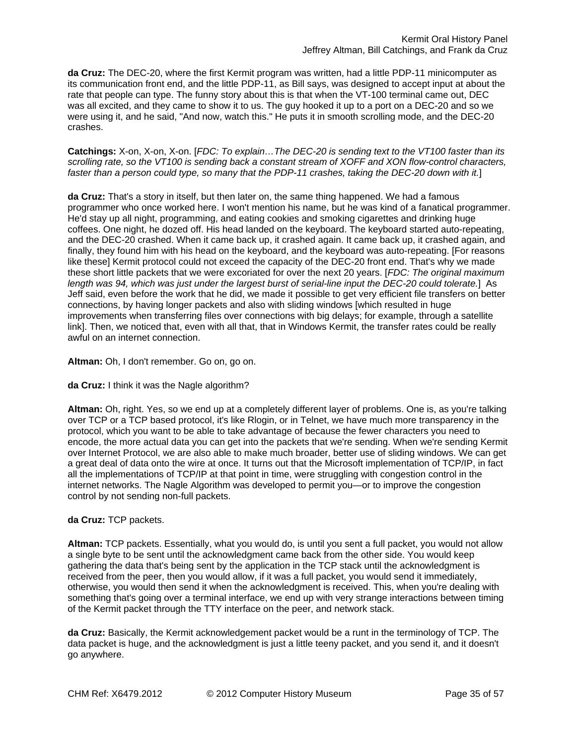**da Cruz:** The DEC-20, where the first Kermit program was written, had a little PDP-11 minicomputer as its communication front end, and the little PDP-11, as Bill says, was designed to accept input at about the rate that people can type. The funny story about this is that when the VT-100 terminal came out, DEC was all excited, and they came to show it to us. The guy hooked it up to a port on a DEC-20 and so we were using it, and he said, "And now, watch this." He puts it in smooth scrolling mode, and the DEC-20 crashes.

**Catchings:** X-on, X-on, X-on. [*FDC: To explain…The DEC-20 is sending text to the VT100 faster than its scrolling rate, so the VT100 is sending back a constant stream of XOFF and XON flow-control characters, faster than a person could type, so many that the PDP-11 crashes, taking the DEC-20 down with it.*]

**da Cruz:** That's a story in itself, but then later on, the same thing happened. We had a famous programmer who once worked here. I won't mention his name, but he was kind of a fanatical programmer. He'd stay up all night, programming, and eating cookies and smoking cigarettes and drinking huge coffees. One night, he dozed off. His head landed on the keyboard. The keyboard started auto-repeating, and the DEC-20 crashed. When it came back up, it crashed again. It came back up, it crashed again, and finally, they found him with his head on the keyboard, and the keyboard was auto-repeating. [For reasons like these] Kermit protocol could not exceed the capacity of the DEC-20 front end. That's why we made these short little packets that we were excoriated for over the next 20 years. [*FDC: The original maximum length was 94, which was just under the largest burst of serial-line input the DEC-20 could tolerate.*] As Jeff said, even before the work that he did, we made it possible to get very efficient file transfers on better connections, by having longer packets and also with sliding windows [which resulted in huge improvements when transferring files over connections with big delays; for example, through a satellite link]. Then, we noticed that, even with all that, that in Windows Kermit, the transfer rates could be really awful on an internet connection.

**Altman:** Oh, I don't remember. Go on, go on.

**da Cruz:** I think it was the Nagle algorithm?

**Altman:** Oh, right. Yes, so we end up at a completely different layer of problems. One is, as you're talking over TCP or a TCP based protocol, it's like Rlogin, or in Telnet, we have much more transparency in the protocol, which you want to be able to take advantage of because the fewer characters you need to encode, the more actual data you can get into the packets that we're sending. When we're sending Kermit over Internet Protocol, we are also able to make much broader, better use of sliding windows. We can get a great deal of data onto the wire at once. It turns out that the Microsoft implementation of TCP/IP, in fact all the implementations of TCP/IP at that point in time, were struggling with congestion control in the internet networks. The Nagle Algorithm was developed to permit you—or to improve the congestion control by not sending non-full packets.

**da Cruz:** TCP packets.

**Altman:** TCP packets. Essentially, what you would do, is until you sent a full packet, you would not allow a single byte to be sent until the acknowledgment came back from the other side. You would keep gathering the data that's being sent by the application in the TCP stack until the acknowledgment is received from the peer, then you would allow, if it was a full packet, you would send it immediately, otherwise, you would then send it when the acknowledgment is received. This, when you're dealing with something that's going over a terminal interface, we end up with very strange interactions between timing of the Kermit packet through the TTY interface on the peer, and network stack.

**da Cruz:** Basically, the Kermit acknowledgement packet would be a runt in the terminology of TCP. The data packet is huge, and the acknowledgment is just a little teeny packet, and you send it, and it doesn't go anywhere.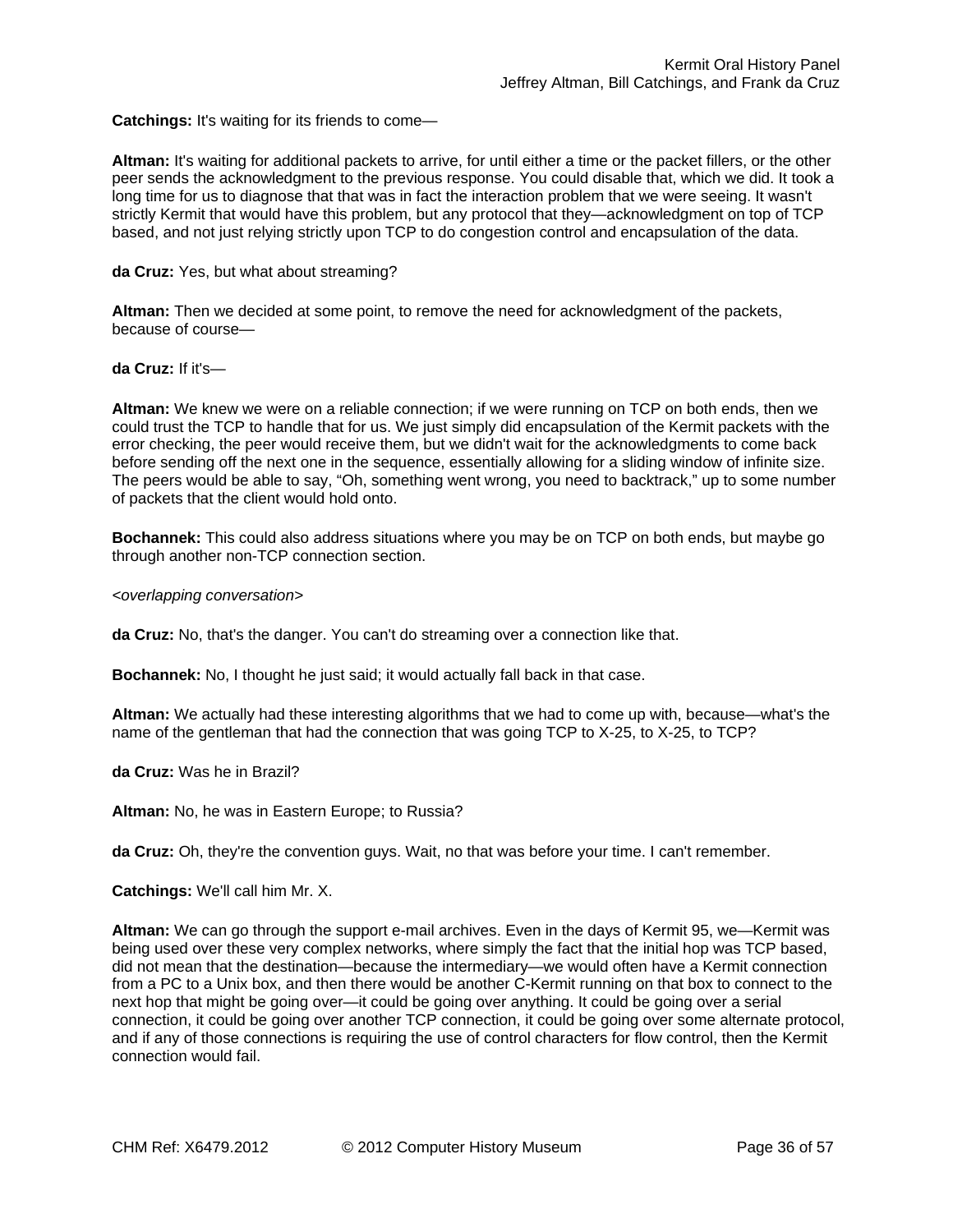**Catchings:** It's waiting for its friends to come—

**Altman:** It's waiting for additional packets to arrive, for until either a time or the packet fillers, or the other peer sends the acknowledgment to the previous response. You could disable that, which we did. It took a long time for us to diagnose that that was in fact the interaction problem that we were seeing. It wasn't strictly Kermit that would have this problem, but any protocol that they—acknowledgment on top of TCP based, and not just relying strictly upon TCP to do congestion control and encapsulation of the data.

**da Cruz:** Yes, but what about streaming?

**Altman:** Then we decided at some point, to remove the need for acknowledgment of the packets, because of course—

**da Cruz:** If it's—

**Altman:** We knew we were on a reliable connection; if we were running on TCP on both ends, then we could trust the TCP to handle that for us. We just simply did encapsulation of the Kermit packets with the error checking, the peer would receive them, but we didn't wait for the acknowledgments to come back before sending off the next one in the sequence, essentially allowing for a sliding window of infinite size. The peers would be able to say, "Oh, something went wrong, you need to backtrack," up to some number of packets that the client would hold onto.

**Bochannek:** This could also address situations where you may be on TCP on both ends, but maybe go through another non-TCP connection section.

*<overlapping conversation>*

**da Cruz:** No, that's the danger. You can't do streaming over a connection like that.

**Bochannek:** No, I thought he just said; it would actually fall back in that case.

**Altman:** We actually had these interesting algorithms that we had to come up with, because—what's the name of the gentleman that had the connection that was going TCP to X-25, to X-25, to TCP?

**da Cruz:** Was he in Brazil?

**Altman:** No, he was in Eastern Europe; to Russia?

**da Cruz:** Oh, they're the convention guys. Wait, no that was before your time. I can't remember.

**Catchings:** We'll call him Mr. X.

**Altman:** We can go through the support e-mail archives. Even in the days of Kermit 95, we—Kermit was being used over these very complex networks, where simply the fact that the initial hop was TCP based, did not mean that the destination—because the intermediary—we would often have a Kermit connection from a PC to a Unix box, and then there would be another C-Kermit running on that box to connect to the next hop that might be going over—it could be going over anything. It could be going over a serial connection, it could be going over another TCP connection, it could be going over some alternate protocol, and if any of those connections is requiring the use of control characters for flow control, then the Kermit connection would fail.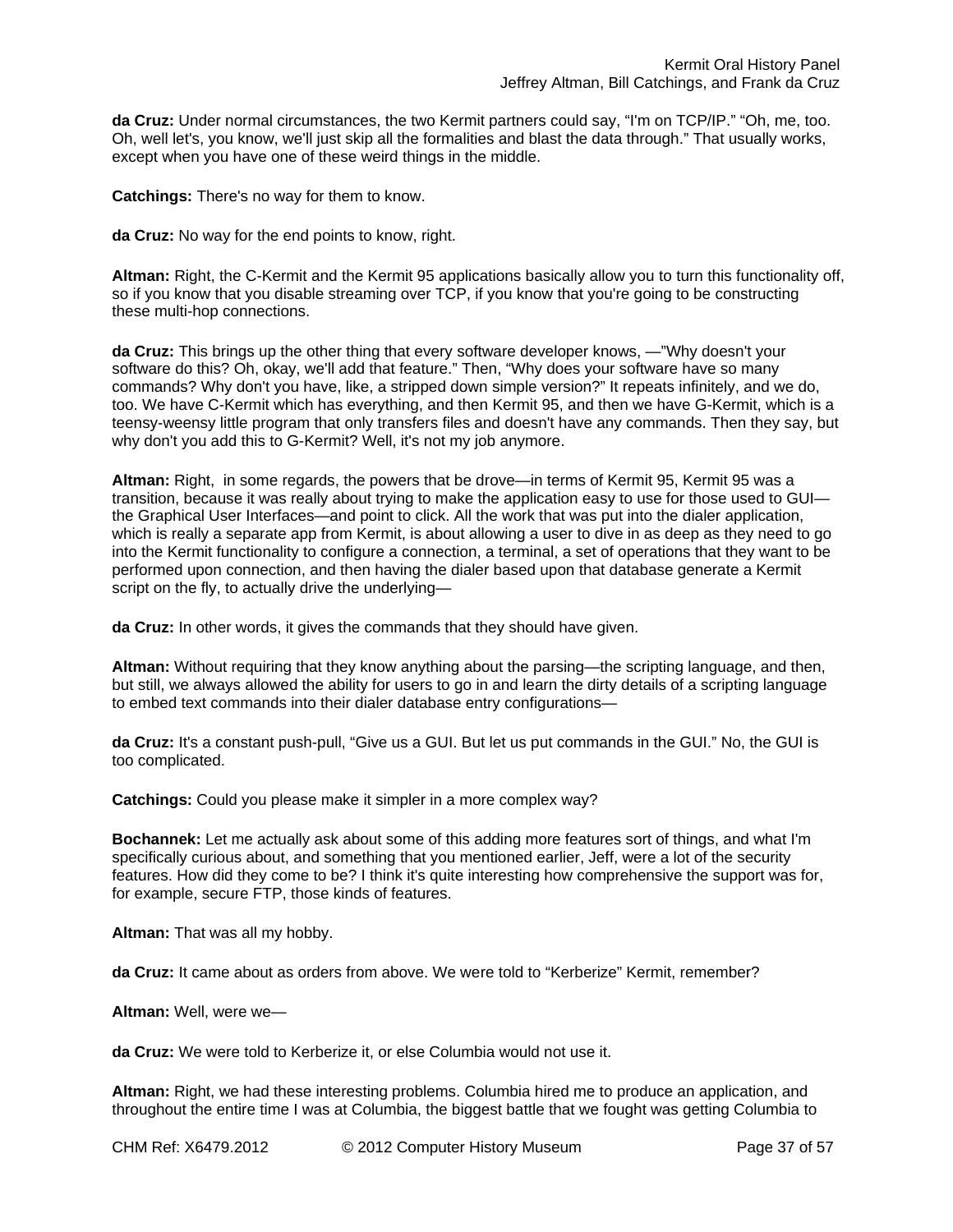**da Cruz:** Under normal circumstances, the two Kermit partners could say, "I'm on TCP/IP." "Oh, me, too. Oh, well let's, you know, we'll just skip all the formalities and blast the data through." That usually works, except when you have one of these weird things in the middle.

**Catchings:** There's no way for them to know.

**da Cruz:** No way for the end points to know, right.

**Altman:** Right, the C-Kermit and the Kermit 95 applications basically allow you to turn this functionality off, so if you know that you disable streaming over TCP, if you know that you're going to be constructing these multi-hop connections.

**da Cruz:** This brings up the other thing that every software developer knows, —"Why doesn't your software do this? Oh, okay, we'll add that feature." Then, "Why does your software have so many commands? Why don't you have, like, a stripped down simple version?" It repeats infinitely, and we do, too. We have C-Kermit which has everything, and then Kermit 95, and then we have G-Kermit, which is a teensy-weensy little program that only transfers files and doesn't have any commands. Then they say, but why don't you add this to G-Kermit? Well, it's not my job anymore.

**Altman:** Right, in some regards, the powers that be drove—in terms of Kermit 95, Kermit 95 was a transition, because it was really about trying to make the application easy to use for those used to GUI—the Graphical User Interfaces—and point to click. All the work that was put into the dialer application, which is really a separate app from Kermit, is about allowing a user to dive in as deep as they need to go into the Kermit functionality to configure a connection, a terminal, a set of operations that they want to be performed upon connection, and then having the dialer based upon that database generate a Kermit script on the fly, to actually drive the underlying—

**da Cruz:** In other words, it gives the commands that they should have given.

**Altman:** Without requiring that they know anything about the parsing—the scripting language, and then, but still, we always allowed the ability for users to go in and learn the dirty details of a scripting language to embed text commands into their dialer database entry configurations—

**da Cruz:** It's a constant push-pull, "Give us a GUI. But let us put commands in the GUI." No, the GUI is too complicated.

**Catchings:** Could you please make it simpler in a more complex way?

**Bochannek:** Let me actually ask about some of this adding more features sort of things, and what I'm specifically curious about, and something that you mentioned earlier, Jeff, were a lot of the security features. How did they come to be? I think it's quite interesting how comprehensive the support was for, for example, secure FTP, those kinds of features.

**Altman:** That was all my hobby.

**da Cruz:** It came about as orders from above. We were told to "Kerberize" Kermit, remember?

**Altman:** Well, were we—

**da Cruz:** We were told to Kerberize it, or else Columbia would not use it.

**Altman:** Right, we had these interesting problems. Columbia hired me to produce an application, and throughout the entire time I was at Columbia, the biggest battle that we fought was getting Columbia to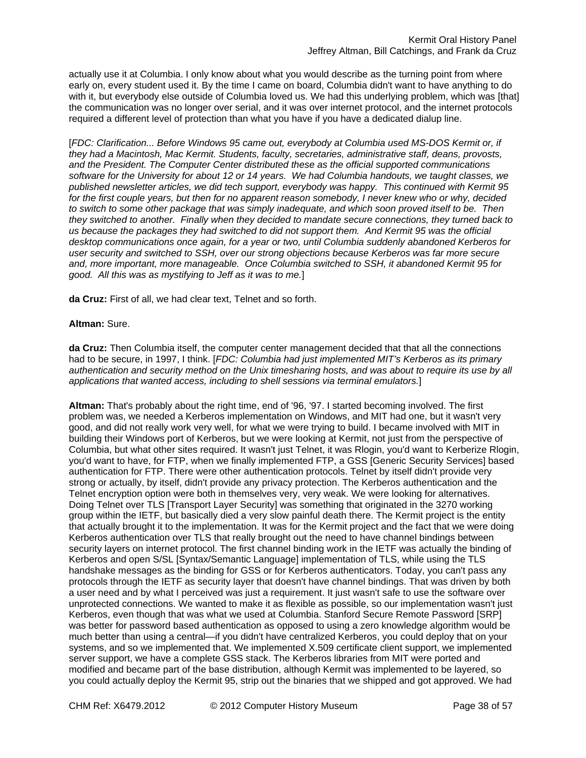actually use it at Columbia. I only know about what you would describe as the turning point from where early on, every student used it. By the time I came on board, Columbia didn't want to have anything to do with it, but everybody else outside of Columbia loved us. We had this underlying problem, which was [that] the communication was no longer over serial, and it was over internet protocol, and the internet protocols required a different level of protection than what you have if you have a dedicated dialup line.

[*FDC: Clarification... Before Windows 95 came out, everybody at Columbia used MS-DOS Kermit or, if they had a Macintosh, Mac Kermit. Students, faculty, secretaries, administrative staff, deans, provosts, and the President. The Computer Center distributed these as the official supported communications software for the University for about 12 or 14 years. We had Columbia handouts, we taught classes, we published newsletter articles, we did tech support, everybody was happy. This continued with Kermit 95 for the first couple years, but then for no apparent reason somebody, I never knew who or why, decided to switch to some other package that was simply inadequate, and which soon proved itself to be. Then they switched to another. Finally when they decided to mandate secure connections, they turned back to us because the packages they had switched to did not support them. And Kermit 95 was the official desktop communications once again, for a year or two, until Columbia suddenly abandoned Kerberos for user security and switched to SSH, over our strong objections because Kerberos was far more secure and, more important, more manageable. Once Columbia switched to SSH, it abandoned Kermit 95 for good. All this was as mystifying to Jeff as it was to me.*]

**da Cruz:** First of all, we had clear text, Telnet and so forth.

**Altman:** Sure.

**da Cruz:** Then Columbia itself, the computer center management decided that that all the connections had to be secure, in 1997, I think. [*FDC: Columbia had just implemented MIT's Kerberos as its primary authentication and security method on the Unix timesharing hosts, and was about to require its use by all applications that wanted access, including to shell sessions via terminal emulators.*]

**Altman:** That's probably about the right time, end of '96, '97. I started becoming involved. The first problem was, we needed a Kerberos implementation on Windows, and MIT had one, but it wasn't very good, and did not really work very well, for what we were trying to build. I became involved with MIT in building their Windows port of Kerberos, but we were looking at Kermit, not just from the perspective of Columbia, but what other sites required. It wasn't just Telnet, it was Rlogin, you'd want to Kerberize Rlogin, you'd want to have, for FTP, when we finally implemented FTP, a GSS [Generic Security Services] based authentication for FTP. There were other authentication protocols. Telnet by itself didn't provide very strong or actually, by itself, didn't provide any privacy protection. The Kerberos authentication and the Telnet encryption option were both in themselves very, very weak. We were looking for alternatives. Doing Telnet over TLS [Transport Layer Security] was something that originated in the 3270 working group within the IETF, but basically died a very slow painful death there. The Kermit project is the entity that actually brought it to the implementation. It was for the Kermit project and the fact that we were doing Kerberos authentication over TLS that really brought out the need to have channel bindings between security layers on internet protocol. The first channel binding work in the IETF was actually the binding of Kerberos and open S/SL [Syntax/Semantic Language] implementation of TLS, while using the TLS handshake messages as the binding for GSS or for Kerberos authenticators. Today, you can't pass any protocols through the IETF as security layer that doesn't have channel bindings. That was driven by both a user need and by what I perceived was just a requirement. It just wasn't safe to use the software over unprotected connections. We wanted to make it as flexible as possible, so our implementation wasn't just Kerberos, even though that was what we used at Columbia. Stanford Secure Remote Password [SRP] was better for password based authentication as opposed to using a zero knowledge algorithm would be much better than using a central—if you didn't have centralized Kerberos, you could deploy that on your systems, and so we implemented that. We implemented X.509 certificate client support, we implemented server support, we have a complete GSS stack. The Kerberos libraries from MIT were ported and modified and became part of the base distribution, although Kermit was implemented to be layered, so you could actually deploy the Kermit 95, strip out the binaries that we shipped and got approved. We had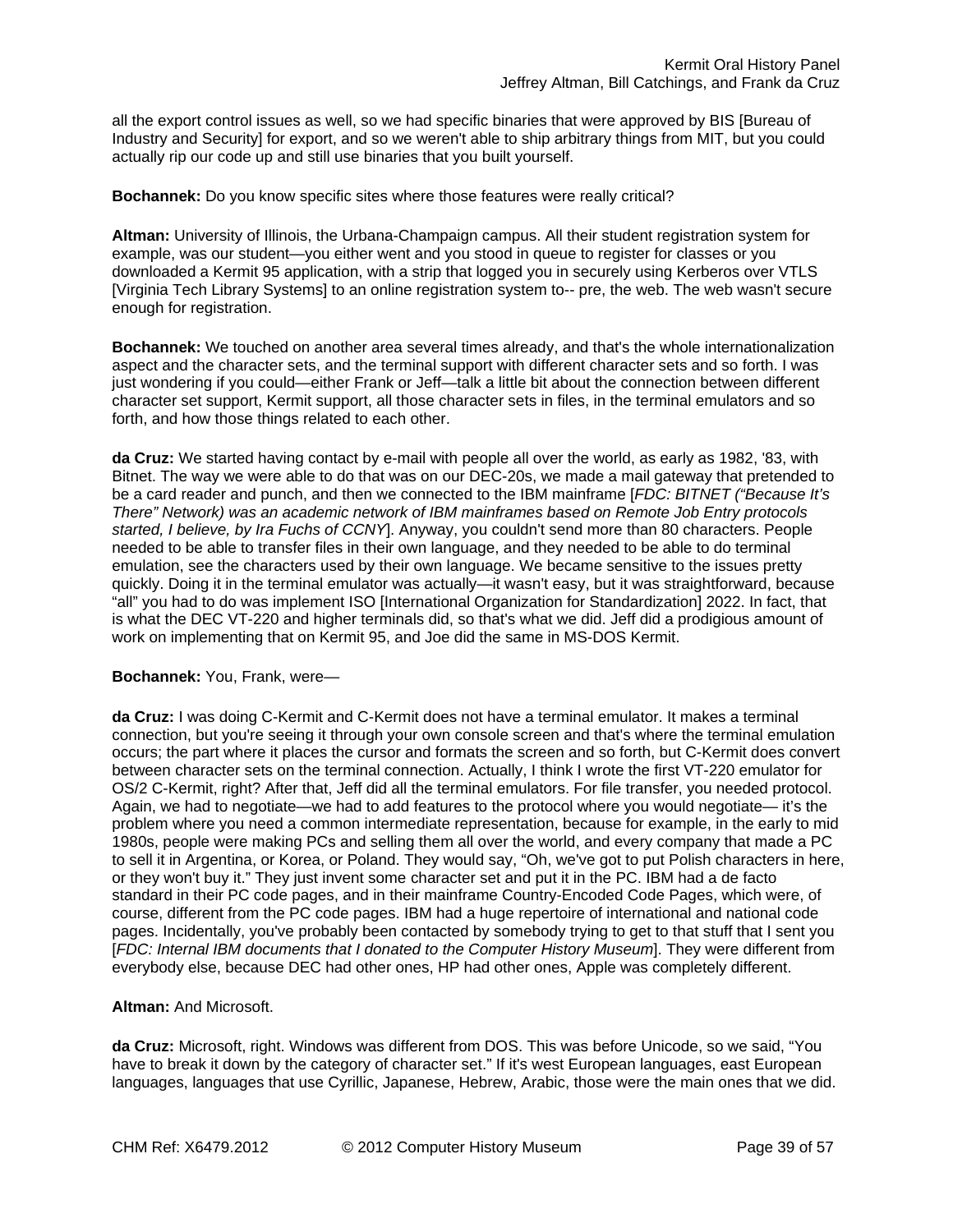all the export control issues as well, so we had specific binaries that were approved by BIS [Bureau of Industry and Security] for export, and so we weren't able to ship arbitrary things from MIT, but you could actually rip our code up and still use binaries that you built yourself.

**Bochannek:** Do you know specific sites where those features were really critical?

**Altman:** University of Illinois, the Urbana-Champaign campus. All their student registration system for example, was our student—you either went and you stood in queue to register for classes or you downloaded a Kermit 95 application, with a strip that logged you in securely using Kerberos over VTLS [Virginia Tech Library Systems] to an online registration system to-- pre, the web. The web wasn't secure enough for registration.

**Bochannek:** We touched on another area several times already, and that's the whole internationalization aspect and the character sets, and the terminal support with different character sets and so forth. I was just wondering if you could—either Frank or Jeff—talk a little bit about the connection between different character set support, Kermit support, all those character sets in files, in the terminal emulators and so forth, and how those things related to each other.

**da Cruz:** We started having contact by e-mail with people all over the world, as early as 1982, '83, with Bitnet. The way we were able to do that was on our DEC-20s, we made a mail gateway that pretended to be a card reader and punch, and then we connected to the IBM mainframe [*FDC: BITNET ("Because It's There" Network) was an academic network of IBM mainframes based on Remote Job Entry protocols started, I believe, by Ira Fuchs of CCNY*]. Anyway, you couldn't send more than 80 characters. People needed to be able to transfer files in their own language, and they needed to be able to do terminal emulation, see the characters used by their own language. We became sensitive to the issues pretty quickly. Doing it in the terminal emulator was actually—it wasn't easy, but it was straightforward, because "all" you had to do was implement ISO [International Organization for Standardization] 2022. In fact, that is what the DEC VT-220 and higher terminals did, so that's what we did. Jeff did a prodigious amount of work on implementing that on Kermit 95, and Joe did the same in MS-DOS Kermit.

**Bochannek:** You, Frank, were—

**da Cruz:** I was doing C-Kermit and C-Kermit does not have a terminal emulator. It makes a terminal connection, but you're seeing it through your own console screen and that's where the terminal emulation occurs; the part where it places the cursor and formats the screen and so forth, but C-Kermit does convert between character sets on the terminal connection. Actually, I think I wrote the first VT-220 emulator for OS/2 C-Kermit, right? After that, Jeff did all the terminal emulators. For file transfer, you needed protocol. Again, we had to negotiate—we had to add features to the protocol where you would negotiate— it's the problem where you need a common intermediate representation, because for example, in the early to mid 1980s, people were making PCs and selling them all over the world, and every company that made a PC to sell it in Argentina, or Korea, or Poland. They would say, "Oh, we've got to put Polish characters in here, or they won't buy it." They just invent some character set and put it in the PC. IBM had a de facto standard in their PC code pages, and in their mainframe Country-Encoded Code Pages, which were, of course, different from the PC code pages. IBM had a huge repertoire of international and national code pages. Incidentally, you've probably been contacted by somebody trying to get to that stuff that I sent you [*FDC: Internal IBM documents that I donated to the Computer History Museum*]. They were different from everybody else, because DEC had other ones, HP had other ones, Apple was completely different.

**Altman:** And Microsoft.

**da Cruz:** Microsoft, right. Windows was different from DOS. This was before Unicode, so we said, "You have to break it down by the category of character set." If it's west European languages, east European languages, languages that use Cyrillic, Japanese, Hebrew, Arabic, those were the main ones that we did.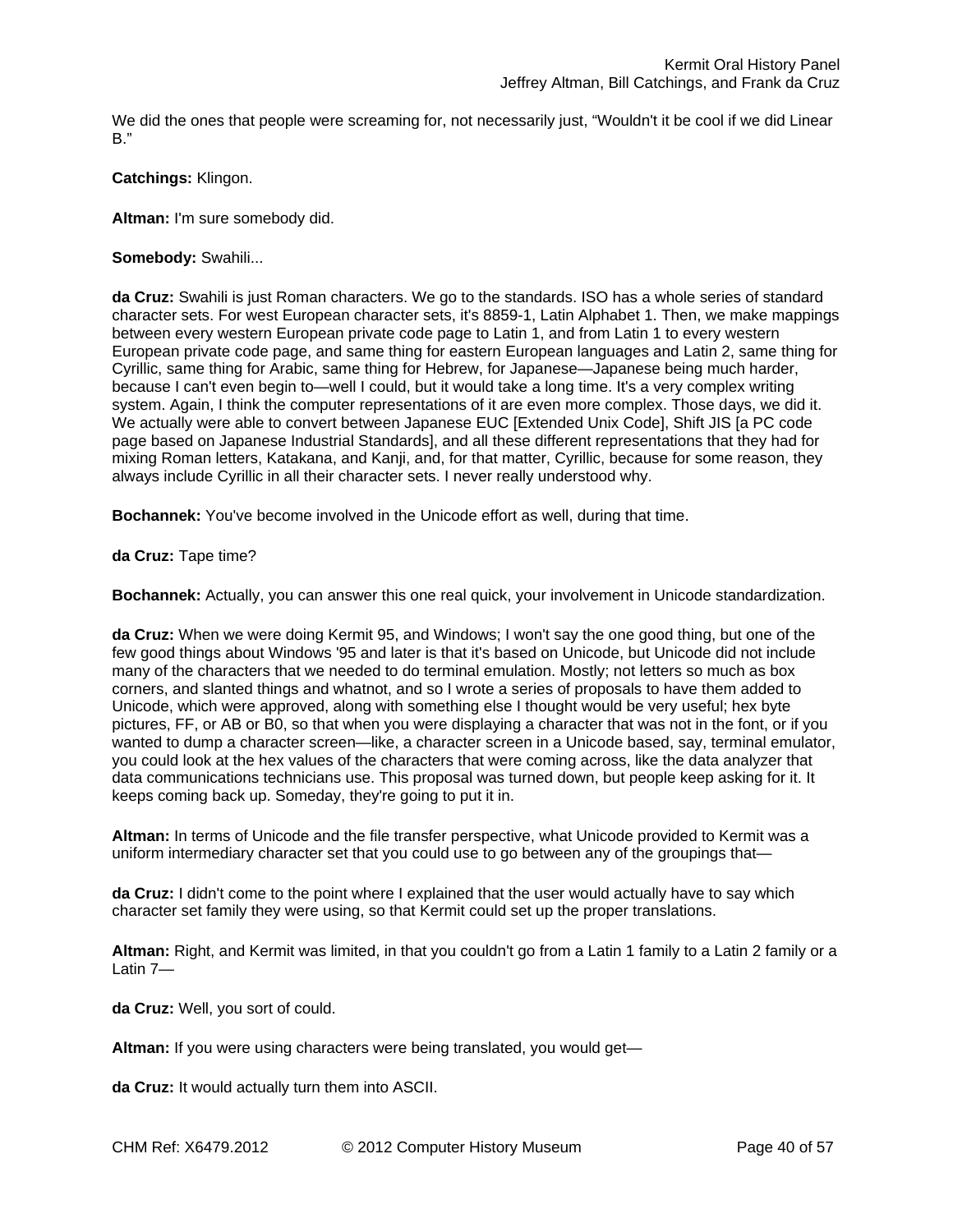We did the ones that people were screaming for, not necessarily just, “Wouldn't it be cool if we did Linear B.”

**Catchings:** Klingon.

**Altman:** I'm sure somebody did.

**Somebody:** Swahili...

**da Cruz:** Swahili is just Roman characters. We go to the standards. ISO has a whole series of standard character sets. For west European character sets, it's 8859-1, Latin Alphabet 1. Then, we make mappings between every western European private code page to Latin 1, and from Latin 1 to every western European private code page, and same thing for eastern European languages and Latin 2, same thing for Cyrillic, same thing for Arabic, same thing for Hebrew, for Japanese—Japanese being much harder, because I can't even begin to—well I could, but it would take a long time. It's a very complex writing system. Again, I think the computer representations of it are even more complex. Those days, we did it. We actually were able to convert between Japanese EUC [Extended Unix Code], Shift JIS [a PC code page based on Japanese Industrial Standards], and all these different representations that they had for mixing Roman letters, Katakana, and Kanji, and, for that matter, Cyrillic, because for some reason, they always include Cyrillic in all their character sets. I never really understood why.

**Bochannek:** You've become involved in the Unicode effort as well, during that time.

**da Cruz:** Tape time?

**Bochannek:** Actually, you can answer this one real quick, your involvement in Unicode standardization.

**da Cruz:** When we were doing Kermit 95, and Windows; I won't say the one good thing, but one of the few good things about Windows '95 and later is that it's based on Unicode, but Unicode did not include many of the characters that we needed to do terminal emulation. Mostly; not letters so much as box corners, and slanted things and whatnot, and so I wrote a series of proposals to have them added to Unicode, which were approved, along with something else I thought would be very useful; hex byte pictures, FF, or AB or B0, so that when you were displaying a character that was not in the font, or if you wanted to dump a character screen—like, a character screen in a Unicode based, say, terminal emulator, you could look at the hex values of the characters that were coming across, like the data analyzer that data communications technicians use. This proposal was turned down, but people keep asking for it. It keeps coming back up. Someday, they're going to put it in.

**Altman:** In terms of Unicode and the file transfer perspective, what Unicode provided to Kermit was a uniform intermediary character set that you could use to go between any of the groupings that—

**da Cruz:** I didn't come to the point where I explained that the user would actually have to say which character set family they were using, so that Kermit could set up the proper translations.

**Altman:** Right, and Kermit was limited, in that you couldn't go from a Latin 1 family to a Latin 2 family or a Latin 7—

**da Cruz:** Well, you sort of could.

**Altman:** If you were using characters were being translated, you would get—

**da Cruz:** It would actually turn them into ASCII.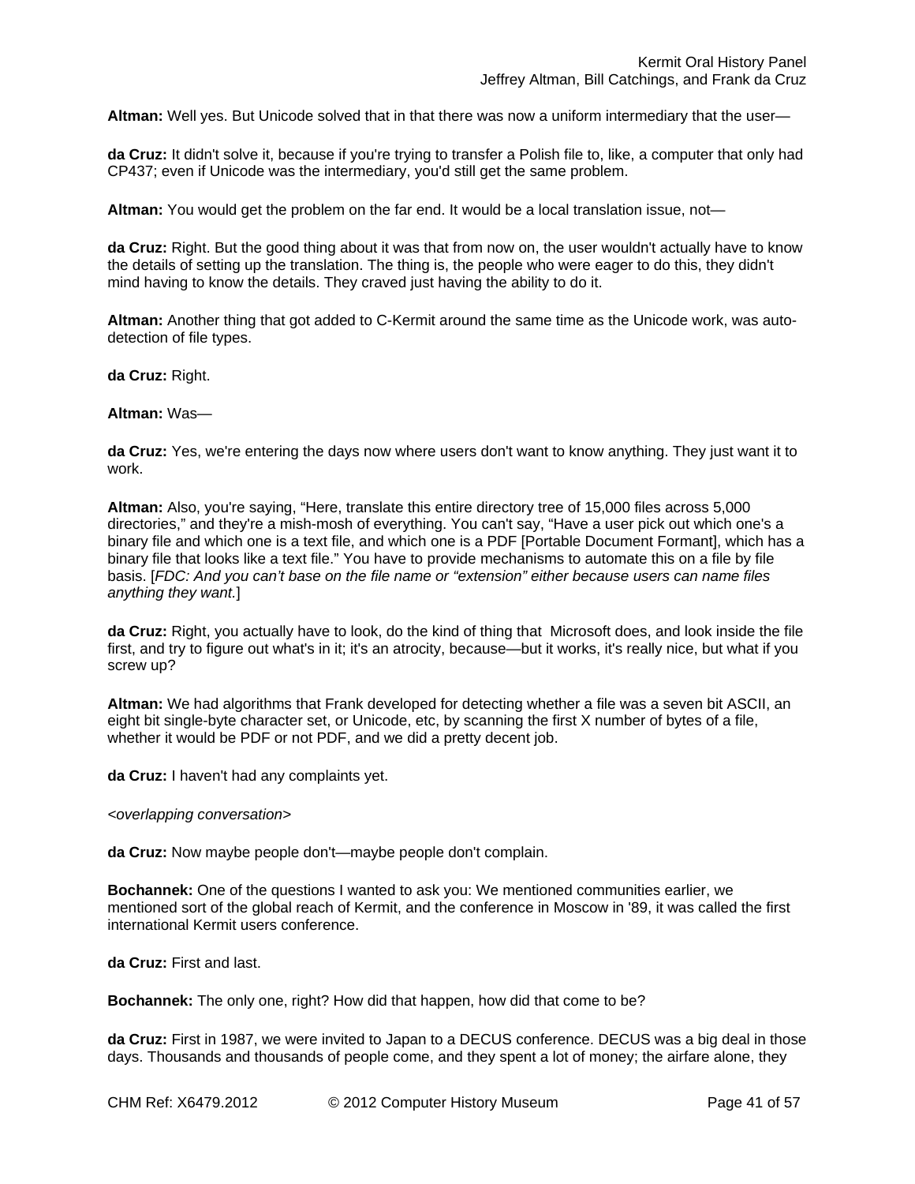**Altman:** Well yes. But Unicode solved that in that there was now a uniform intermediary that the user—

**da Cruz:** It didn't solve it, because if you're trying to transfer a Polish file to, like, a computer that only had CP437; even if Unicode was the intermediary, you'd still get the same problem.

**Altman:** You would get the problem on the far end. It would be a local translation issue, not—

**da Cruz:** Right. But the good thing about it was that from now on, the user wouldn't actually have to know the details of setting up the translation. The thing is, the people who were eager to do this, they didn't mind having to know the details. They craved just having the ability to do it.

**Altman:** Another thing that got added to C-Kermit around the same time as the Unicode work, was auto-detection of file types.

**da Cruz:** Right.

**Altman:** Was—

**da Cruz:** Yes, we're entering the days now where users don't want to know anything. They just want it to work.

**Altman:** Also, you're saying, "Here, translate this entire directory tree of 15,000 files across 5,000 directories," and they're a mish-mosh of everything. You can't say, "Have a user pick out which one's a binary file and which one is a text file, and which one is a PDF [Portable Document Formant], which has a binary file that looks like a text file." You have to provide mechanisms to automate this on a file by file basis. [*FDC: And you can't base on the file name or "extension" either because users can name files anything they want.*]

**da Cruz:** Right, you actually have to look, do the kind of thing that Microsoft does, and look inside the file first, and try to figure out what's in it; it's an atrocity, because—but it works, it's really nice, but what if you screw up?

**Altman:** We had algorithms that Frank developed for detecting whether a file was a seven bit ASCII, an eight bit single-byte character set, or Unicode, etc, by scanning the first X number of bytes of a file, whether it would be PDF or not PDF, and we did a pretty decent job.

**da Cruz:** I haven't had any complaints yet.

*<overlapping conversation>*

**da Cruz:** Now maybe people don't—maybe people don't complain.

**Bochannek:** One of the questions I wanted to ask you: We mentioned communities earlier, we mentioned sort of the global reach of Kermit, and the conference in Moscow in '89, it was called the first international Kermit users conference.

**da Cruz:** First and last.

**Bochannek:** The only one, right? How did that happen, how did that come to be?

**da Cruz:** First in 1987, we were invited to Japan to a DECUS conference. DECUS was a big deal in those days. Thousands and thousands of people come, and they spent a lot of money; the airfare alone, they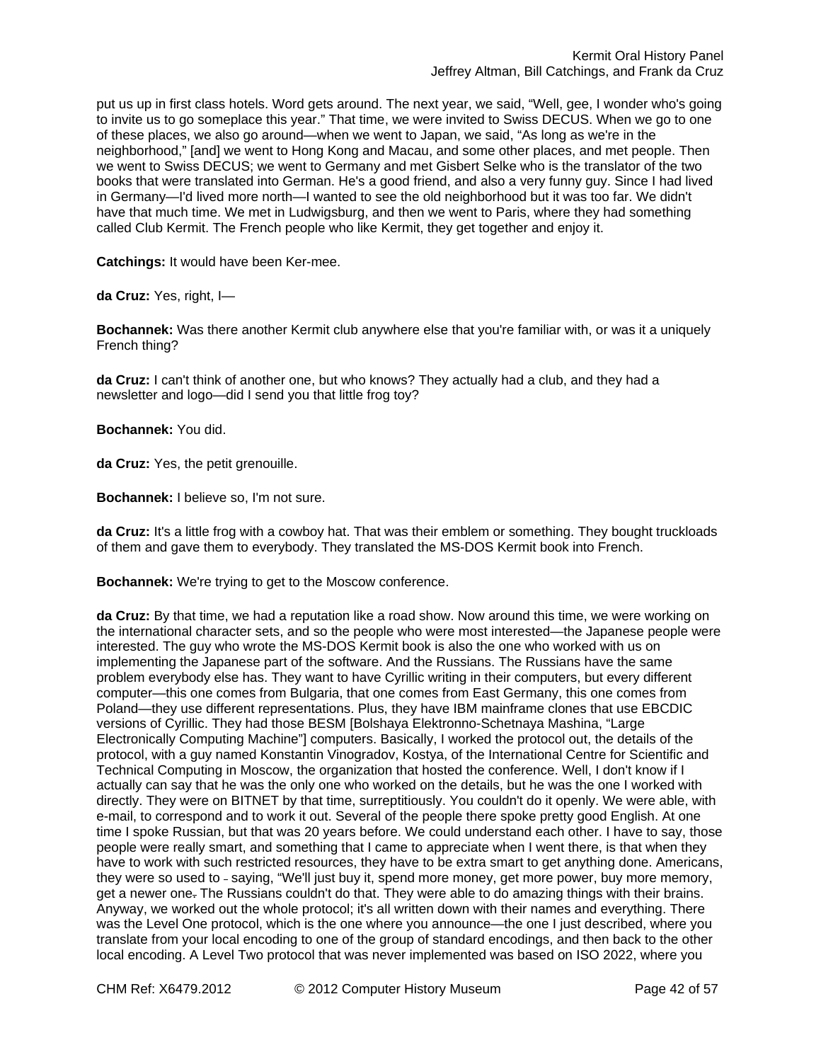put us up in first class hotels. Word gets around. The next year, we said, "Well, gee, I wonder who's going to invite us to go someplace this year." That time, we were invited to Swiss DECUS. When we go to one of these places, we also go around—when we went to Japan, we said, "As long as we're in the neighborhood," [and] we went to Hong Kong and Macau, and some other places, and met people. Then we went to Swiss DECUS; we went to Germany and met Gisbert Selke who is the translator of the two books that were translated into German. He's a good friend, and also a very funny guy. Since I had lived in Germany—I'd lived more north—I wanted to see the old neighborhood but it was too far. We didn't have that much time. We met in Ludwigsburg, and then we went to Paris, where they had something called Club Kermit. The French people who like Kermit, they get together and enjoy it.

**Catchings:** It would have been Ker-mee.

**da Cruz:** Yes, right, I—

**Bochannek:** Was there another Kermit club anywhere else that you're familiar with, or was it a uniquely French thing?

**da Cruz:** I can't think of another one, but who knows? They actually had a club, and they had a newsletter and logo—did I send you that little frog toy?

**Bochannek:** You did.

**da Cruz:** Yes, the petit grenouille.

**Bochannek:** I believe so, I'm not sure.

**da Cruz:** It's a little frog with a cowboy hat. That was their emblem or something. They bought truckloads of them and gave them to everybody. They translated the MS-DOS Kermit book into French.

**Bochannek:** We're trying to get to the Moscow conference.

**da Cruz:** By that time, we had a reputation like a road show. Now around this time, we were working on the international character sets, and so the people who were most interested—the Japanese people were interested. The guy who wrote the MS-DOS Kermit book is also the one who worked with us on implementing the Japanese part of the software. And the Russians. The Russians have the same problem everybody else has. They want to have Cyrillic writing in their computers, but every different computer—this one comes from Bulgaria, that one comes from East Germany, this one comes from Poland—they use different representations. Plus, they have IBM mainframe clones that use EBCDIC versions of Cyrillic. They had those BESM [Bolshaya Elektronno-Schetnaya Mashina, "Large Electronically Computing Machine"] computers. Basically, I worked the protocol out, the details of the protocol, with a guy named Konstantin Vinogradov, Kostya, of the International Centre for Scientific and Technical Computing in Moscow, the organization that hosted the conference. Well, I don't know if I actually can say that he was the only one who worked on the details, but he was the one I worked with directly. They were on BITNET by that time, surreptitiously. You couldn't do it openly. We were able, with e-mail, to correspond and to work it out. Several of the people there spoke pretty good English. At one time I spoke Russian, but that was 20 years before. We could understand each other. I have to say, those people were really smart, and something that I came to appreciate when I went there, is that when they have to work with such restricted resources, they have to be extra smart to get anything done. Americans, they were so used to - saying, "We'll just buy it, spend more money, get more power, buy more memory, get a newer one. The Russians couldn't do that. They were able to do amazing things with their brains. Anyway, we worked out the whole protocol; it's all written down with their names and everything. There was the Level One protocol, which is the one where you announce—the one I just described, where you translate from your local encoding to one of the group of standard encodings, and then back to the other local encoding. A Level Two protocol that was never implemented was based on ISO 2022, where you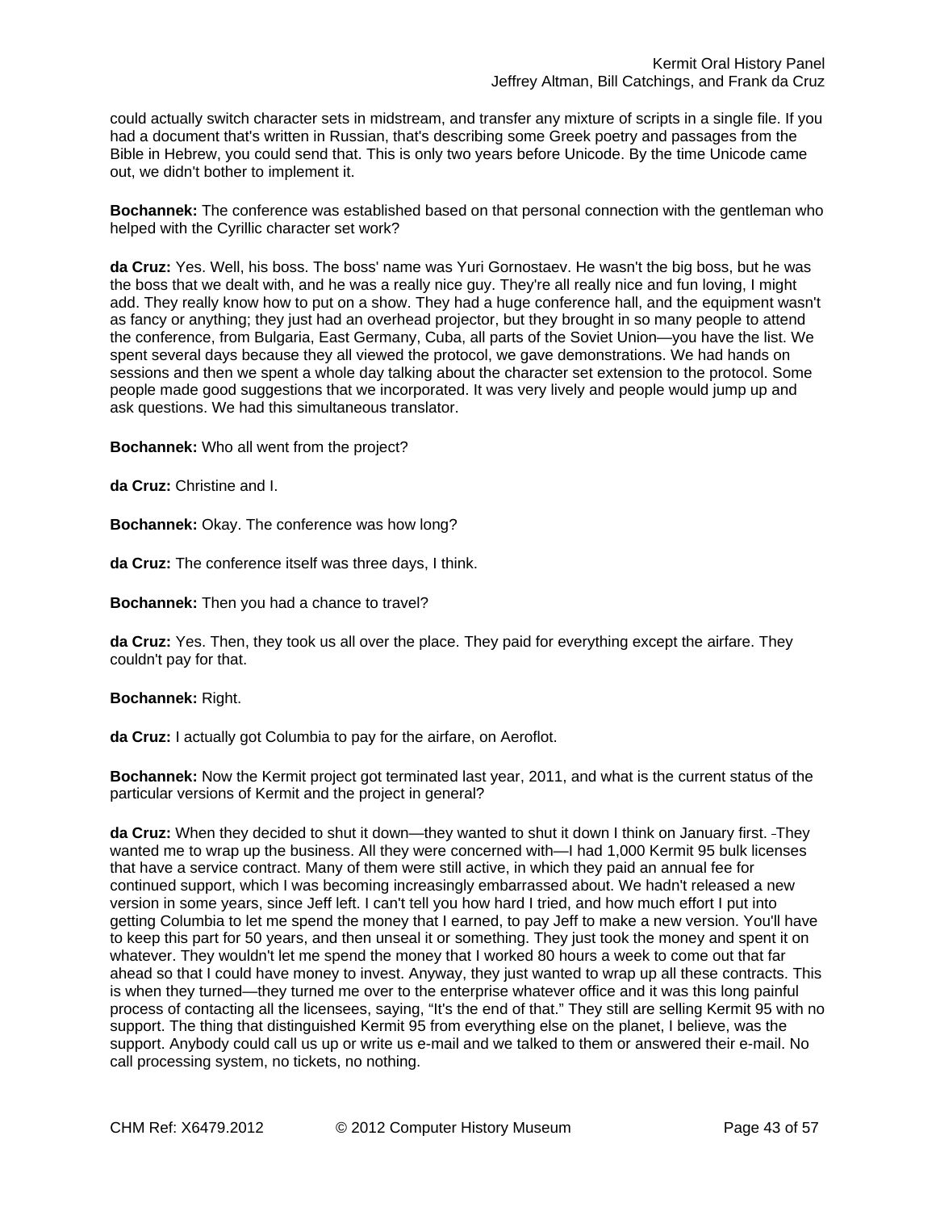could actually switch character sets in midstream, and transfer any mixture of scripts in a single file. If you had a document that's written in Russian, that's describing some Greek poetry and passages from the Bible in Hebrew, you could send that. This is only two years before Unicode. By the time Unicode came out, we didn't bother to implement it.

**Bochannek:** The conference was established based on that personal connection with the gentleman who helped with the Cyrillic character set work?

**da Cruz:** Yes. Well, his boss. The boss' name was Yuri Gornostaev. He wasn't the big boss, but he was the boss that we dealt with, and he was a really nice guy. They're all really nice and fun loving, I might add. They really know how to put on a show. They had a huge conference hall, and the equipment wasn't as fancy or anything; they just had an overhead projector, but they brought in so many people to attend the conference, from Bulgaria, East Germany, Cuba, all parts of the Soviet Union—you have the list. We spent several days because they all viewed the protocol, we gave demonstrations. We had hands on sessions and then we spent a whole day talking about the character set extension to the protocol. Some people made good suggestions that we incorporated. It was very lively and people would jump up and ask questions. We had this simultaneous translator.

**Bochannek:** Who all went from the project?

**da Cruz:** Christine and I.

**Bochannek:** Okay. The conference was how long?

**da Cruz:** The conference itself was three days, I think.

**Bochannek:** Then you had a chance to travel?

**da Cruz:** Yes. Then, they took us all over the place. They paid for everything except the airfare. They couldn't pay for that.

**Bochannek:** Right.

**da Cruz:** I actually got Columbia to pay for the airfare, on Aeroflot.

**Bochannek:** Now the Kermit project got terminated last year, 2011, and what is the current status of the particular versions of Kermit and the project in general?

**da Cruz:** When they decided to shut it down—they wanted to shut it down I think on January first. They wanted me to wrap up the business. All they were concerned with—I had 1,000 Kermit 95 bulk licenses that have a service contract. Many of them were still active, in which they paid an annual fee for continued support, which I was becoming increasingly embarrassed about. We hadn't released a new version in some years, since Jeff left. I can't tell you how hard I tried, and how much effort I put into getting Columbia to let me spend the money that I earned, to pay Jeff to make a new version. You'll have to keep this part for 50 years, and then unseal it or something. They just took the money and spent it on whatever. They wouldn't let me spend the money that I worked 80 hours a week to come out that far ahead so that I could have money to invest. Anyway, they just wanted to wrap up all these contracts. This is when they turned—they turned me over to the enterprise whatever office and it was this long painful process of contacting all the licensees, saying, "It's the end of that." They still are selling Kermit 95 with no support. The thing that distinguished Kermit 95 from everything else on the planet, I believe, was the support. Anybody could call us up or write us e-mail and we talked to them or answered their e-mail. No call processing system, no tickets, no nothing.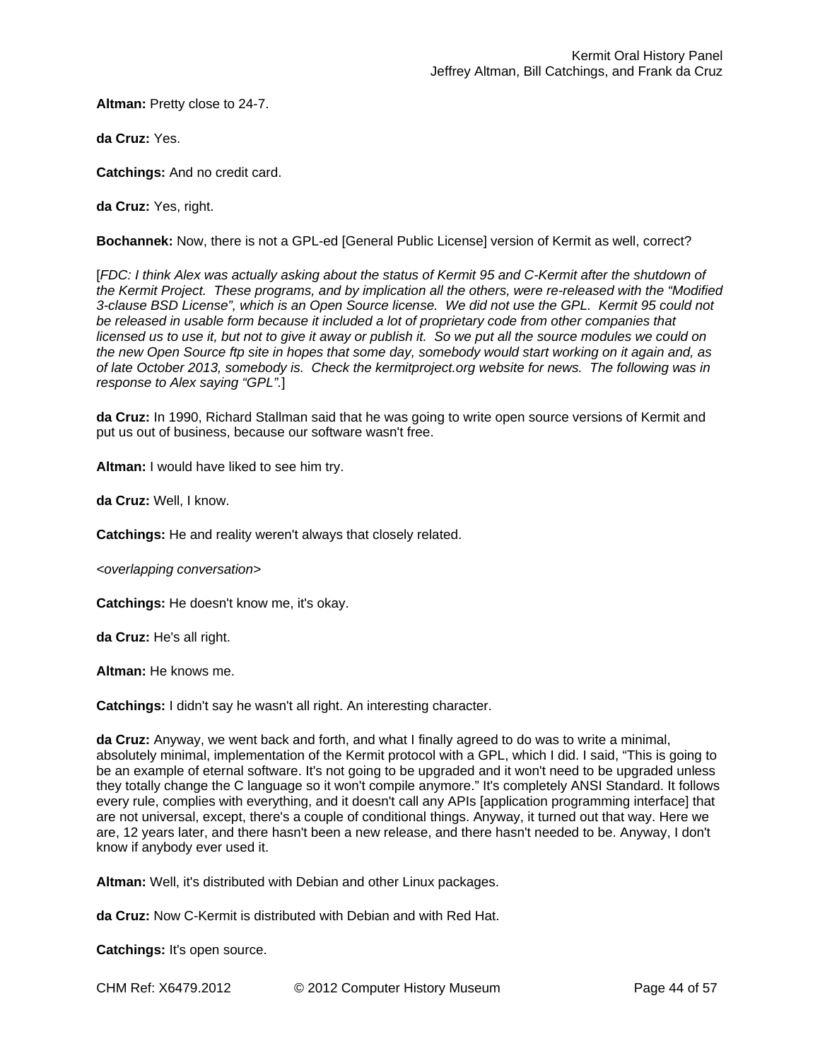**Altman:** Pretty close to 24-7.

**da Cruz:** Yes.

**Catchings:** And no credit card.

**da Cruz:** Yes, right.

**Bochannek:** Now, there is not a GPL-ed [General Public License] version of Kermit as well, correct?

[*FDC: I think Alex was actually asking about the status of Kermit 95 and C-Kermit after the shutdown of the Kermit Project. These programs, and by implication all the others, were re-released with the "Modified 3-clause BSD License", which is an Open Source license. We did not use the GPL. Kermit 95 could not be released in usable form because it included a lot of proprietary code from other companies that licensed us to use it, but not to give it away or publish it. So we put all the source modules we could on the new Open Source ftp site in hopes that some day, somebody would start working on it again and, as of late October 2013, somebody is. Check the kermitproject.org website for news. The following was in response to Alex saying "GPL".*]

**da Cruz:** In 1990, Richard Stallman said that he was going to write open source versions of Kermit and put us out of business, because our software wasn't free.

**Altman:** I would have liked to see him try.

**da Cruz:** Well, I know.

**Catchings:** He and reality weren't always that closely related.

<*overlapping conversation*>

**Catchings:** He doesn't know me, it's okay.

**da Cruz:** He's all right.

**Altman:** He knows me.

**Catchings:** I didn't say he wasn't all right. An interesting character.

**da Cruz:** Anyway, we went back and forth, and what I finally agreed to do was to write a minimal, absolutely minimal, implementation of the Kermit protocol with a GPL, which I did. I said, "This is going to be an example of eternal software. It's not going to be upgraded and it won't need to be upgraded unless they totally change the C language so it won't compile anymore." It's completely ANSI Standard. It follows every rule, complies with everything, and it doesn't call any APIs [application programming interface] that are not universal, except, there's a couple of conditional things. Anyway, it turned out that way. Here we are, 12 years later, and there hasn't been a new release, and there hasn't needed to be. Anyway, I don't know if anybody ever used it.

**Altman:** Well, it's distributed with Debian and other Linux packages.

**da Cruz:** Now C-Kermit is distributed with Debian and with Red Hat.

**Catchings:** It's open source.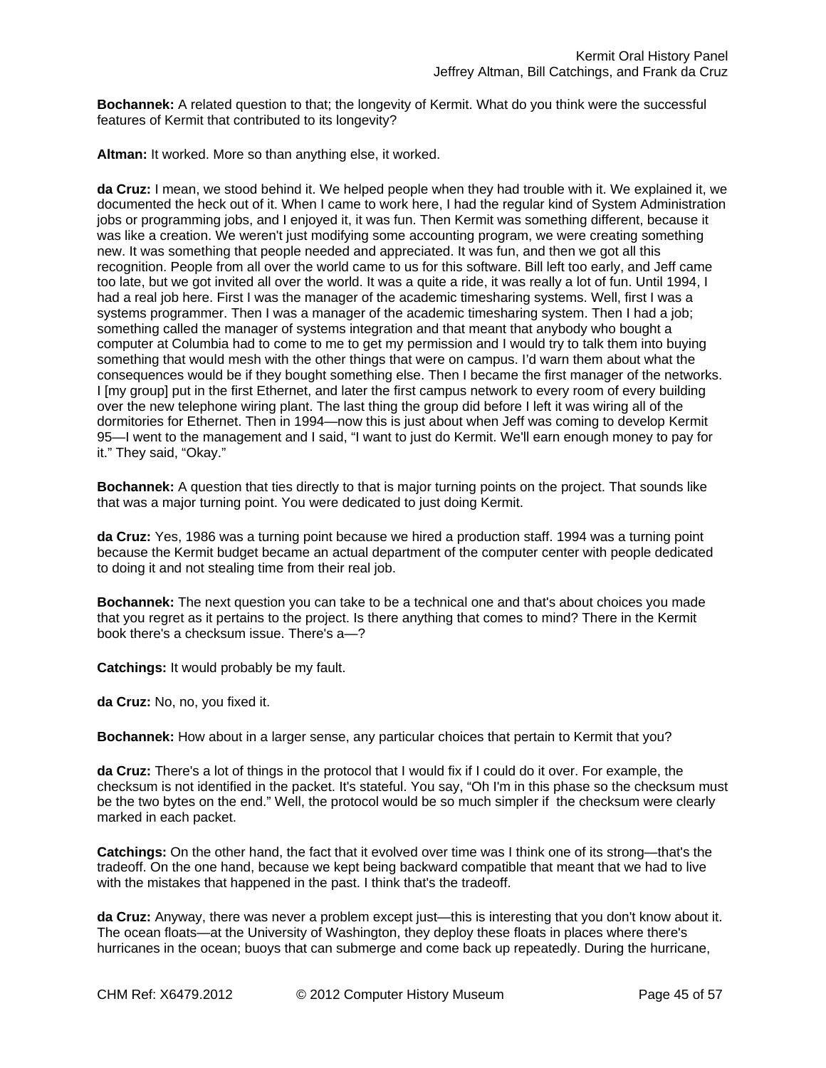**Bochannek:** A related question to that; the longevity of Kermit. What do you think were the successful features of Kermit that contributed to its longevity?

**Altman:** It worked. More so than anything else, it worked.

**da Cruz:** I mean, we stood behind it. We helped people when they had trouble with it. We explained it, we documented the heck out of it. When I came to work here, I had the regular kind of System Administration jobs or programming jobs, and I enjoyed it, it was fun. Then Kermit was something different, because it was like a creation. We weren't just modifying some accounting program, we were creating something new. It was something that people needed and appreciated. It was fun, and then we got all this recognition. People from all over the world came to us for this software. Bill left too early, and Jeff came too late, but we got invited all over the world. It was a quite a ride, it was really a lot of fun. Until 1994, I had a real job here. First I was the manager of the academic timesharing systems. Well, first I was a systems programmer. Then I was a manager of the academic timesharing system. Then I had a job; something called the manager of systems integration and that meant that anybody who bought a computer at Columbia had to come to me to get my permission and I would try to talk them into buying something that would mesh with the other things that were on campus. I'd warn them about what the consequences would be if they bought something else. Then I became the first manager of the networks. I [my group] put in the first Ethernet, and later the first campus network to every room of every building over the new telephone wiring plant. The last thing the group did before I left it was wiring all of the dormitories for Ethernet. Then in 1994—now this is just about when Jeff was coming to develop Kermit 95—I went to the management and I said, "I want to just do Kermit. We'll earn enough money to pay for it." They said, "Okay."

**Bochannek:** A question that ties directly to that is major turning points on the project. That sounds like that was a major turning point. You were dedicated to just doing Kermit.

**da Cruz:** Yes, 1986 was a turning point because we hired a production staff. 1994 was a turning point because the Kermit budget became an actual department of the computer center with people dedicated to doing it and not stealing time from their real job.

**Bochannek:** The next question you can take to be a technical one and that's about choices you made that you regret as it pertains to the project. Is there anything that comes to mind? There in the Kermit book there's a checksum issue. There's a—?

**Catchings:** It would probably be my fault.

**da Cruz:** No, no, you fixed it.

**Bochannek:** How about in a larger sense, any particular choices that pertain to Kermit that you?

**da Cruz:** There's a lot of things in the protocol that I would fix if I could do it over. For example, the checksum is not identified in the packet. It's stateful. You say, "Oh I'm in this phase so the checksum must be the two bytes on the end." Well, the protocol would be so much simpler if the checksum were clearly marked in each packet.

**Catchings:** On the other hand, the fact that it evolved over time was I think one of its strong—that's the tradeoff. On the one hand, because we kept being backward compatible that meant that we had to live with the mistakes that happened in the past. I think that's the tradeoff.

**da Cruz:** Anyway, there was never a problem except just—this is interesting that you don't know about it. The ocean floats—at the University of Washington, they deploy these floats in places where there's hurricanes in the ocean; buoys that can submerge and come back up repeatedly. During the hurricane,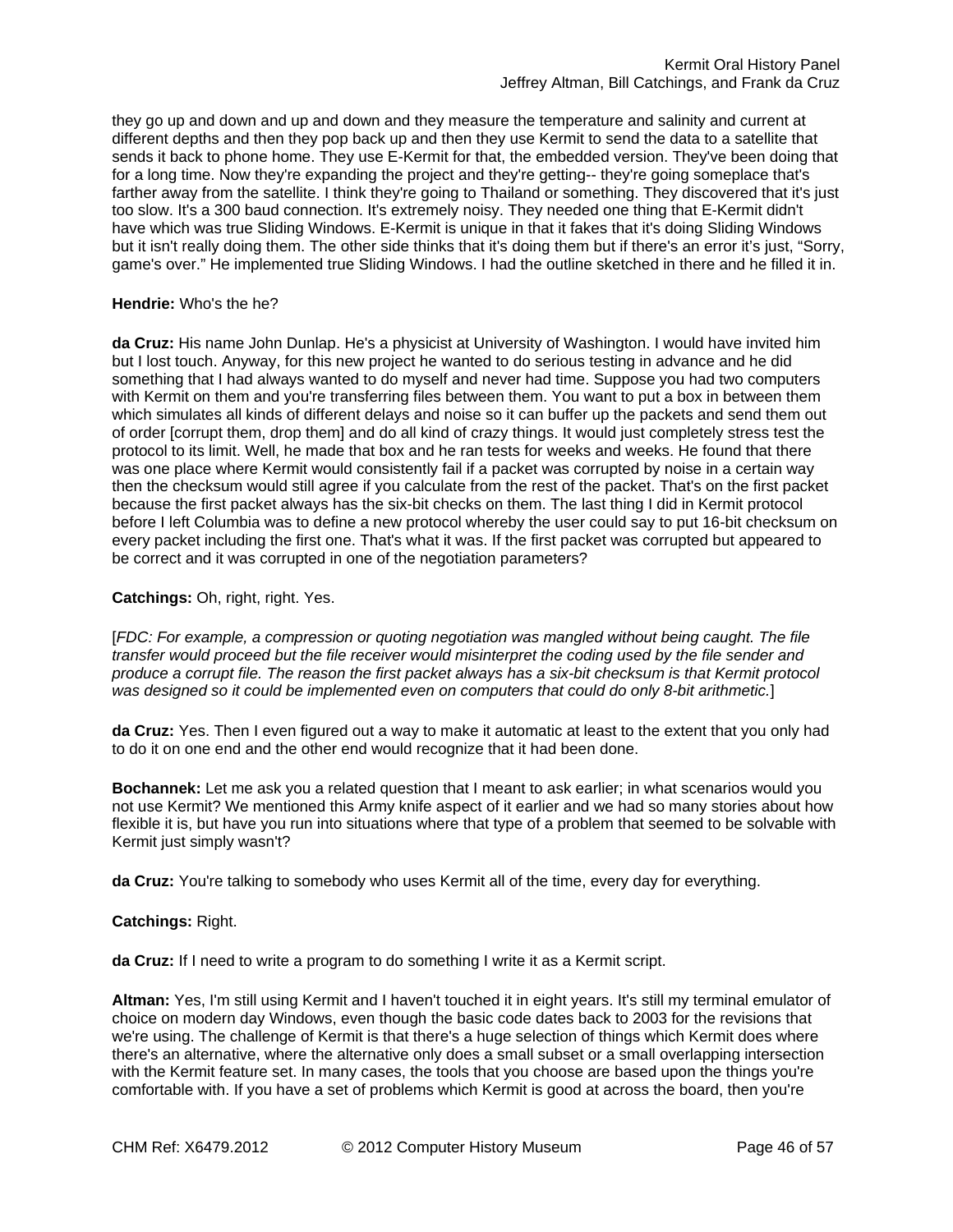they go up and down and up and down and they measure the temperature and salinity and current at different depths and then they pop back up and then they use Kermit to send the data to a satellite that sends it back to phone home. They use E-Kermit for that, the embedded version. They've been doing that for a long time. Now they're expanding the project and they're getting-- they're going someplace that's farther away from the satellite. I think they're going to Thailand or something. They discovered that it's just too slow. It's a 300 baud connection. It's extremely noisy. They needed one thing that E-Kermit didn't have which was true Sliding Windows. E-Kermit is unique in that it fakes that it's doing Sliding Windows but it isn't really doing them. The other side thinks that it's doing them but if there's an error it's just, "Sorry, game's over." He implemented true Sliding Windows. I had the outline sketched in there and he filled it in.

**Hendrie:** Who's the he?

**da Cruz:** His name John Dunlap. He's a physicist at University of Washington. I would have invited him but I lost touch. Anyway, for this new project he wanted to do serious testing in advance and he did something that I had always wanted to do myself and never had time. Suppose you had two computers with Kermit on them and you're transferring files between them. You want to put a box in between them which simulates all kinds of different delays and noise so it can buffer up the packets and send them out of order [corrupt them, drop them] and do all kind of crazy things. It would just completely stress test the protocol to its limit. Well, he made that box and he ran tests for weeks and weeks. He found that there was one place where Kermit would consistently fail if a packet was corrupted by noise in a certain way then the checksum would still agree if you calculate from the rest of the packet. That's on the first packet because the first packet always has the six-bit checks on them. The last thing I did in Kermit protocol before I left Columbia was to define a new protocol whereby the user could say to put 16-bit checksum on every packet including the first one. That's what it was. If the first packet was corrupted but appeared to be correct and it was corrupted in one of the negotiation parameters?

**Catchings:** Oh, right, right. Yes.

[*FDC: For example, a compression or quoting negotiation was mangled without being caught. The file transfer would proceed but the file receiver would misinterpret the coding used by the file sender and produce a corrupt file. The reason the first packet always has a six-bit checksum is that Kermit protocol was designed so it could be implemented even on computers that could do only 8-bit arithmetic.*]

**da Cruz:** Yes. Then I even figured out a way to make it automatic at least to the extent that you only had to do it on one end and the other end would recognize that it had been done.

**Bochannek:** Let me ask you a related question that I meant to ask earlier; in what scenarios would you not use Kermit? We mentioned this Army knife aspect of it earlier and we had so many stories about how flexible it is, but have you run into situations where that type of a problem that seemed to be solvable with Kermit just simply wasn't?

**da Cruz:** You're talking to somebody who uses Kermit all of the time, every day for everything.

**Catchings:** Right.

**da Cruz:** If I need to write a program to do something I write it as a Kermit script.

**Altman:** Yes, I'm still using Kermit and I haven't touched it in eight years. It's still my terminal emulator of choice on modern day Windows, even though the basic code dates back to 2003 for the revisions that we're using. The challenge of Kermit is that there's a huge selection of things which Kermit does where there's an alternative, where the alternative only does a small subset or a small overlapping intersection with the Kermit feature set. In many cases, the tools that you choose are based upon the things you're comfortable with. If you have a set of problems which Kermit is good at across the board, then you're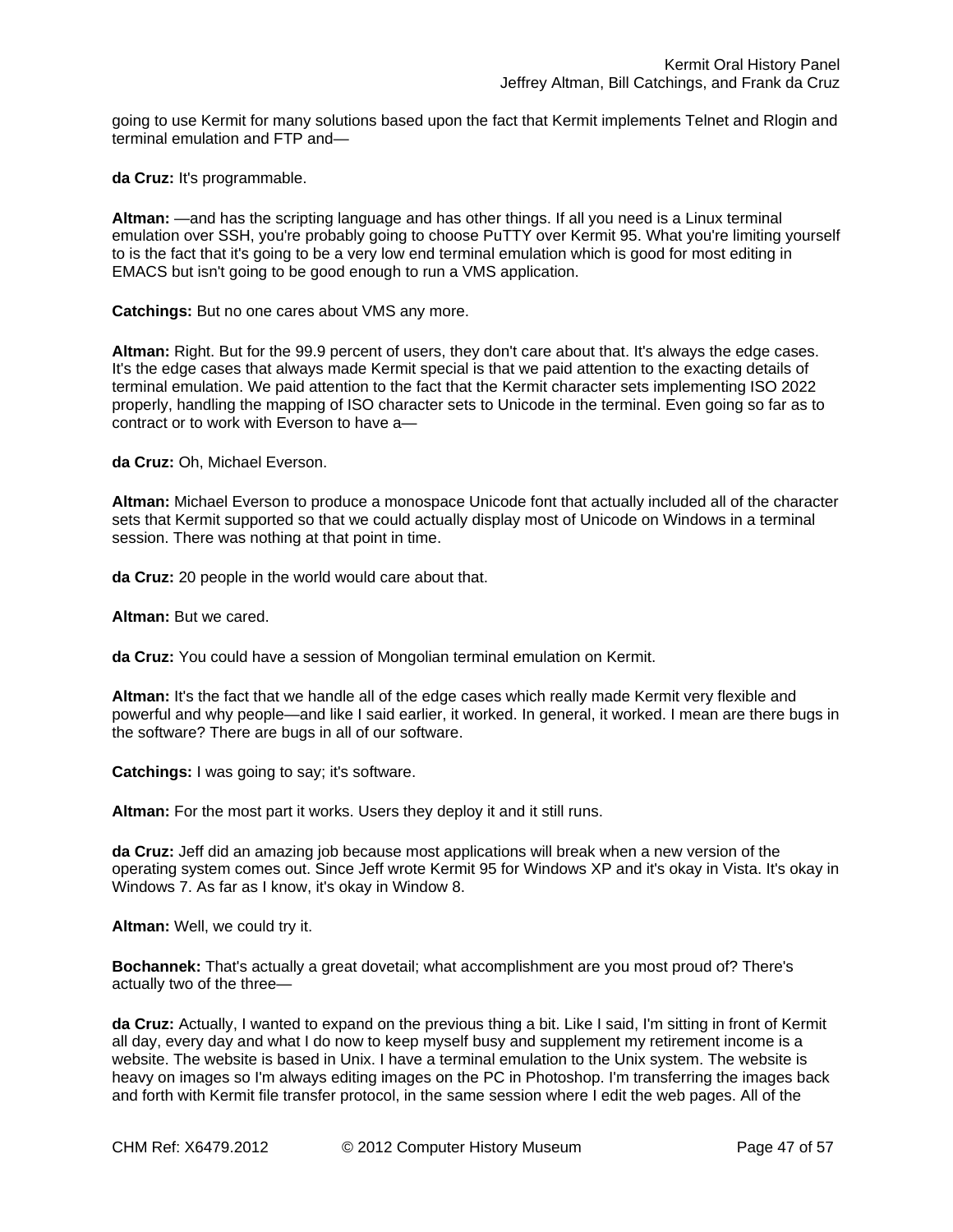going to use Kermit for many solutions based upon the fact that Kermit implements Telnet and Rlogin and terminal emulation and FTP and—

**da Cruz:** It's programmable.

**Altman:** —and has the scripting language and has other things. If all you need is a Linux terminal emulation over SSH, you're probably going to choose PuTTY over Kermit 95. What you're limiting yourself to is the fact that it's going to be a very low end terminal emulation which is good for most editing in EMACS but isn't going to be good enough to run a VMS application.

**Catchings:** But no one cares about VMS any more.

**Altman:** Right. But for the 99.9 percent of users, they don't care about that. It's always the edge cases. It's the edge cases that always made Kermit special is that we paid attention to the exacting details of terminal emulation. We paid attention to the fact that the Kermit character sets implementing ISO 2022 properly, handling the mapping of ISO character sets to Unicode in the terminal. Even going so far as to contract or to work with Everson to have a—

**da Cruz:** Oh, Michael Everson.

**Altman:** Michael Everson to produce a monospace Unicode font that actually included all of the character sets that Kermit supported so that we could actually display most of Unicode on Windows in a terminal session. There was nothing at that point in time.

**da Cruz:** 20 people in the world would care about that.

**Altman:** But we cared.

**da Cruz:** You could have a session of Mongolian terminal emulation on Kermit.

**Altman:** It's the fact that we handle all of the edge cases which really made Kermit very flexible and powerful and why people—and like I said earlier, it worked. In general, it worked. I mean are there bugs in the software? There are bugs in all of our software.

**Catchings:** I was going to say; it's software.

**Altman:** For the most part it works. Users they deploy it and it still runs.

**da Cruz:** Jeff did an amazing job because most applications will break when a new version of the operating system comes out. Since Jeff wrote Kermit 95 for Windows XP and it's okay in Vista. It's okay in Windows 7. As far as I know, it's okay in Window 8.

**Altman:** Well, we could try it.

**Bochannek:** That's actually a great dovetail; what accomplishment are you most proud of? There's actually two of the three—

**da Cruz:** Actually, I wanted to expand on the previous thing a bit. Like I said, I'm sitting in front of Kermit all day, every day and what I do now to keep myself busy and supplement my retirement income is a website. The website is based in Unix. I have a terminal emulation to the Unix system. The website is heavy on images so I'm always editing images on the PC in Photoshop. I'm transferring the images back and forth with Kermit file transfer protocol, in the same session where I edit the web pages. All of the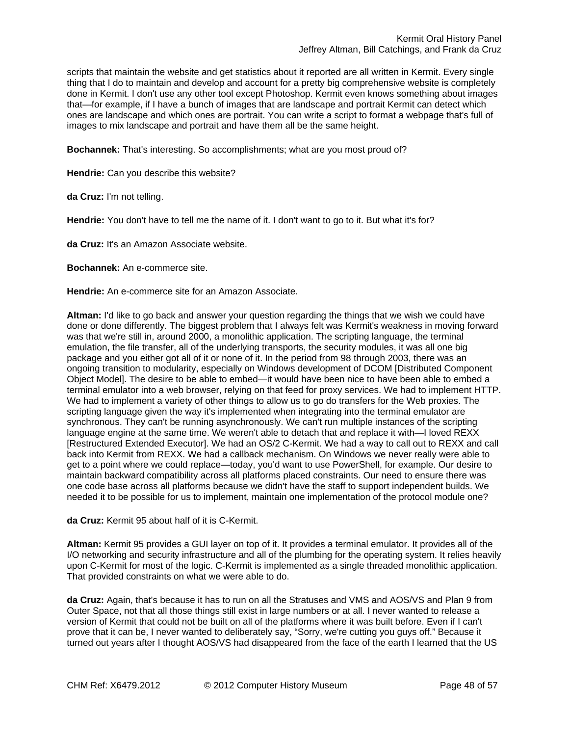scripts that maintain the website and get statistics about it reported are all written in Kermit. Every single thing that I do to maintain and develop and account for a pretty big comprehensive website is completely done in Kermit. I don't use any other tool except Photoshop. Kermit even knows something about images that—for example, if I have a bunch of images that are landscape and portrait Kermit can detect which ones are landscape and which ones are portrait. You can write a script to format a webpage that's full of images to mix landscape and portrait and have them all be the same height.

**Bochannek:** That's interesting. So accomplishments; what are you most proud of?

**Hendrie:** Can you describe this website?

**da Cruz:** I'm not telling.

**Hendrie:** You don't have to tell me the name of it. I don't want to go to it. But what it's for?

**da Cruz:** It's an Amazon Associate website.

**Bochannek:** An e-commerce site.

**Hendrie:** An e-commerce site for an Amazon Associate.

**Altman:** I'd like to go back and answer your question regarding the things that we wish we could have done or done differently. The biggest problem that I always felt was Kermit's weakness in moving forward was that we're still in, around 2000, a monolithic application. The scripting language, the terminal emulation, the file transfer, all of the underlying transports, the security modules, it was all one big package and you either got all of it or none of it. In the period from 98 through 2003, there was an ongoing transition to modularity, especially on Windows development of DCOM [Distributed Component Object Model]. The desire to be able to embed—it would have been nice to have been able to embed a terminal emulator into a web browser, relying on that feed for proxy services. We had to implement HTTP. We had to implement a variety of other things to allow us to go do transfers for the Web proxies. The scripting language given the way it's implemented when integrating into the terminal emulator are synchronous. They can't be running asynchronously. We can't run multiple instances of the scripting language engine at the same time. We weren't able to detach that and replace it with—I loved REXX [Restructured Extended Executor]. We had an OS/2 C-Kermit. We had a way to call out to REXX and call back into Kermit from REXX. We had a callback mechanism. On Windows we never really were able to get to a point where we could replace—today, you'd want to use PowerShell, for example. Our desire to maintain backward compatibility across all platforms placed constraints. Our need to ensure there was one code base across all platforms because we didn't have the staff to support independent builds. We needed it to be possible for us to implement, maintain one implementation of the protocol module one?

**da Cruz:** Kermit 95 about half of it is C-Kermit.

**Altman:** Kermit 95 provides a GUI layer on top of it. It provides a terminal emulator. It provides all of the I/O networking and security infrastructure and all of the plumbing for the operating system. It relies heavily upon C-Kermit for most of the logic. C-Kermit is implemented as a single threaded monolithic application. That provided constraints on what we were able to do.

**da Cruz:** Again, that's because it has to run on all the Stratuses and VMS and AOS/VS and Plan 9 from Outer Space, not that all those things still exist in large numbers or at all. I never wanted to release a version of Kermit that could not be built on all of the platforms where it was built before. Even if I can't prove that it can be, I never wanted to deliberately say, "Sorry, we're cutting you guys off." Because it turned out years after I thought AOS/VS had disappeared from the face of the earth I learned that the US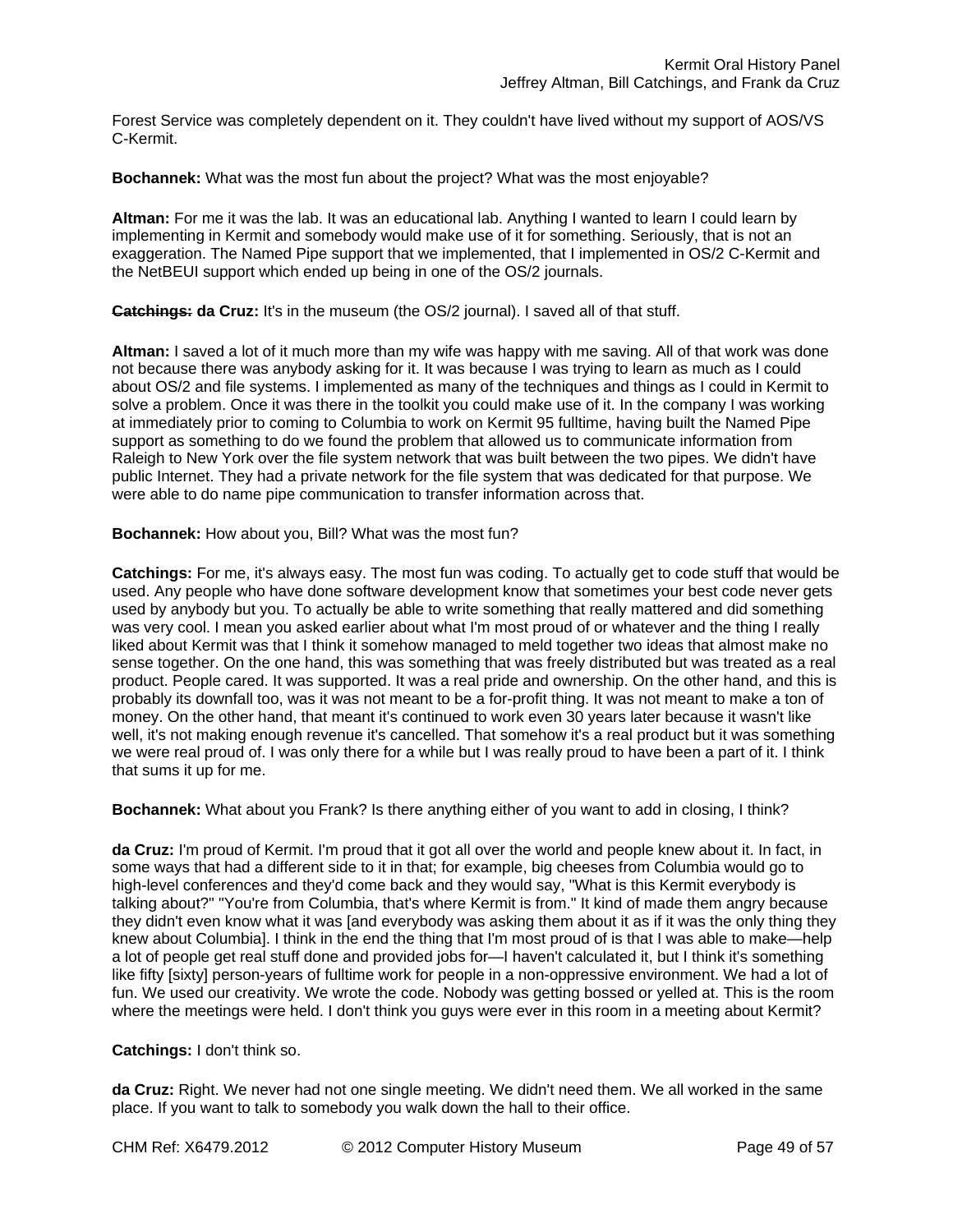Forest Service was completely dependent on it. They couldn't have lived without my support of AOS/VS C-Kermit.

**Bochannek:** What was the most fun about the project? What was the most enjoyable?

**Altman:** For me it was the lab. It was an educational lab. Anything I wanted to learn I could learn by implementing in Kermit and somebody would make use of it for something. Seriously, that is not an exaggeration. The Named Pipe support that we implemented, that I implemented in OS/2 C-Kermit and the NetBEUI support which ended up being in one of the OS/2 journals.

**~~Catchings:~~ da Cruz:** It's in the museum (the OS/2 journal). I saved all of that stuff.

**Altman:** I saved a lot of it much more than my wife was happy with me saving. All of that work was done not because there was anybody asking for it. It was because I was trying to learn as much as I could about OS/2 and file systems. I implemented as many of the techniques and things as I could in Kermit to solve a problem. Once it was there in the toolkit you could make use of it. In the company I was working at immediately prior to coming to Columbia to work on Kermit 95 fulltime, having built the Named Pipe support as something to do we found the problem that allowed us to communicate information from Raleigh to New York over the file system network that was built between the two pipes. We didn't have public Internet. They had a private network for the file system that was dedicated for that purpose. We were able to do name pipe communication to transfer information across that.

**Bochannek:** How about you, Bill? What was the most fun?

**Catchings:** For me, it's always easy. The most fun was coding. To actually get to code stuff that would be used. Any people who have done software development know that sometimes your best code never gets used by anybody but you. To actually be able to write something that really mattered and did something was very cool. I mean you asked earlier about what I'm most proud of or whatever and the thing I really liked about Kermit was that I think it somehow managed to meld together two ideas that almost make no sense together. On the one hand, this was something that was freely distributed but was treated as a real product. People cared. It was supported. It was a real pride and ownership. On the other hand, and this is probably its downfall too, was it was not meant to be a for-profit thing. It was not meant to make a ton of money. On the other hand, that meant it's continued to work even 30 years later because it wasn't like well, it's not making enough revenue it's cancelled. That somehow it's a real product but it was something we were real proud of. I was only there for a while but I was really proud to have been a part of it. I think that sums it up for me.

**Bochannek:** What about you Frank? Is there anything either of you want to add in closing, I think?

**da Cruz:** I'm proud of Kermit. I'm proud that it got all over the world and people knew about it. In fact, in some ways that had a different side to it in that; for example, big cheeses from Columbia would go to high-level conferences and they'd come back and they would say, "What is this Kermit everybody is talking about?" "You're from Columbia, that's where Kermit is from." It kind of made them angry because they didn't even know what it was [and everybody was asking them about it as if it was the only thing they knew about Columbia]. I think in the end the thing that I'm most proud of is that I was able to make—help a lot of people get real stuff done and provided jobs for—I haven't calculated it, but I think it's something like fifty [sixty] person-years of fulltime work for people in a non-oppressive environment. We had a lot of fun. We used our creativity. We wrote the code. Nobody was getting bossed or yelled at. This is the room where the meetings were held. I don't think you guys were ever in this room in a meeting about Kermit?

**Catchings:** I don't think so.

**da Cruz:** Right. We never had not one single meeting. We didn't need them. We all worked in the same place. If you want to talk to somebody you walk down the hall to their office.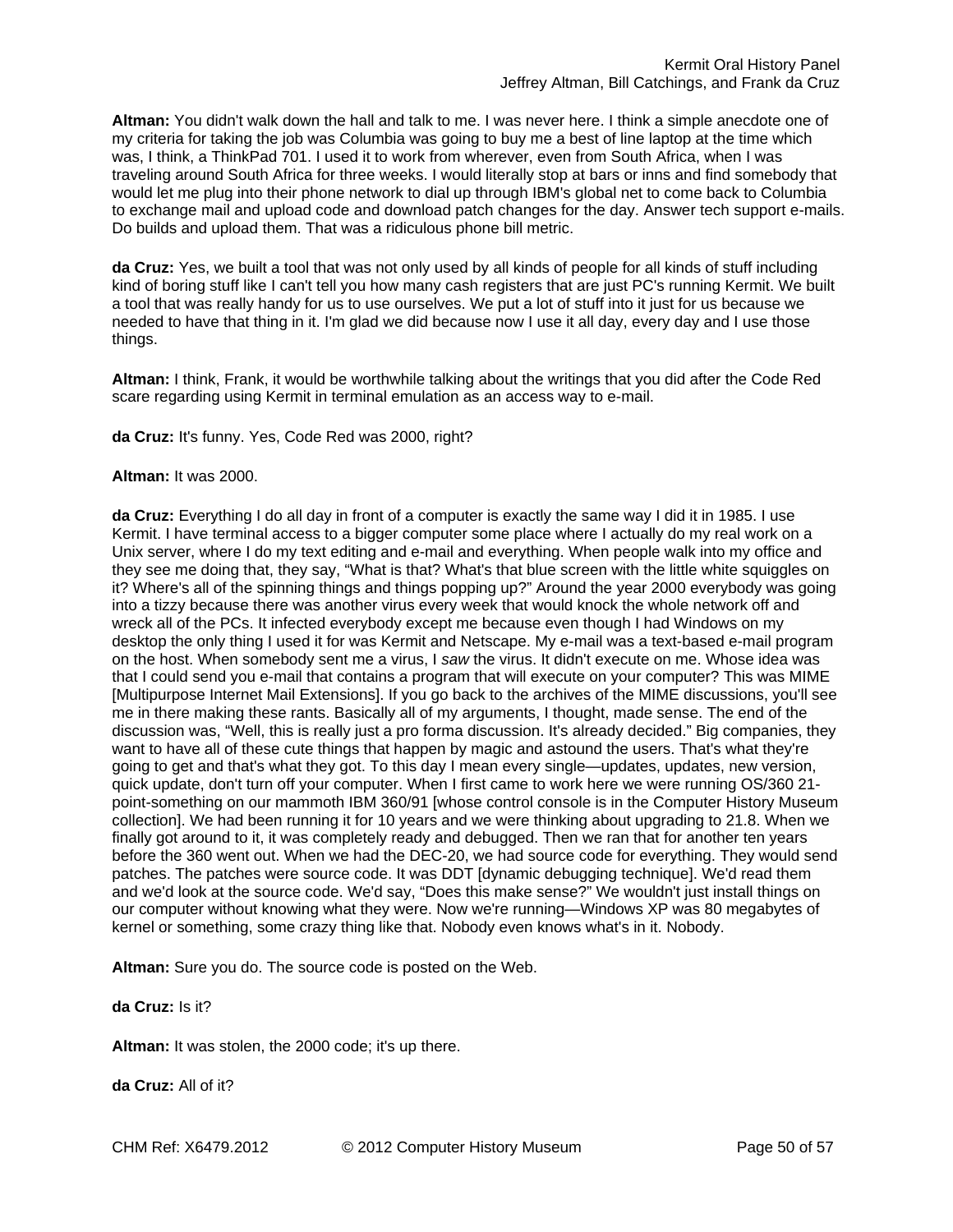**Altman:** You didn't walk down the hall and talk to me. I was never here. I think a simple anecdote one of my criteria for taking the job was Columbia was going to buy me a best of line laptop at the time which was, I think, a ThinkPad 701. I used it to work from wherever, even from South Africa, when I was traveling around South Africa for three weeks. I would literally stop at bars or inns and find somebody that would let me plug into their phone network to dial up through IBM's global net to come back to Columbia to exchange mail and upload code and download patch changes for the day. Answer tech support e-mails. Do builds and upload them. That was a ridiculous phone bill metric.

**da Cruz:** Yes, we built a tool that was not only used by all kinds of people for all kinds of stuff including kind of boring stuff like I can't tell you how many cash registers that are just PC's running Kermit. We built a tool that was really handy for us to use ourselves. We put a lot of stuff into it just for us because we needed to have that thing in it. I'm glad we did because now I use it all day, every day and I use those things.

**Altman:** I think, Frank, it would be worthwhile talking about the writings that you did after the Code Red scare regarding using Kermit in terminal emulation as an access way to e-mail.

**da Cruz:** It's funny. Yes, Code Red was 2000, right?

**Altman:** It was 2000.

**da Cruz:** Everything I do all day in front of a computer is exactly the same way I did it in 1985. I use Kermit. I have terminal access to a bigger computer some place where I actually do my real work on a Unix server, where I do my text editing and e-mail and everything. When people walk into my office and they see me doing that, they say, "What is that? What's that blue screen with the little white squiggles on it? Where's all of the spinning things and things popping up?" Around the year 2000 everybody was going into a tizzy because there was another virus every week that would knock the whole network off and wreck all of the PCs. It infected everybody except me because even though I had Windows on my desktop the only thing I used it for was Kermit and Netscape. My e-mail was a text-based e-mail program on the host. When somebody sent me a virus, I *saw* the virus. It didn't execute on me. Whose idea was that I could send you e-mail that contains a program that will execute on your computer? This was MIME [Multipurpose Internet Mail Extensions]. If you go back to the archives of the MIME discussions, you'll see me in there making these rants. Basically all of my arguments, I thought, made sense. The end of the discussion was, "Well, this is really just a pro forma discussion. It's already decided." Big companies, they want to have all of these cute things that happen by magic and astound the users. That's what they're going to get and that's what they got. To this day I mean every single—updates, updates, new version, quick update, don't turn off your computer. When I first came to work here we were running OS/360 21-point-something on our mammoth IBM 360/91 [whose control console is in the Computer History Museum collection]. We had been running it for 10 years and we were thinking about upgrading to 21.8. When we finally got around to it, it was completely ready and debugged. Then we ran that for another ten years before the 360 went out. When we had the DEC-20, we had source code for everything. They would send patches. The patches were source code. It was DDT [dynamic debugging technique]. We'd read them and we'd look at the source code. We'd say, "Does this make sense?" We wouldn't just install things on our computer without knowing what they were. Now we're running—Windows XP was 80 megabytes of kernel or something, some crazy thing like that. Nobody even knows what's in it. Nobody.

**Altman:** Sure you do. The source code is posted on the Web.

**da Cruz:** Is it?

**Altman:** It was stolen, the 2000 code; it's up there.

**da Cruz:** All of it?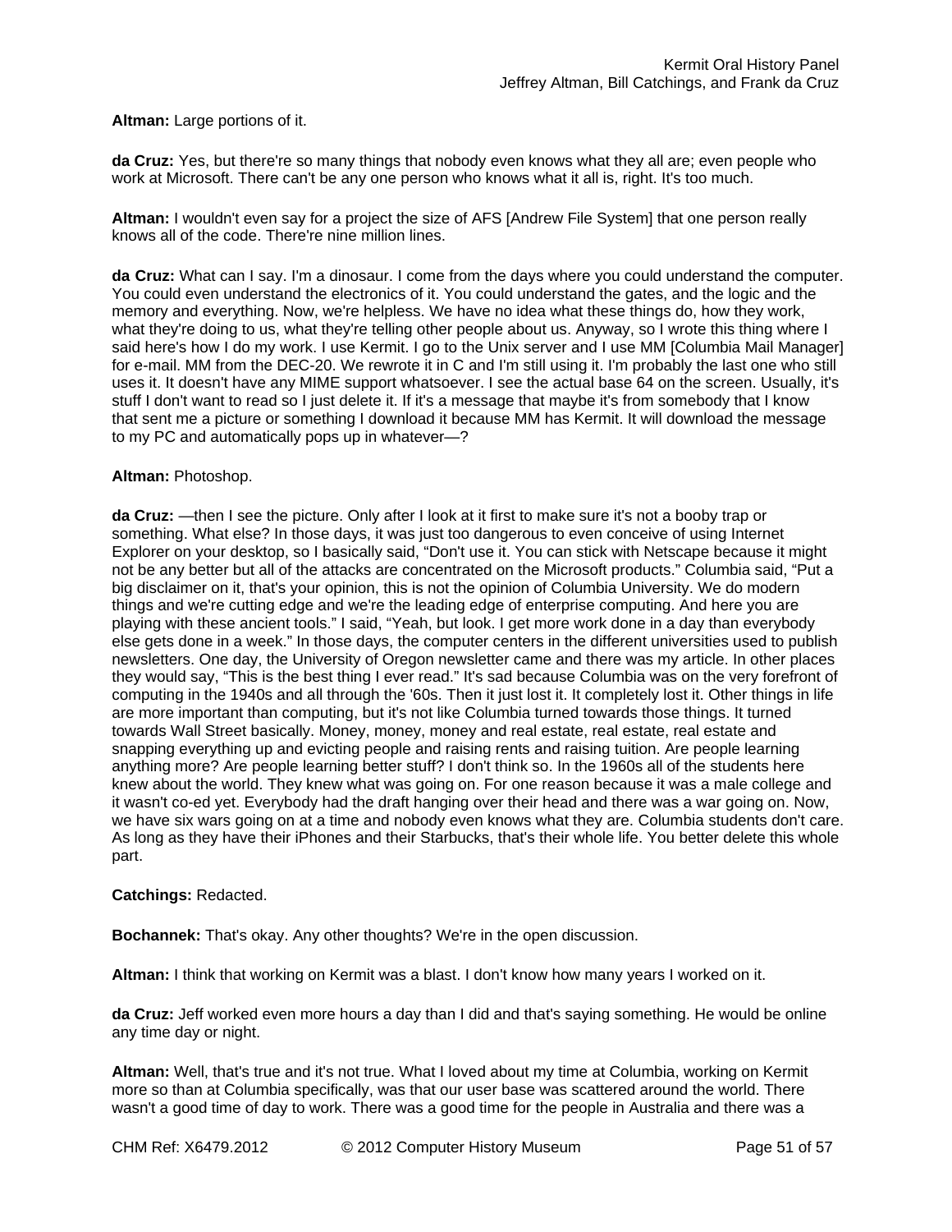**Altman:** Large portions of it.

**da Cruz:** Yes, but there're so many things that nobody even knows what they all are; even people who work at Microsoft. There can't be any one person who knows what it all is, right. It's too much.

**Altman:** I wouldn't even say for a project the size of AFS [Andrew File System] that one person really knows all of the code. There're nine million lines.

**da Cruz:** What can I say. I'm a dinosaur. I come from the days where you could understand the computer. You could even understand the electronics of it. You could understand the gates, and the logic and the memory and everything. Now, we're helpless. We have no idea what these things do, how they work, what they're doing to us, what they're telling other people about us. Anyway, so I wrote this thing where I said here's how I do my work. I use Kermit. I go to the Unix server and I use MM [Columbia Mail Manager] for e-mail. MM from the DEC-20. We rewrote it in C and I'm still using it. I'm probably the last one who still uses it. It doesn't have any MIME support whatsoever. I see the actual base 64 on the screen. Usually, it's stuff I don't want to read so I just delete it. If it's a message that maybe it's from somebody that I know that sent me a picture or something I download it because MM has Kermit. It will download the message to my PC and automatically pops up in whatever—?

**Altman:** Photoshop.

**da Cruz:** —then I see the picture. Only after I look at it first to make sure it's not a booby trap or something. What else? In those days, it was just too dangerous to even conceive of using Internet Explorer on your desktop, so I basically said, "Don't use it. You can stick with Netscape because it might not be any better but all of the attacks are concentrated on the Microsoft products." Columbia said, "Put a big disclaimer on it, that's your opinion, this is not the opinion of Columbia University. We do modern things and we're cutting edge and we're the leading edge of enterprise computing. And here you are playing with these ancient tools." I said, "Yeah, but look. I get more work done in a day than everybody else gets done in a week." In those days, the computer centers in the different universities used to publish newsletters. One day, the University of Oregon newsletter came and there was my article. In other places they would say, "This is the best thing I ever read." It's sad because Columbia was on the very forefront of computing in the 1940s and all through the '60s. Then it just lost it. It completely lost it. Other things in life are more important than computing, but it's not like Columbia turned towards those things. It turned towards Wall Street basically. Money, money, money and real estate, real estate, real estate and snapping everything up and evicting people and raising rents and raising tuition. Are people learning anything more? Are people learning better stuff? I don't think so. In the 1960s all of the students here knew about the world. They knew what was going on. For one reason because it was a male college and it wasn't co-ed yet. Everybody had the draft hanging over their head and there was a war going on. Now, we have six wars going on at a time and nobody even knows what they are. Columbia students don't care. As long as they have their iPhones and their Starbucks, that's their whole life. You better delete this whole part.

**Catchings:** Redacted.

**Bochannek:** That's okay. Any other thoughts? We're in the open discussion.

**Altman:** I think that working on Kermit was a blast. I don't know how many years I worked on it.

**da Cruz:** Jeff worked even more hours a day than I did and that's saying something. He would be online any time day or night.

**Altman:** Well, that's true and it's not true. What I loved about my time at Columbia, working on Kermit more so than at Columbia specifically, was that our user base was scattered around the world. There wasn't a good time of day to work. There was a good time for the people in Australia and there was a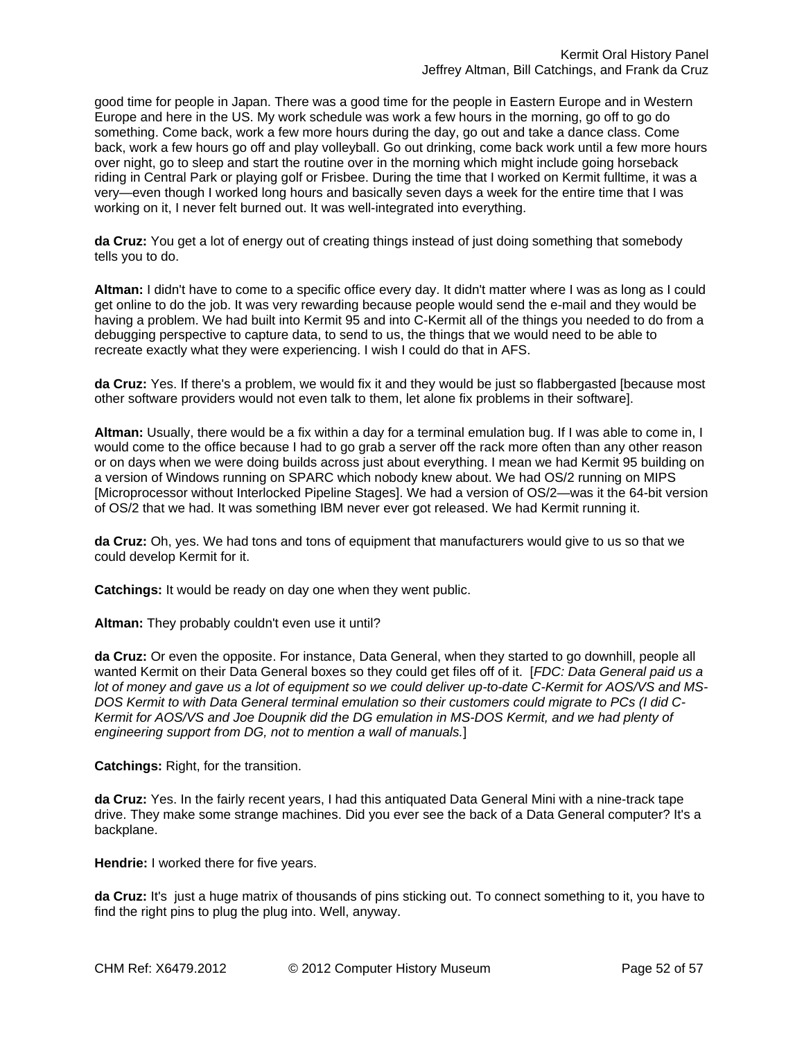good time for people in Japan. There was a good time for the people in Eastern Europe and in Western Europe and here in the US. My work schedule was work a few hours in the morning, go off to go do something. Come back, work a few more hours during the day, go out and take a dance class. Come back, work a few hours go off and play volleyball. Go out drinking, come back work until a few more hours over night, go to sleep and start the routine over in the morning which might include going horseback riding in Central Park or playing golf or Frisbee. During the time that I worked on Kermit fulltime, it was a very—even though I worked long hours and basically seven days a week for the entire time that I was working on it, I never felt burned out. It was well-integrated into everything.

**da Cruz:** You get a lot of energy out of creating things instead of just doing something that somebody tells you to do.

**Altman:** I didn't have to come to a specific office every day. It didn't matter where I was as long as I could get online to do the job. It was very rewarding because people would send the e-mail and they would be having a problem. We had built into Kermit 95 and into C-Kermit all of the things you needed to do from a debugging perspective to capture data, to send to us, the things that we would need to be able to recreate exactly what they were experiencing. I wish I could do that in AFS.

**da Cruz:** Yes. If there's a problem, we would fix it and they would be just so flabbergasted [because most other software providers would not even talk to them, let alone fix problems in their software].

**Altman:** Usually, there would be a fix within a day for a terminal emulation bug. If I was able to come in, I would come to the office because I had to go grab a server off the rack more often than any other reason or on days when we were doing builds across just about everything. I mean we had Kermit 95 building on a version of Windows running on SPARC which nobody knew about. We had OS/2 running on MIPS [Microprocessor without Interlocked Pipeline Stages]. We had a version of OS/2—was it the 64-bit version of OS/2 that we had. It was something IBM never ever got released. We had Kermit running it.

**da Cruz:** Oh, yes. We had tons and tons of equipment that manufacturers would give to us so that we could develop Kermit for it.

**Catchings:** It would be ready on day one when they went public.

**Altman:** They probably couldn't even use it until?

**da Cruz:** Or even the opposite. For instance, Data General, when they started to go downhill, people all wanted Kermit on their Data General boxes so they could get files off of it. [*FDC: Data General paid us a lot of money and gave us a lot of equipment so we could deliver up-to-date C-Kermit for AOS/VS and MS-DOS Kermit to with Data General terminal emulation so their customers could migrate to PCs (I did C-Kermit for AOS/VS and Joe Doupnik did the DG emulation in MS-DOS Kermit, and we had plenty of engineering support from DG, not to mention a wall of manuals.*]

**Catchings:** Right, for the transition.

**da Cruz:** Yes. In the fairly recent years, I had this antiquated Data General Mini with a nine-track tape drive. They make some strange machines. Did you ever see the back of a Data General computer? It's a backplane.

**Hendrie:** I worked there for five years.

**da Cruz:** It's just a huge matrix of thousands of pins sticking out. To connect something to it, you have to find the right pins to plug the plug into. Well, anyway.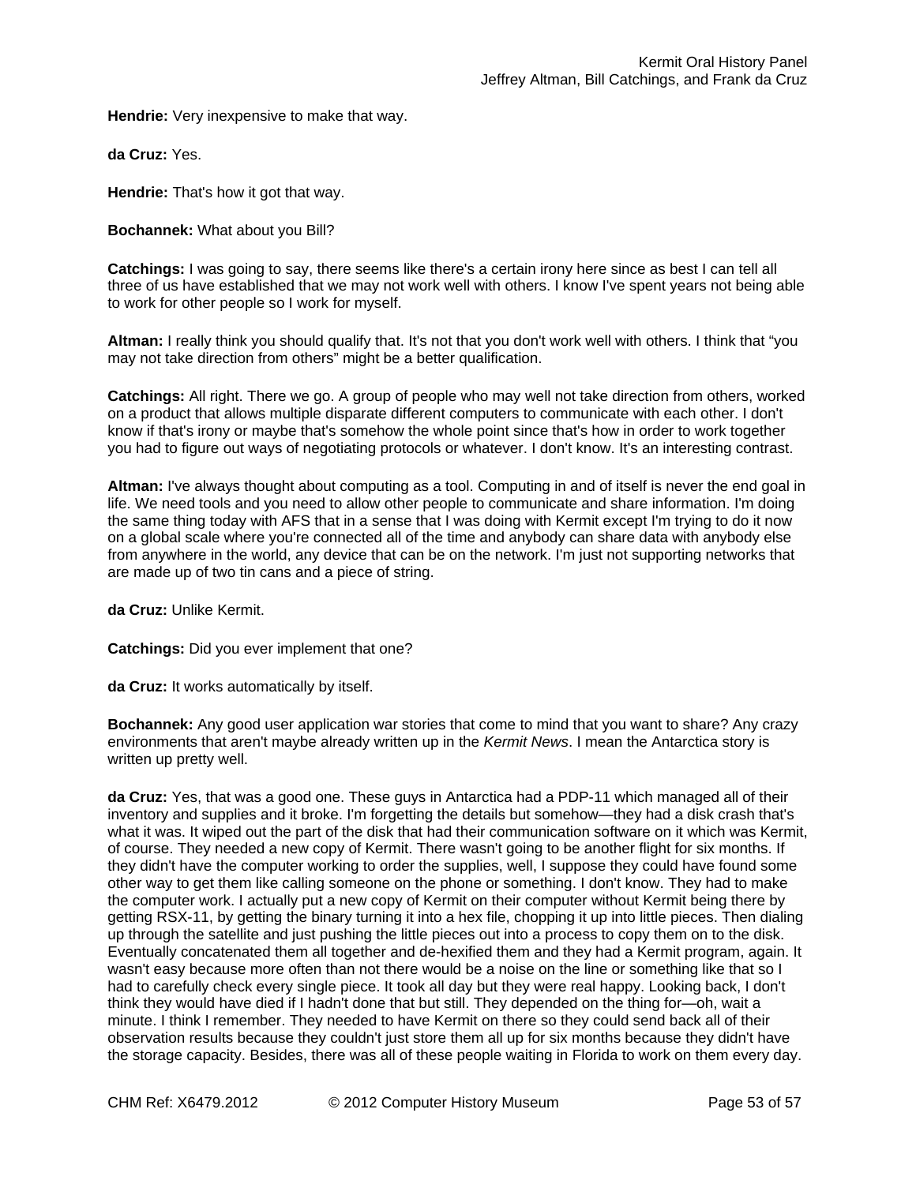**Hendrie:** Very inexpensive to make that way.

**da Cruz:** Yes.

**Hendrie:** That's how it got that way.

**Bochannek:** What about you Bill?

**Catchings:** I was going to say, there seems like there's a certain irony here since as best I can tell all three of us have established that we may not work well with others. I know I've spent years not being able to work for other people so I work for myself.

**Altman:** I really think you should qualify that. It's not that you don't work well with others. I think that "you may not take direction from others" might be a better qualification.

**Catchings:** All right. There we go. A group of people who may well not take direction from others, worked on a product that allows multiple disparate different computers to communicate with each other. I don't know if that's irony or maybe that's somehow the whole point since that's how in order to work together you had to figure out ways of negotiating protocols or whatever. I don't know. It's an interesting contrast.

**Altman:** I've always thought about computing as a tool. Computing in and of itself is never the end goal in life. We need tools and you need to allow other people to communicate and share information. I'm doing the same thing today with AFS that in a sense that I was doing with Kermit except I'm trying to do it now on a global scale where you're connected all of the time and anybody can share data with anybody else from anywhere in the world, any device that can be on the network. I'm just not supporting networks that are made up of two tin cans and a piece of string.

**da Cruz:** Unlike Kermit.

**Catchings:** Did you ever implement that one?

**da Cruz:** It works automatically by itself.

**Bochannek:** Any good user application war stories that come to mind that you want to share? Any crazy environments that aren't maybe already written up in the *Kermit News*. I mean the Antarctica story is written up pretty well.

**da Cruz:** Yes, that was a good one. These guys in Antarctica had a PDP-11 which managed all of their inventory and supplies and it broke. I'm forgetting the details but somehow—they had a disk crash that's what it was. It wiped out the part of the disk that had their communication software on it which was Kermit, of course. They needed a new copy of Kermit. There wasn't going to be another flight for six months. If they didn't have the computer working to order the supplies, well, I suppose they could have found some other way to get them like calling someone on the phone or something. I don't know. They had to make the computer work. I actually put a new copy of Kermit on their computer without Kermit being there by getting RSX-11, by getting the binary turning it into a hex file, chopping it up into little pieces. Then dialing up through the satellite and just pushing the little pieces out into a process to copy them on to the disk. Eventually concatenated them all together and de-hexified them and they had a Kermit program, again. It wasn't easy because more often than not there would be a noise on the line or something like that so I had to carefully check every single piece. It took all day but they were real happy. Looking back, I don't think they would have died if I hadn't done that but still. They depended on the thing for—oh, wait a minute. I think I remember. They needed to have Kermit on there so they could send back all of their observation results because they couldn't just store them all up for six months because they didn't have the storage capacity. Besides, there was all of these people waiting in Florida to work on them every day.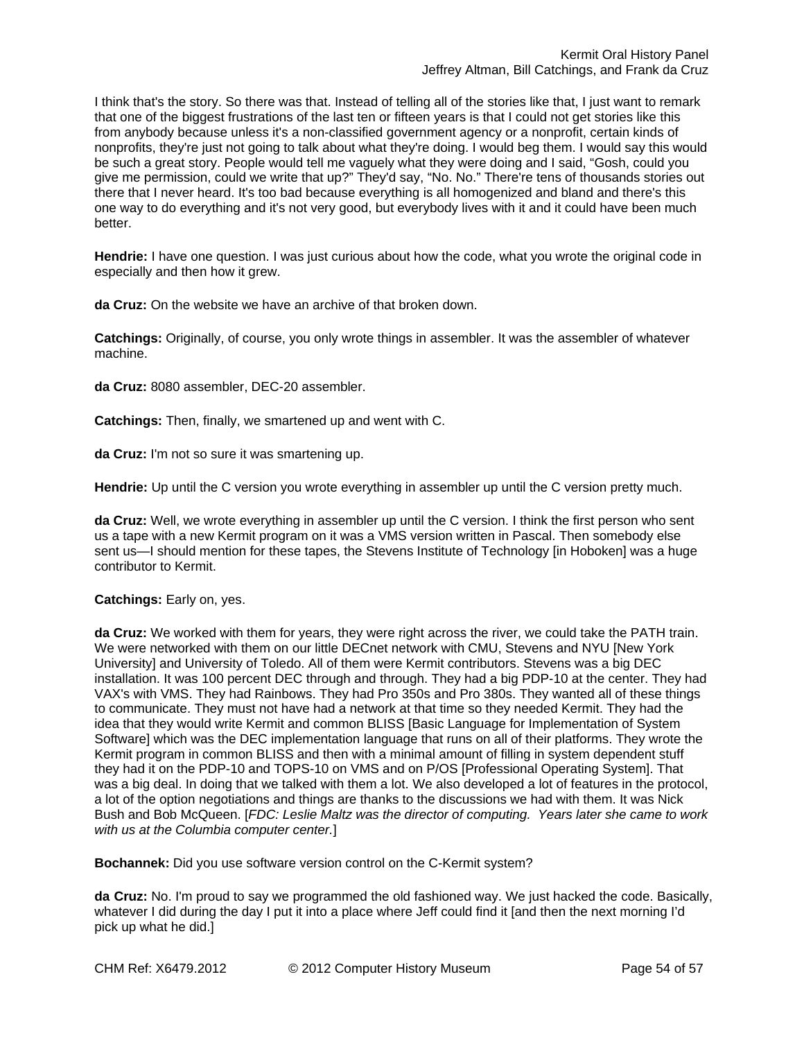I think that's the story. So there was that. Instead of telling all of the stories like that, I just want to remark that one of the biggest frustrations of the last ten or fifteen years is that I could not get stories like this from anybody because unless it's a non-classified government agency or a nonprofit, certain kinds of nonprofits, they're just not going to talk about what they're doing. I would beg them. I would say this would be such a great story. People would tell me vaguely what they were doing and I said, "Gosh, could you give me permission, could we write that up?" They'd say, "No. No." There're tens of thousands stories out there that I never heard. It's too bad because everything is all homogenized and bland and there's this one way to do everything and it's not very good, but everybody lives with it and it could have been much better.

**Hendrie:** I have one question. I was just curious about how the code, what you wrote the original code in especially and then how it grew.

**da Cruz:** On the website we have an archive of that broken down.

**Catchings:** Originally, of course, you only wrote things in assembler. It was the assembler of whatever machine.

**da Cruz:** 8080 assembler, DEC-20 assembler.

**Catchings:** Then, finally, we smartened up and went with C.

**da Cruz:** I'm not so sure it was smartening up.

**Hendrie:** Up until the C version you wrote everything in assembler up until the C version pretty much.

**da Cruz:** Well, we wrote everything in assembler up until the C version. I think the first person who sent us a tape with a new Kermit program on it was a VMS version written in Pascal. Then somebody else sent us—I should mention for these tapes, the Stevens Institute of Technology [in Hoboken] was a huge contributor to Kermit.

**Catchings:** Early on, yes.

**da Cruz:** We worked with them for years, they were right across the river, we could take the PATH train. We were networked with them on our little DECnet network with CMU, Stevens and NYU [New York University] and University of Toledo. All of them were Kermit contributors. Stevens was a big DEC installation. It was 100 percent DEC through and through. They had a big PDP-10 at the center. They had VAX's with VMS. They had Rainbows. They had Pro 350s and Pro 380s. They wanted all of these things to communicate. They must not have had a network at that time so they needed Kermit. They had the idea that they would write Kermit and common BLISS [Basic Language for Implementation of System Software] which was the DEC implementation language that runs on all of their platforms. They wrote the Kermit program in common BLISS and then with a minimal amount of filling in system dependent stuff they had it on the PDP-10 and TOPS-10 on VMS and on P/OS [Professional Operating System]. That was a big deal. In doing that we talked with them a lot. We also developed a lot of features in the protocol, a lot of the option negotiations and things are thanks to the discussions we had with them. It was Nick Bush and Bob McQueen. [*FDC: Leslie Maltz was the director of computing. Years later she came to work with us at the Columbia computer center.*]

**Bochannek:** Did you use software version control on the C-Kermit system?

**da Cruz:** No. I'm proud to say we programmed the old fashioned way. We just hacked the code. Basically, whatever I did during the day I put it into a place where Jeff could find it [and then the next morning I'd pick up what he did.]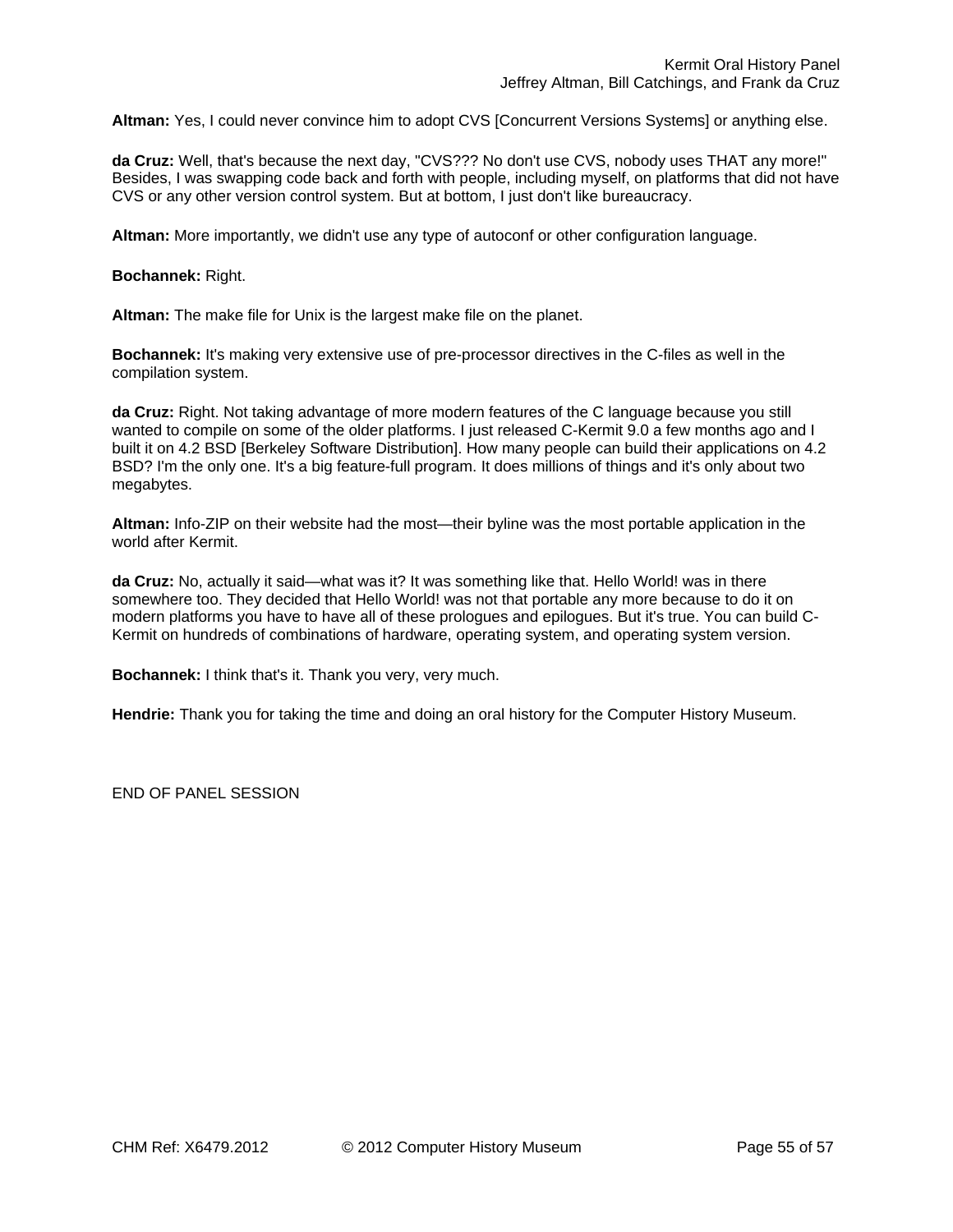**Altman:** Yes, I could never convince him to adopt CVS [Concurrent Versions Systems] or anything else.

**da Cruz:** Well, that's because the next day, "CVS??? No don't use CVS, nobody uses THAT any more!" Besides, I was swapping code back and forth with people, including myself, on platforms that did not have CVS or any other version control system. But at bottom, I just don't like bureaucracy.

**Altman:** More importantly, we didn't use any type of autoconf or other configuration language.

**Bochannek:** Right.

**Altman:** The make file for Unix is the largest make file on the planet.

**Bochannek:** It's making very extensive use of pre-processor directives in the C-files as well in the compilation system.

**da Cruz:** Right. Not taking advantage of more modern features of the C language because you still wanted to compile on some of the older platforms. I just released C-Kermit 9.0 a few months ago and I built it on 4.2 BSD [Berkeley Software Distribution]. How many people can build their applications on 4.2 BSD? I'm the only one. It's a big feature-full program. It does millions of things and it's only about two megabytes.

**Altman:** Info-ZIP on their website had the most—their byline was the most portable application in the world after Kermit.

**da Cruz:** No, actually it said—what was it? It was something like that. Hello World! was in there somewhere too. They decided that Hello World! was not that portable any more because to do it on modern platforms you have to have all of these prologues and epilogues. But it's true. You can build C-Kermit on hundreds of combinations of hardware, operating system, and operating system version.

**Bochannek:** I think that's it. Thank you very, very much.

**Hendrie:** Thank you for taking the time and doing an oral history for the Computer History Museum.

END OF PANEL SESSION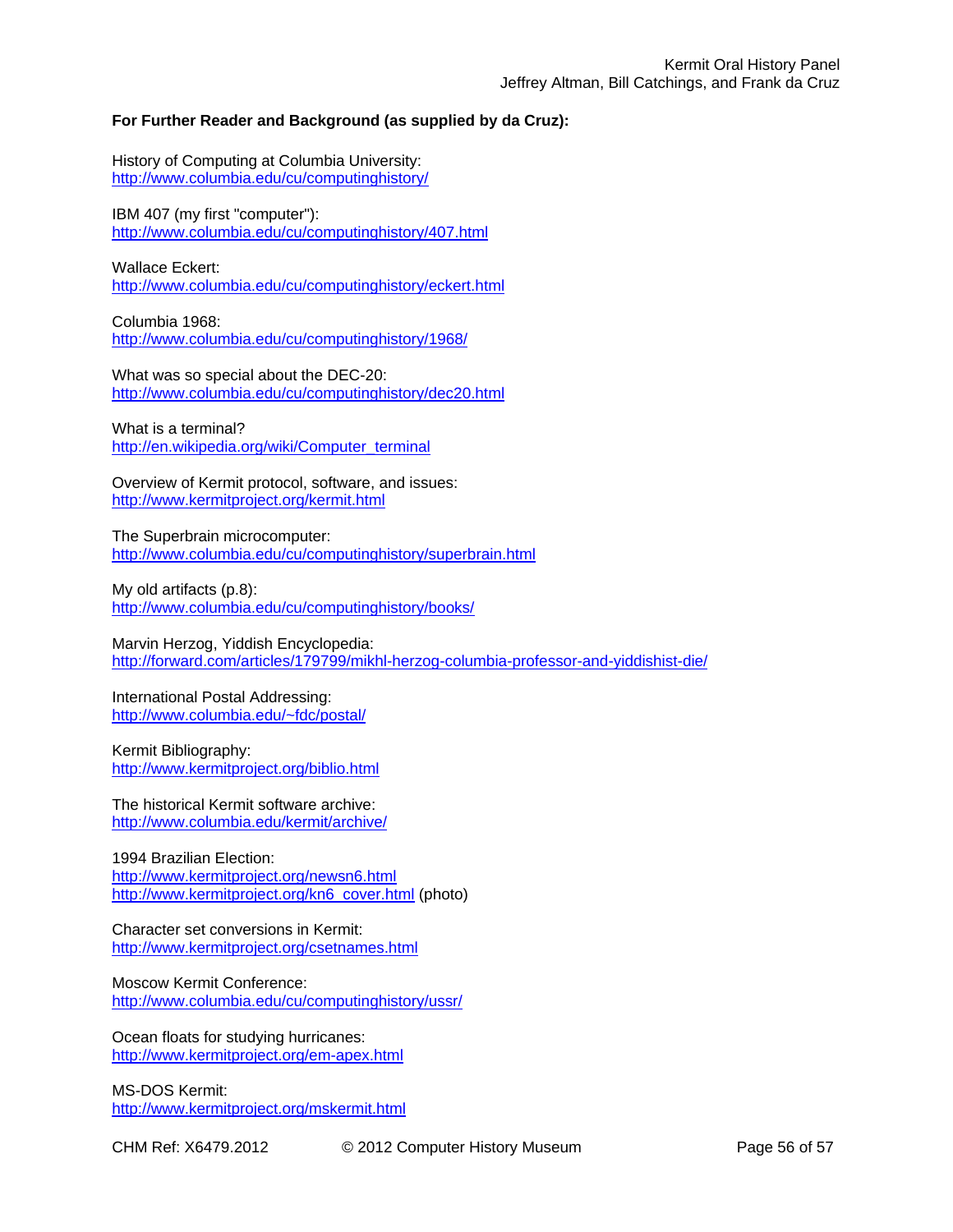**For Further Reader and Background (as supplied by da Cruz):**

History of Computing at Columbia University:
http://www.columbia.edu/cu/computinghistory/

IBM 407 (my first "computer"):
http://www.columbia.edu/cu/computinghistory/407.html

Wallace Eckert:
http://www.columbia.edu/cu/computinghistory/eckert.html

Columbia 1968:
http://www.columbia.edu/cu/computinghistory/1968/

What was so special about the DEC-20:
http://www.columbia.edu/cu/computinghistory/dec20.html

What is a terminal?
http://en.wikipedia.org/wiki/Computer_terminal

Overview of Kermit protocol, software, and issues:
http://www.kermitproject.org/kermit.html

The Superbrain microcomputer:
http://www.columbia.edu/cu/computinghistory/superbrain.html

My old artifacts (p.8):
http://www.columbia.edu/cu/computinghistory/books/

Marvin Herzog, Yiddish Encyclopedia:
http://forward.com/articles/179799/mikhl-herzog-columbia-professor-and-yiddishist-die/

International Postal Addressing:
http://www.columbia.edu/~fdc/postal/

Kermit Bibliography:
http://www.kermitproject.org/biblio.html

The historical Kermit software archive:
http://www.columbia.edu/kermit/archive/

1994 Brazilian Election:
http://www.kermitproject.org/newsn6.html
http://www.kermitproject.org/kn6_cover.html (photo)

Character set conversions in Kermit:
http://www.kermitproject.org/csetnames.html

Moscow Kermit Conference:
http://www.columbia.edu/cu/computinghistory/ussr/

Ocean floats for studying hurricanes:
http://www.kermitproject.org/em-apex.html

MS-DOS Kermit:
http://www.kermitproject.org/mskermit.html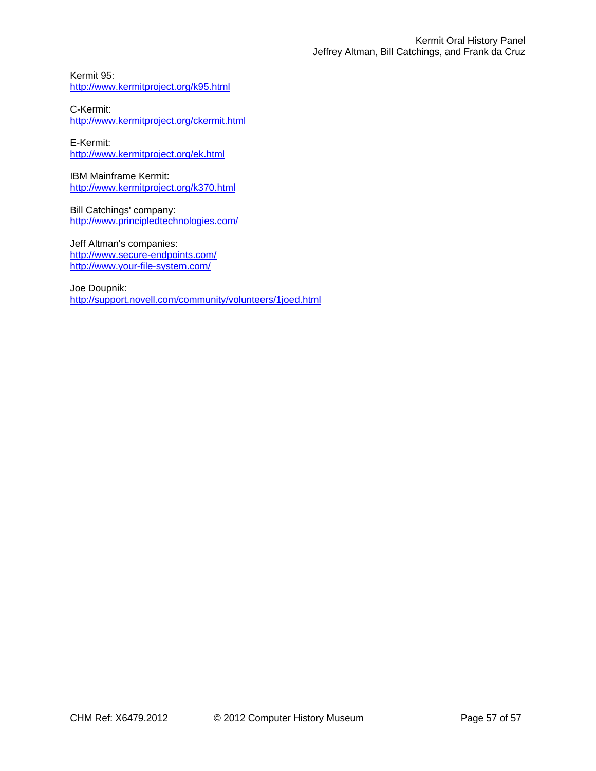Kermit 95:
http://www.kermitproject.org/k95.html

C-Kermit:
http://www.kermitproject.org/ckermit.html

E-Kermit:
http://www.kermitproject.org/ek.html

IBM Mainframe Kermit:
http://www.kermitproject.org/k370.html

Bill Catchings' company:
http://www.principledtechnologies.com/

Jeff Altman's companies:
http://www.secure-endpoints.com/
http://www.your-file-system.com/

Joe Doupnik:
http://support.novell.com/community/volunteers/1joed.html